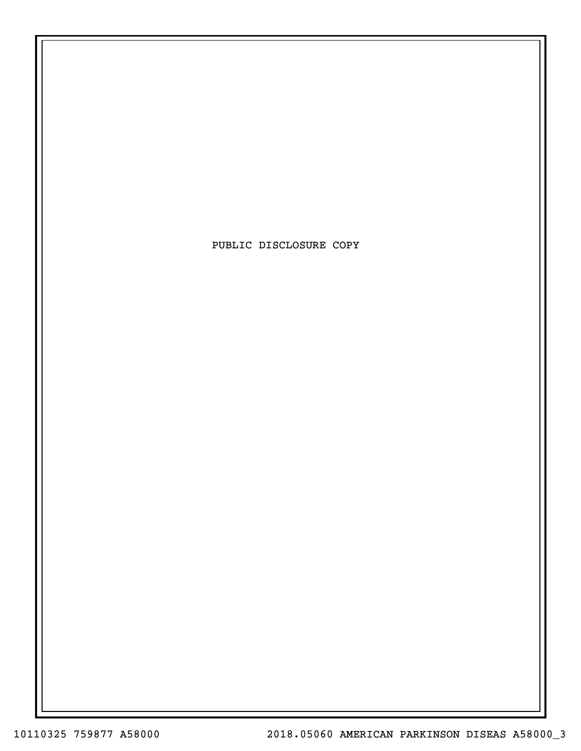PUBLIC DISCLOSURE COPY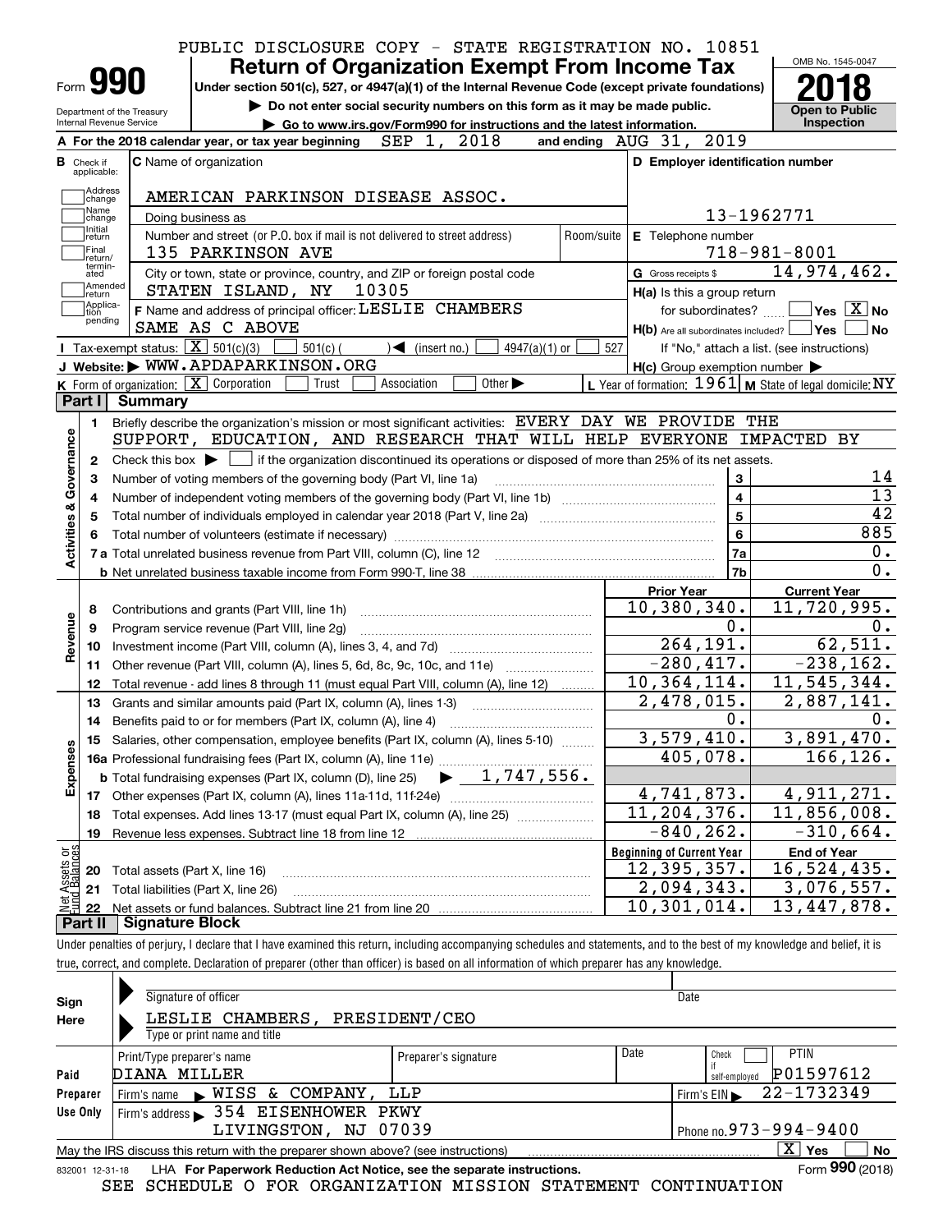PUBLIC DISCLOSURE COPY - STATE REGISTRATION NO. 10851

# Form 990 — Return of Organization Exempt From Income Tax — 2018

Under section 501(c), 527, or 4947(a)(1) of the Internal Revenue Code (except private foundations)

▶ Do not enter social security numbers on this form as it may be made public.

▶ Go to www.irs.gov/Form990 for instructions and the latest information.

Department of the Treasury, Internal Revenue Service

OMB No. 1545-0047 — Open to Public Inspection

**A** For the 2018 calendar year, or tax year beginning SEP 1, 2018 and ending AUG 31, 2019

**B** Check if applicable: Address change, Name change, Initial return, Final return/terminated, Amended return, Application pending

**C** Name of organization: AMERICAN PARKINSON DISEASE ASSOC.

Doing business as

Number and street (or P.O. box if mail is not delivered to street address): 135 PARKINSON AVE — Room/suite

City or town, state or province, country, and ZIP or foreign postal code: STATEN ISLAND, NY 10305

**D** Employer identification number: 13-1962771

**E** Telephone number: 718-981-8001

**G** Gross receipts $ 14,974,462.

**F** Name and address of principal officer: LESLIE CHAMBERS, SAME AS C ABOVE

**H(a)** Is this a group return for subordinates? Yes [ ] No [X]

**H(b)** Are all subordinates included? Yes [ ] No [ ]  If "No," attach a list. (see instructions)

**H(c)** Group exemption number ▶

**I** Tax-exempt status: [X] 501(c)(3) [ ] 501(c) ( ) ◀ (insert no.) [ ] 4947(a)(1) or [ ] 527

**J** Website: ▶ WWW.APDAPARKINSON.ORG

**K** Form of organization: [X] Corporation [ ] Trust [ ] Association [ ] Other ▶

**L** Year of formation: 1961 **M** State of legal domicile: NY

## Part I Summary

**Activities & Governance**

1 Briefly describe the organization's mission or most significant activities: EVERY DAY WE PROVIDE THE SUPPORT, EDUCATION, AND RESEARCH THAT WILL HELP EVERYONE IMPACTED BY

2 Check this box ▶ [ ] if the organization discontinued its operations or disposed of more than 25% of its net assets.

| Line | Description | | Value |
|---|---|---|---|
| 3 | Number of voting members of the governing body (Part VI, line 1a) | 3 | 14 |
| 4 | Number of independent voting members of the governing body (Part VI, line 1b) | 4 | 13 |
| 5 | Total number of individuals employed in calendar year 2018 (Part V, line 2a) | 5 | 42 |
| 6 | Total number of volunteers (estimate if necessary) | 6 | 885 |
| 7a | Total unrelated business revenue from Part VIII, column (C), line 12 | 7a | 0. |
| 7b | Net unrelated business taxable income from Form 990-T, line 38 | 7b | 0. |

| Line | Description | Prior Year | Current Year |
|---|---|---|---|
| **Revenue** | | | |
| 8 | Contributions and grants (Part VIII, line 1h) | 10,380,340. | 11,720,995. |
| 9 | Program service revenue (Part VIII, line 2g) | 0. | 0. |
| 10 | Investment income (Part VIII, column (A), lines 3, 4, and 7d) | 264,191. | 62,511. |
| 11 | Other revenue (Part VIII, column (A), lines 5, 6d, 8c, 9c, 10c, and 11e) | -280,417. | -238,162. |
| 12 | Total revenue - add lines 8 through 11 (must equal Part VIII, column (A), line 12) | 10,364,114. | 11,545,344. |
| **Expenses** | | | |
| 13 | Grants and similar amounts paid (Part IX, column (A), lines 1-3) | 2,478,015. | 2,887,141. |
| 14 | Benefits paid to or for members (Part IX, column (A), line 4) | 0. | 0. |
| 15 | Salaries, other compensation, employee benefits (Part IX, column (A), lines 5-10) | 3,579,410. | 3,891,470. |
| 16a | Professional fundraising fees (Part IX, column (A), line 11e) | 405,078. | 166,126. |
| b | Total fundraising expenses (Part IX, column (D), line 25) ▶ 1,747,556. | | |
| 17 | Other expenses (Part IX, column (A), lines 11a-11d, 11f-24e) | 4,741,873. | 4,911,271. |
| 18 | Total expenses. Add lines 13-17 (must equal Part IX, column (A), line 25) | 11,204,376. | 11,856,008. |
| 19 | Revenue less expenses. Subtract line 18 from line 12 | -840,262. | -310,664. |
| **Net Assets or Fund Balances** | | **Beginning of Current Year** | **End of Year** |
| 20 | Total assets (Part X, line 16) | 12,395,357. | 16,524,435. |
| 21 | Total liabilities (Part X, line 26) | 2,094,343. | 3,076,557. |
| 22 | Net assets or fund balances. Subtract line 21 from line 20 | 10,301,014. | 13,447,878. |

## Part II Signature Block

Under penalties of perjury, I declare that I have examined this return, including accompanying schedules and statements, and to the best of my knowledge and belief, it is true, correct, and complete. Declaration of preparer (other than officer) is based on all information of which preparer has any knowledge.

**Sign Here**

Signature of officer — Date

LESLIE CHAMBERS, PRESIDENT/CEO
Type or print name and title

**Paid Preparer Use Only**

| Print/Type preparer's name | Preparer's signature | Date | Check if self-employed | PTIN |
|---|---|---|---|---|
| DIANA MILLER | | | [ ] | P01597612 |

Firm's name ▶ WISS & COMPANY, LLP — Firm's EIN ▶ 22-1732349

Firm's address ▶ 354 EISENHOWER PKWY, LIVINGSTON, NJ 07039 — Phone no. 973-994-9400

May the IRS discuss this return with the preparer shown above? (see instructions) [X] Yes [ ] No

832001 12-31-18 LHA For Paperwork Reduction Act Notice, see the separate instructions. Form 990 (2018)

SEE SCHEDULE O FOR ORGANIZATION MISSION STATEMENT CONTINUATION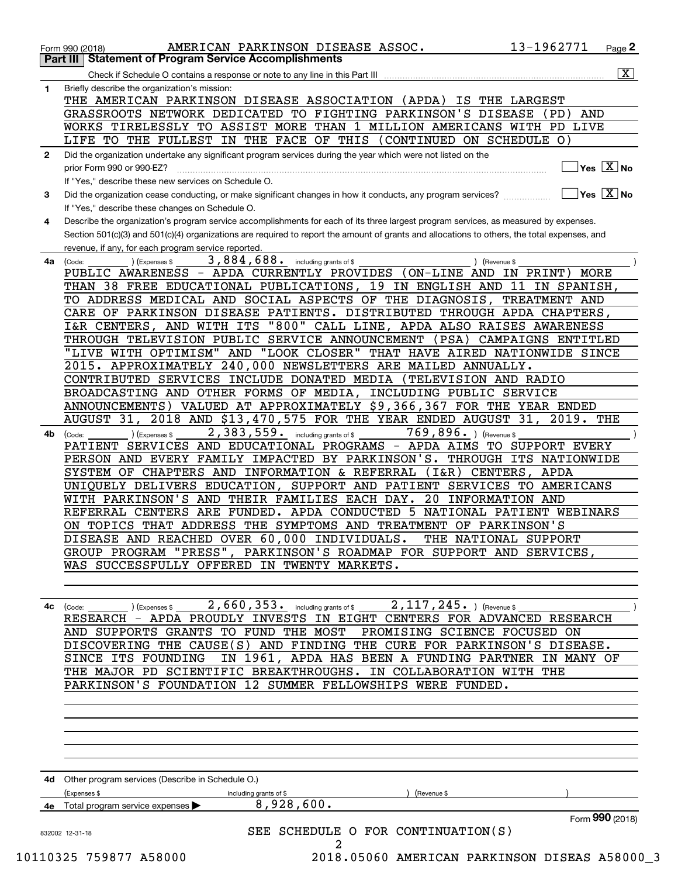Form 990 (2018) AMERICAN PARKINSON DISEASE ASSOC. 13-1962771 Page 2

**Part III | Statement of Program Service Accomplishments**

Check if Schedule O contains a response or note to any line in this Part III ..... [X]

**1** Briefly describe the organization's mission:

THE AMERICAN PARKINSON DISEASE ASSOCIATION (APDA) IS THE LARGEST GRASSROOTS NETWORK DEDICATED TO FIGHTING PARKINSON'S DISEASE (PD) AND WORKS TIRELESSLY TO ASSIST MORE THAN 1 MILLION AMERICANS WITH PD LIVE LIFE TO THE FULLEST IN THE FACE OF THIS (CONTINUED ON SCHEDULE O)

**2** Did the organization undertake any significant program services during the year which were not listed on the prior Form 990 or 990-EZ? ..... [ ] Yes [X] No

If "Yes," describe these new services on Schedule O.

**3** Did the organization cease conducting, or make significant changes in how it conducts, any program services? ..... [ ] Yes [X] No

If "Yes," describe these changes on Schedule O.

**4** Describe the organization's program service accomplishments for each of its three largest program services, as measured by expenses. Section 501(c)(3) and 501(c)(4) organizations are required to report the amount of grants and allocations to others, the total expenses, and revenue, if any, for each program service reported.

**4a** (Code: ) (Expenses $ 3,884,688. including grants of $ ) (Revenue $ )

PUBLIC AWARENESS - APDA CURRENTLY PROVIDES (ON-LINE AND IN PRINT) MORE THAN 38 FREE EDUCATIONAL PUBLICATIONS, 19 IN ENGLISH AND 11 IN SPANISH, TO ADDRESS MEDICAL AND SOCIAL ASPECTS OF THE DIAGNOSIS, TREATMENT AND CARE OF PARKINSON DISEASE PATIENTS. DISTRIBUTED THROUGH APDA CHAPTERS, I&R CENTERS, AND WITH ITS "800" CALL LINE, APDA ALSO RAISES AWARENESS THROUGH TELEVISION PUBLIC SERVICE ANNOUNCEMENT (PSA) CAMPAIGNS ENTITLED "LIVE WITH OPTIMISM" AND "LOOK CLOSER" THAT HAVE AIRED NATIONWIDE SINCE 2015. APPROXIMATELY 240,000 NEWSLETTERS ARE MAILED ANNUALLY. CONTRIBUTED SERVICES INCLUDE DONATED MEDIA (TELEVISION AND RADIO BROADCASTING AND OTHER FORMS OF MEDIA, INCLUDING PUBLIC SERVICE ANNOUNCEMENTS) VALUED AT APPROXIMATELY $9,366,367 FOR THE YEAR ENDED AUGUST 31, 2018 AND $13,470,575 FOR THE YEAR ENDED AUGUST 31, 2019. THE

**4b** (Code: ) (Expenses $ 2,383,559. including grants of $ 769,896. ) (Revenue $ )

PATIENT SERVICES AND EDUCATIONAL PROGRAMS - APDA AIMS TO SUPPORT EVERY PERSON AND EVERY FAMILY IMPACTED BY PARKINSON'S. THROUGH ITS NATIONWIDE SYSTEM OF CHAPTERS AND INFORMATION & REFERRAL (I&R) CENTERS, APDA UNIQUELY DELIVERS EDUCATION, SUPPORT AND PATIENT SERVICES TO AMERICANS WITH PARKINSON'S AND THEIR FAMILIES EACH DAY. 20 INFORMATION AND REFERRAL CENTERS ARE FUNDED. APDA CONDUCTED 5 NATIONAL PATIENT WEBINARS ON TOPICS THAT ADDRESS THE SYMPTOMS AND TREATMENT OF PARKINSON'S DISEASE AND REACHED OVER 60,000 INDIVIDUALS. THE NATIONAL SUPPORT GROUP PROGRAM "PRESS", PARKINSON'S ROADMAP FOR SUPPORT AND SERVICES, WAS SUCCESSFULLY OFFERED IN TWENTY MARKETS.

**4c** (Code: ) (Expenses $ 2,660,353. including grants of $ 2,117,245. ) (Revenue $ )

RESEARCH - APDA PROUDLY INVESTS IN EIGHT CENTERS FOR ADVANCED RESEARCH AND SUPPORTS GRANTS TO FUND THE MOST PROMISING SCIENCE FOCUSED ON DISCOVERING THE CAUSE(S) AND FINDING THE CURE FOR PARKINSON'S DISEASE. SINCE ITS FOUNDING IN 1961, APDA HAS BEEN A FUNDING PARTNER IN MANY OF THE MAJOR PD SCIENTIFIC BREAKTHROUGHS. IN COLLABORATION WITH THE PARKINSON'S FOUNDATION 12 SUMMER FELLOWSHIPS WERE FUNDED.

**4d** Other program services (Describe in Schedule O.)

(Expenses $ including grants of $ ) (Revenue $ )

**4e** Total program service expenses ▶ 8,928,600.

Form **990** (2018)

832002 12-31-18

SEE SCHEDULE O FOR CONTINUATION(S)

10110325 759877 A58000 2018.05060 AMERICAN PARKINSON DISEAS A58000_3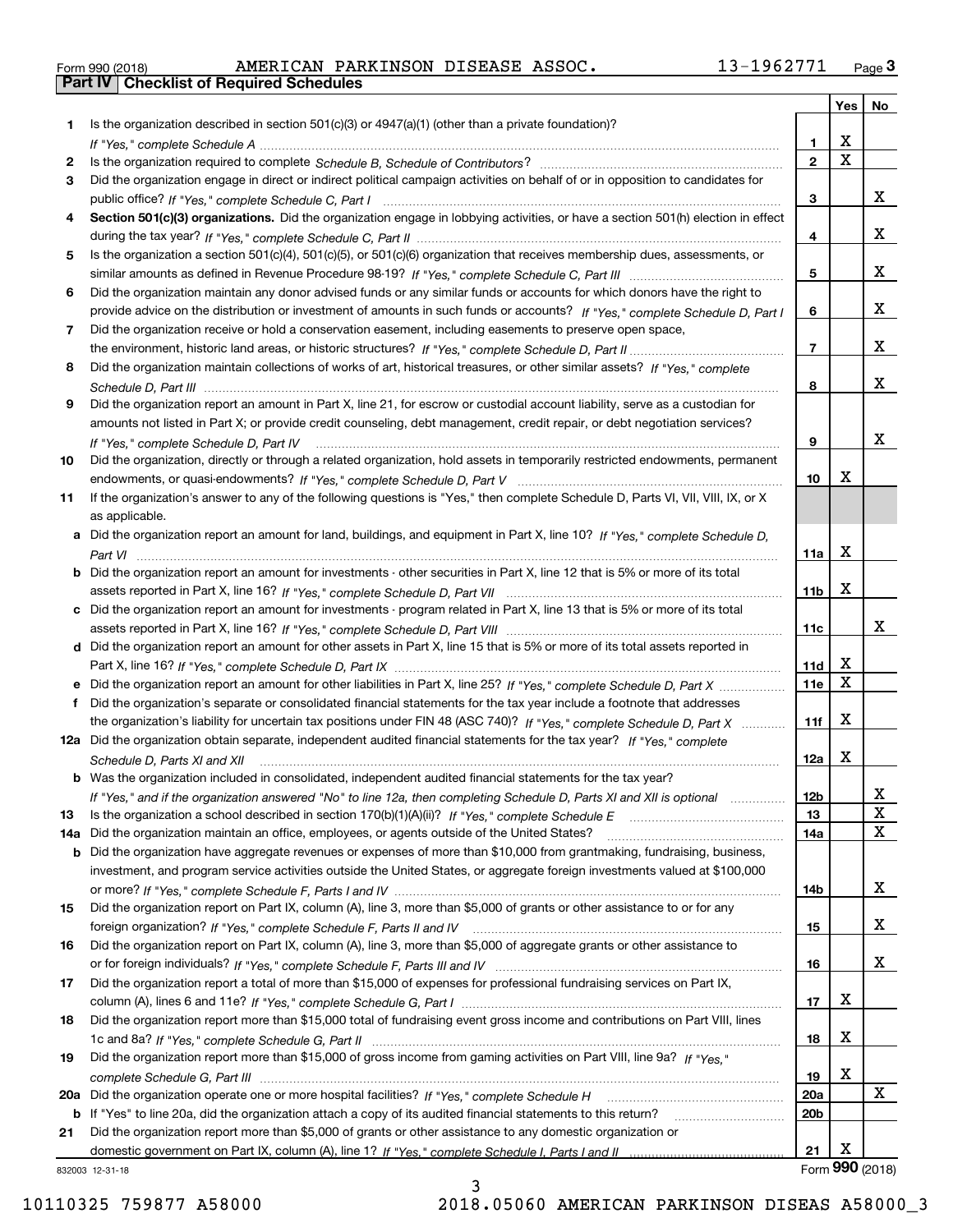Form 990 (2018) AMERICAN PARKINSON DISEASE ASSOC. 13-1962771

## Part IV Checklist of Required Schedules

| | | | Yes | No |
|---|---|---|---|---|
| 1 | Is the organization described in section 501(c)(3) or 4947(a)(1) (other than a private foundation)? *If "Yes," complete Schedule A* | 1 | X | |
| 2 | Is the organization required to complete *Schedule B, Schedule of Contributors*? | 2 | X | |
| 3 | Did the organization engage in direct or indirect political campaign activities on behalf of or in opposition to candidates for public office? *If "Yes," complete Schedule C, Part I* | 3 | | X |
| 4 | **Section 501(c)(3) organizations.** Did the organization engage in lobbying activities, or have a section 501(h) election in effect during the tax year? *If "Yes," complete Schedule C, Part II* | 4 | | X |
| 5 | Is the organization a section 501(c)(4), 501(c)(5), or 501(c)(6) organization that receives membership dues, assessments, or similar amounts as defined in Revenue Procedure 98-19? *If "Yes," complete Schedule C, Part III* | 5 | | X |
| 6 | Did the organization maintain any donor advised funds or any similar funds or accounts for which donors have the right to provide advice on the distribution or investment of amounts in such funds or accounts? *If "Yes," complete Schedule D, Part I* | 6 | | X |
| 7 | Did the organization receive or hold a conservation easement, including easements to preserve open space, the environment, historic land areas, or historic structures? *If "Yes," complete Schedule D, Part II* | 7 | | X |
| 8 | Did the organization maintain collections of works of art, historical treasures, or other similar assets? *If "Yes," complete Schedule D, Part III* | 8 | | X |
| 9 | Did the organization report an amount in Part X, line 21, for escrow or custodial account liability, serve as a custodian for amounts not listed in Part X; or provide credit counseling, debt management, credit repair, or debt negotiation services? *If "Yes," complete Schedule D, Part IV* | 9 | | X |
| 10 | Did the organization, directly or through a related organization, hold assets in temporarily restricted endowments, permanent endowments, or quasi-endowments? *If "Yes," complete Schedule D, Part V* | 10 | X | |
| 11 | If the organization's answer to any of the following questions is "Yes," then complete Schedule D, Parts VI, VII, VIII, IX, or X as applicable. | | | |
| a | Did the organization report an amount for land, buildings, and equipment in Part X, line 10? *If "Yes," complete Schedule D, Part VI* | 11a | X | |
| b | Did the organization report an amount for investments - other securities in Part X, line 12 that is 5% or more of its total assets reported in Part X, line 16? *If "Yes," complete Schedule D, Part VII* | 11b | X | |
| c | Did the organization report an amount for investments - program related in Part X, line 13 that is 5% or more of its total assets reported in Part X, line 16? *If "Yes," complete Schedule D, Part VIII* | 11c | | X |
| d | Did the organization report an amount for other assets in Part X, line 15 that is 5% or more of its total assets reported in Part X, line 16? *If "Yes," complete Schedule D, Part IX* | 11d | X | |
| e | Did the organization report an amount for other liabilities in Part X, line 25? *If "Yes," complete Schedule D, Part X* | 11e | X | |
| f | Did the organization's separate or consolidated financial statements for the tax year include a footnote that addresses the organization's liability for uncertain tax positions under FIN 48 (ASC 740)? *If "Yes," complete Schedule D, Part X* | 11f | X | |
| 12a | Did the organization obtain separate, independent audited financial statements for the tax year? *If "Yes," complete Schedule D, Parts XI and XII* | 12a | X | |
| b | Was the organization included in consolidated, independent audited financial statements for the tax year? *If "Yes," and if the organization answered "No" to line 12a, then completing Schedule D, Parts XI and XII is optional* | 12b | | X |
| 13 | Is the organization a school described in section 170(b)(1)(A)(ii)? *If "Yes," complete Schedule E* | 13 | | X |
| 14a | Did the organization maintain an office, employees, or agents outside of the United States? | 14a | | X |
| b | Did the organization have aggregate revenues or expenses of more than $10,000 from grantmaking, fundraising, business, investment, and program service activities outside the United States, or aggregate foreign investments valued at $100,000 or more? *If "Yes," complete Schedule F, Parts I and IV* | 14b | | X |
| 15 | Did the organization report on Part IX, column (A), line 3, more than $5,000 of grants or other assistance to or for any foreign organization? *If "Yes," complete Schedule F, Parts II and IV* | 15 | | X |
| 16 | Did the organization report on Part IX, column (A), line 3, more than $5,000 of aggregate grants or other assistance to or for foreign individuals? *If "Yes," complete Schedule F, Parts III and IV* | 16 | | X |
| 17 | Did the organization report a total of more than $15,000 of expenses for professional fundraising services on Part IX, column (A), lines 6 and 11e? *If "Yes," complete Schedule G, Part I* | 17 | X | |
| 18 | Did the organization report more than $15,000 total of fundraising event gross income and contributions on Part VIII, lines 1c and 8a? *If "Yes," complete Schedule G, Part II* | 18 | X | |
| 19 | Did the organization report more than $15,000 of gross income from gaming activities on Part VIII, line 9a? *If "Yes," complete Schedule G, Part III* | 19 | X | |
| 20a | Did the organization operate one or more hospital facilities? *If "Yes," complete Schedule H* | 20a | | X |
| b | If "Yes" to line 20a, did the organization attach a copy of its audited financial statements to this return? | 20b | | |
| 21 | Did the organization report more than $5,000 of grants or other assistance to any domestic organization or domestic government on Part IX, column (A), line 1? *If "Yes," complete Schedule I, Parts I and II* | 21 | X | |

832003 12-31-18

Form **990** (2018)

10110325 759877 A58000 2018.05060 AMERICAN PARKINSON DISEAS A58000_3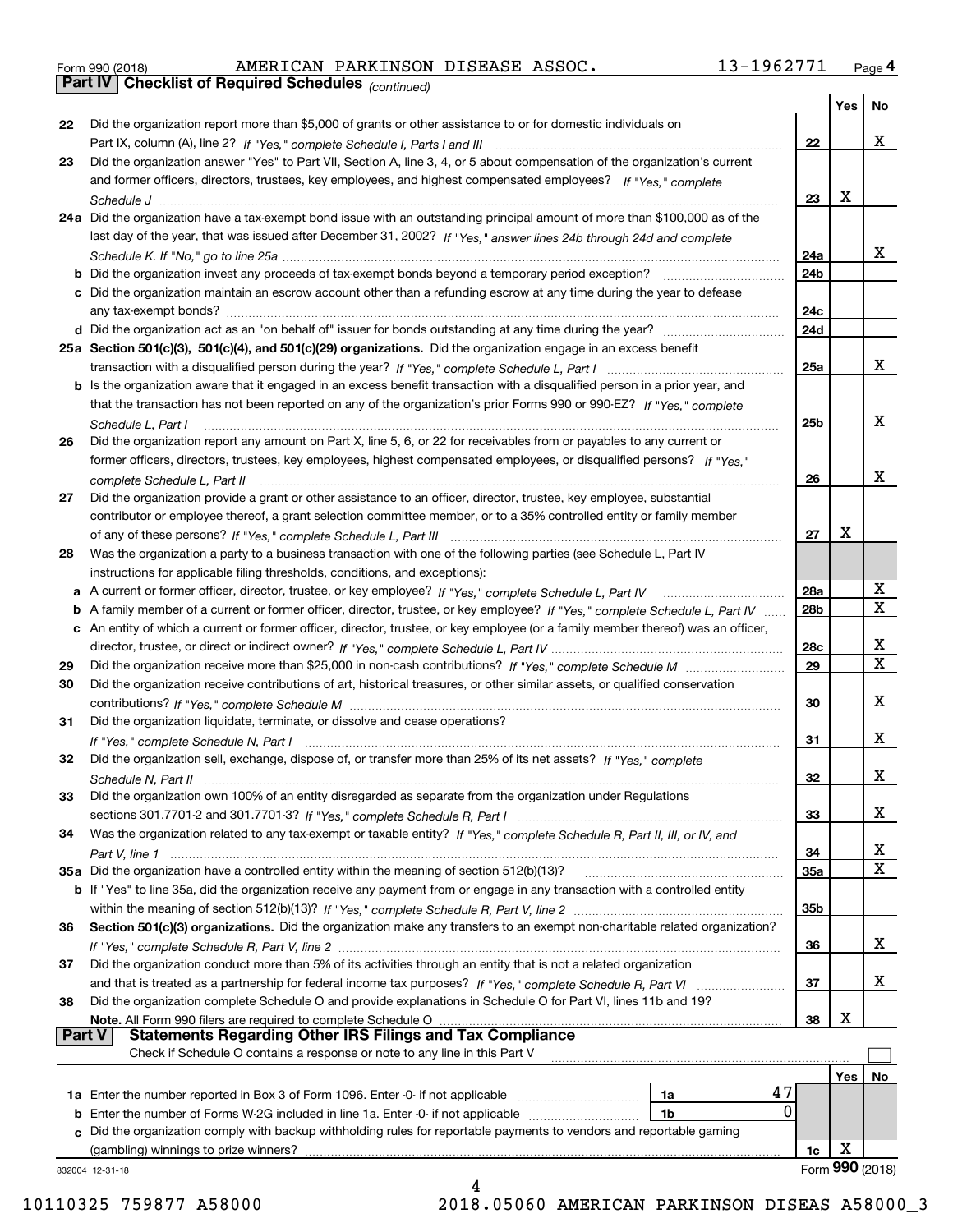Form 990 (2018) AMERICAN PARKINSON DISEASE ASSOC. 13-1962771 Page 4

**Part IV Checklist of Required Schedules** *(continued)*

| | | | Yes | No |
|---|---|---|---|---|
| 22 | Did the organization report more than $5,000 of grants or other assistance to or for domestic individuals on Part IX, column (A), line 2? *If "Yes," complete Schedule I, Parts I and III* | 22 | | X |
| 23 | Did the organization answer "Yes" to Part VII, Section A, line 3, 4, or 5 about compensation of the organization's current and former officers, directors, trustees, key employees, and highest compensated employees? *If "Yes," complete Schedule J* | 23 | X | |
| 24a | Did the organization have a tax-exempt bond issue with an outstanding principal amount of more than $100,000 as of the last day of the year, that was issued after December 31, 2002? *If "Yes," answer lines 24b through 24d and complete Schedule K. If "No," go to line 25a* | 24a | | X |
| b | Did the organization invest any proceeds of tax-exempt bonds beyond a temporary period exception? | 24b | | |
| c | Did the organization maintain an escrow account other than a refunding escrow at any time during the year to defease any tax-exempt bonds? | 24c | | |
| d | Did the organization act as an "on behalf of" issuer for bonds outstanding at any time during the year? | 24d | | |
| 25a | **Section 501(c)(3), 501(c)(4), and 501(c)(29) organizations.** Did the organization engage in an excess benefit transaction with a disqualified person during the year? *If "Yes," complete Schedule L, Part I* | 25a | | X |
| b | Is the organization aware that it engaged in an excess benefit transaction with a disqualified person in a prior year, and that the transaction has not been reported on any of the organization's prior Forms 990 or 990-EZ? *If "Yes," complete Schedule L, Part I* | 25b | | X |
| 26 | Did the organization report any amount on Part X, line 5, 6, or 22 for receivables from or payables to any current or former officers, directors, trustees, key employees, highest compensated employees, or disqualified persons? *If "Yes," complete Schedule L, Part II* | 26 | | X |
| 27 | Did the organization provide a grant or other assistance to an officer, director, trustee, key employee, substantial contributor or employee thereof, a grant selection committee member, or to a 35% controlled entity or family member of any of these persons? *If "Yes," complete Schedule L, Part III* | 27 | X | |
| 28 | Was the organization a party to a business transaction with one of the following parties (see Schedule L, Part IV instructions for applicable filing thresholds, conditions, and exceptions): | | | |
| a | A current or former officer, director, trustee, or key employee? *If "Yes," complete Schedule L, Part IV* | 28a | | X |
| b | A family member of a current or former officer, director, trustee, or key employee? *If "Yes," complete Schedule L, Part IV* | 28b | | X |
| c | An entity of which a current or former officer, director, trustee, or key employee (or a family member thereof) was an officer, director, trustee, or direct or indirect owner? *If "Yes," complete Schedule L, Part IV* | 28c | | X |
| 29 | Did the organization receive more than $25,000 in non-cash contributions? *If "Yes," complete Schedule M* | 29 | | X |
| 30 | Did the organization receive contributions of art, historical treasures, or other similar assets, or qualified conservation contributions? *If "Yes," complete Schedule M* | 30 | | X |
| 31 | Did the organization liquidate, terminate, or dissolve and cease operations? *If "Yes," complete Schedule N, Part I* | 31 | | X |
| 32 | Did the organization sell, exchange, dispose of, or transfer more than 25% of its net assets? *If "Yes," complete Schedule N, Part II* | 32 | | X |
| 33 | Did the organization own 100% of an entity disregarded as separate from the organization under Regulations sections 301.7701-2 and 301.7701-3? *If "Yes," complete Schedule R, Part I* | 33 | | X |
| 34 | Was the organization related to any tax-exempt or taxable entity? *If "Yes," complete Schedule R, Part II, III, or IV, and Part V, line 1* | 34 | | X |
| 35a | Did the organization have a controlled entity within the meaning of section 512(b)(13)? | 35a | | X |
| b | If "Yes" to line 35a, did the organization receive any payment from or engage in any transaction with a controlled entity within the meaning of section 512(b)(13)? *If "Yes," complete Schedule R, Part V, line 2* | 35b | | |
| 36 | **Section 501(c)(3) organizations.** Did the organization make any transfers to an exempt non-charitable related organization? *If "Yes," complete Schedule R, Part V, line 2* | 36 | | X |
| 37 | Did the organization conduct more than 5% of its activities through an entity that is not a related organization and that is treated as a partnership for federal income tax purposes? *If "Yes," complete Schedule R, Part VI* | 37 | | X |
| 38 | Did the organization complete Schedule O and provide explanations in Schedule O for Part VI, lines 11b and 19? **Note.** All Form 990 filers are required to complete Schedule O | 38 | X | |

**Part V Statements Regarding Other IRS Filings and Tax Compliance**

Check if Schedule O contains a response or note to any line in this Part V ☐

| | | | | Yes | No |
|---|---|---|---|---|---|
| 1a | Enter the number reported in Box 3 of Form 1096. Enter -0- if not applicable | 1a | 47 | | |
| b | Enter the number of Forms W-2G included in line 1a. Enter -0- if not applicable | 1b | 0 | | |
| c | Did the organization comply with backup withholding rules for reportable payments to vendors and reportable gaming (gambling) winnings to prize winners? | 1c | | X | |

832004 12-31-18

Form **990** (2018)

10110325 759877 A58000 2018.05060 AMERICAN PARKINSON DISEAS A58000_3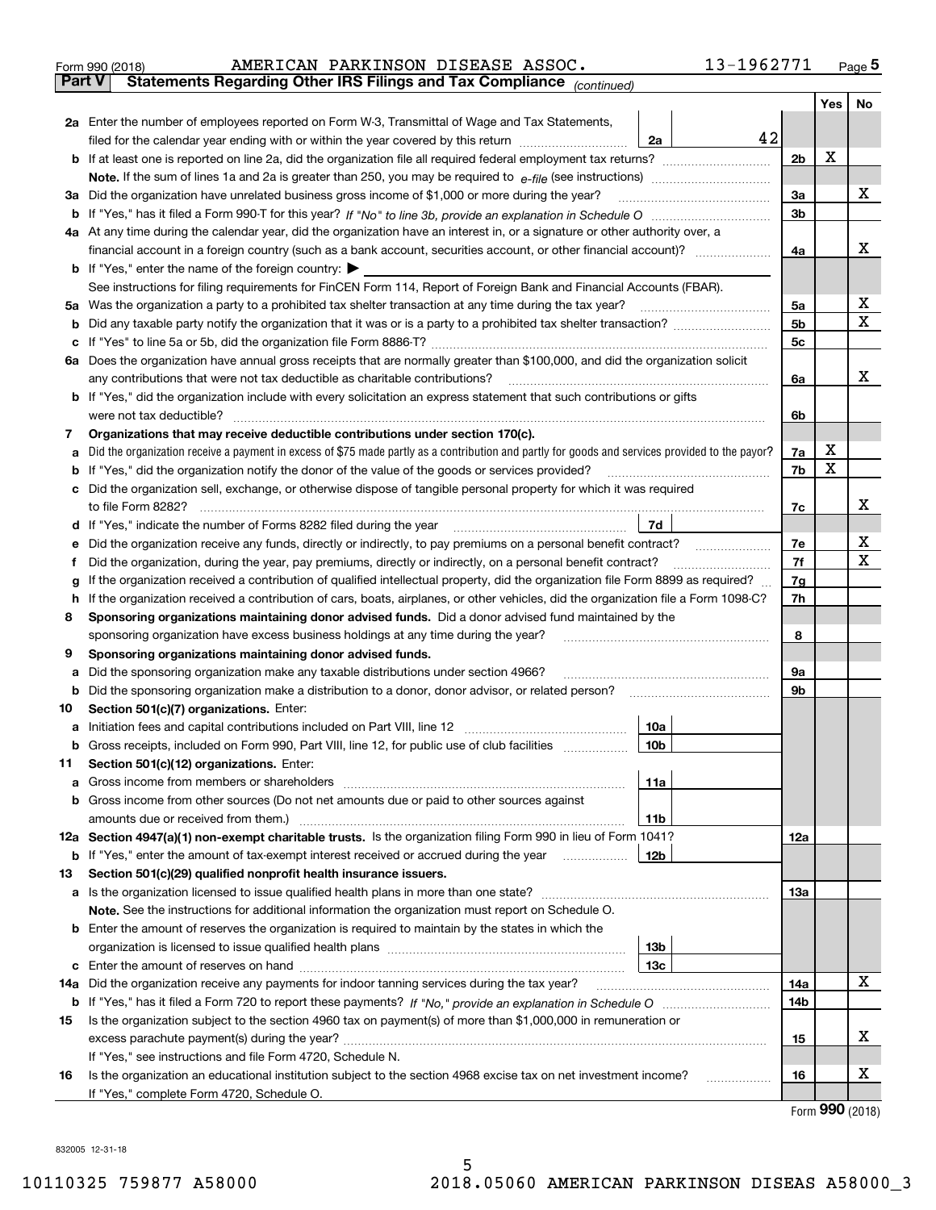Form 990 (2018) AMERICAN PARKINSON DISEASE ASSOC. 13-1962771 Page 5

**Part V Statements Regarding Other IRS Filings and Tax Compliance** *(continued)*

| | | | | Yes | No |
|---|---|---|---|---|---|
| **2a** | Enter the number of employees reported on Form W-3, Transmittal of Wage and Tax Statements, filed for the calendar year ending with or within the year covered by this return | 2a | 42 | | |
| **b** | If at least one is reported on line 2a, did the organization file all required federal employment tax returns? | | 2b | X | |
| | **Note.** If the sum of lines 1a and 2a is greater than 250, you may be required to *e-file* (see instructions) | | | | |
| **3a** | Did the organization have unrelated business gross income of $1,000 or more during the year? | | 3a | | X |
| **b** | If "Yes," has it filed a Form 990-T for this year? *If "No" to line 3b, provide an explanation in Schedule O* | | 3b | | |
| **4a** | At any time during the calendar year, did the organization have an interest in, or a signature or other authority over, a financial account in a foreign country (such as a bank account, securities account, or other financial account)? | | 4a | | X |
| **b** | If "Yes," enter the name of the foreign country: ▶ | | | | |
| | See instructions for filing requirements for FinCEN Form 114, Report of Foreign Bank and Financial Accounts (FBAR). | | | | |
| **5a** | Was the organization a party to a prohibited tax shelter transaction at any time during the tax year? | | 5a | | X |
| **b** | Did any taxable party notify the organization that it was or is a party to a prohibited tax shelter transaction? | | 5b | | X |
| **c** | If "Yes" to line 5a or 5b, did the organization file Form 8886-T? | | 5c | | |
| **6a** | Does the organization have annual gross receipts that are normally greater than $100,000, and did the organization solicit any contributions that were not tax deductible as charitable contributions? | | 6a | | X |
| **b** | If "Yes," did the organization include with every solicitation an express statement that such contributions or gifts were not tax deductible? | | 6b | | |
| **7** | **Organizations that may receive deductible contributions under section 170(c).** | | | | |
| **a** | Did the organization receive a payment in excess of $75 made partly as a contribution and partly for goods and services provided to the payor? | | 7a | X | |
| **b** | If "Yes," did the organization notify the donor of the value of the goods or services provided? | | 7b | X | |
| **c** | Did the organization sell, exchange, or otherwise dispose of tangible personal property for which it was required to file Form 8282? | | 7c | | X |
| **d** | If "Yes," indicate the number of Forms 8282 filed during the year | 7d | | | |
| **e** | Did the organization receive any funds, directly or indirectly, to pay premiums on a personal benefit contract? | | 7e | | X |
| **f** | Did the organization, during the year, pay premiums, directly or indirectly, on a personal benefit contract? | | 7f | | X |
| **g** | If the organization received a contribution of qualified intellectual property, did the organization file Form 8899 as required? | | 7g | | |
| **h** | If the organization received a contribution of cars, boats, airplanes, or other vehicles, did the organization file a Form 1098-C? | | 7h | | |
| **8** | **Sponsoring organizations maintaining donor advised funds.** Did a donor advised fund maintained by the sponsoring organization have excess business holdings at any time during the year? | | 8 | | |
| **9** | **Sponsoring organizations maintaining donor advised funds.** | | | | |
| **a** | Did the sponsoring organization make any taxable distributions under section 4966? | | 9a | | |
| **b** | Did the sponsoring organization make a distribution to a donor, donor advisor, or related person? | | 9b | | |
| **10** | **Section 501(c)(7) organizations.** Enter: | | | | |
| **a** | Initiation fees and capital contributions included on Part VIII, line 12 | 10a | | | |
| **b** | Gross receipts, included on Form 990, Part VIII, line 12, for public use of club facilities | 10b | | | |
| **11** | **Section 501(c)(12) organizations.** Enter: | | | | |
| **a** | Gross income from members or shareholders | 11a | | | |
| **b** | Gross income from other sources (Do not net amounts due or paid to other sources against amounts due or received from them.) | 11b | | | |
| **12a** | **Section 4947(a)(1) non-exempt charitable trusts.** Is the organization filing Form 990 in lieu of Form 1041? | | 12a | | |
| **b** | If "Yes," enter the amount of tax-exempt interest received or accrued during the year | 12b | | | |
| **13** | **Section 501(c)(29) qualified nonprofit health insurance issuers.** | | | | |
| **a** | Is the organization licensed to issue qualified health plans in more than one state? | | 13a | | |
| | **Note.** See the instructions for additional information the organization must report on Schedule O. | | | | |
| **b** | Enter the amount of reserves the organization is required to maintain by the states in which the organization is licensed to issue qualified health plans | 13b | | | |
| **c** | Enter the amount of reserves on hand | 13c | | | |
| **14a** | Did the organization receive any payments for indoor tanning services during the tax year? | | 14a | | X |
| **b** | If "Yes," has it filed a Form 720 to report these payments? *If "No," provide an explanation in Schedule O* | | 14b | | |
| **15** | Is the organization subject to the section 4960 tax on payment(s) of more than $1,000,000 in remuneration or excess parachute payment(s) during the year? | | 15 | | X |
| | If "Yes," see instructions and file Form 4720, Schedule N. | | | | |
| **16** | Is the organization an educational institution subject to the section 4968 excise tax on net investment income? | | 16 | | X |
| | If "Yes," complete Form 4720, Schedule O. | | | | |

Form **990** (2018)

832005 12-31-18

10110325 759877 A58000 2018.05060 AMERICAN PARKINSON DISEAS A58000_3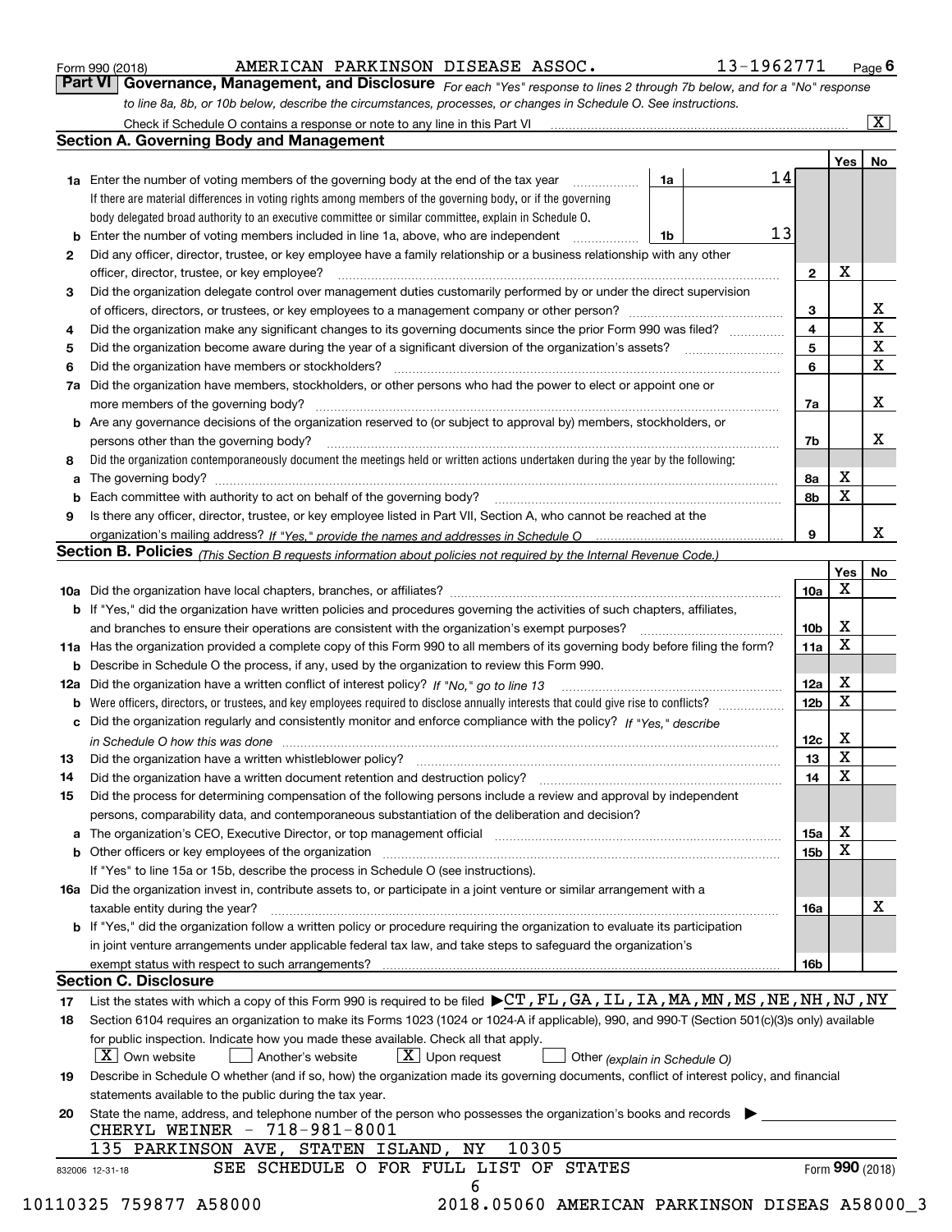Form 990 (2018) AMERICAN PARKINSON DISEASE ASSOC. 13-1962771 Page 6

## Part VI Governance, Management, and Disclosure

*For each "Yes" response to lines 2 through 7b below, and for a "No" response to line 8a, 8b, or 10b below, describe the circumstances, processes, or changes in Schedule O. See instructions.*

Check if Schedule O contains a response or note to any line in this Part VI [X]

### Section A. Governing Body and Management

| | | | | Yes | No |
|---|---|---|---|---|---|
| 1a | Enter the number of voting members of the governing body at the end of the tax year. If there are material differences in voting rights among members of the governing body, or if the governing body delegated broad authority to an executive committee or similar committee, explain in Schedule O. | 1a | 14 | | |
| b | Enter the number of voting members included in line 1a, above, who are independent | 1b | 13 | | |
| 2 | Did any officer, director, trustee, or key employee have a family relationship or a business relationship with any other officer, director, trustee, or key employee? | | 2 | X | |
| 3 | Did the organization delegate control over management duties customarily performed by or under the direct supervision of officers, directors, or trustees, or key employees to a management company or other person? | | 3 | | X |
| 4 | Did the organization make any significant changes to its governing documents since the prior Form 990 was filed? | | 4 | | X |
| 5 | Did the organization become aware during the year of a significant diversion of the organization's assets? | | 5 | | X |
| 6 | Did the organization have members or stockholders? | | 6 | | X |
| 7a | Did the organization have members, stockholders, or other persons who had the power to elect or appoint one or more members of the governing body? | | 7a | | X |
| b | Are any governance decisions of the organization reserved to (or subject to approval by) members, stockholders, or persons other than the governing body? | | 7b | | X |
| 8 | Did the organization contemporaneously document the meetings held or written actions undertaken during the year by the following: | | | | |
| a | The governing body? | | 8a | X | |
| b | Each committee with authority to act on behalf of the governing body? | | 8b | X | |
| 9 | Is there any officer, director, trustee, or key employee listed in Part VII, Section A, who cannot be reached at the organization's mailing address? *If "Yes," provide the names and addresses in Schedule O* | | 9 | | X |

### Section B. Policies *(This Section B requests information about policies not required by the Internal Revenue Code.)*

| | | | Yes | No |
|---|---|---|---|---|
| 10a | Did the organization have local chapters, branches, or affiliates? | 10a | X | |
| b | If "Yes," did the organization have written policies and procedures governing the activities of such chapters, affiliates, and branches to ensure their operations are consistent with the organization's exempt purposes? | 10b | X | |
| 11a | Has the organization provided a complete copy of this Form 990 to all members of its governing body before filing the form? | 11a | X | |
| b | Describe in Schedule O the process, if any, used by the organization to review this Form 990. | | | |
| 12a | Did the organization have a written conflict of interest policy? *If "No," go to line 13* | 12a | X | |
| b | Were officers, directors, or trustees, and key employees required to disclose annually interests that could give rise to conflicts? | 12b | X | |
| c | Did the organization regularly and consistently monitor and enforce compliance with the policy? *If "Yes," describe in Schedule O how this was done* | 12c | X | |
| 13 | Did the organization have a written whistleblower policy? | 13 | X | |
| 14 | Did the organization have a written document retention and destruction policy? | 14 | X | |
| 15 | Did the process for determining compensation of the following persons include a review and approval by independent persons, comparability data, and contemporaneous substantiation of the deliberation and decision? | | | |
| a | The organization's CEO, Executive Director, or top management official | 15a | X | |
| b | Other officers or key employees of the organization | 15b | X | |
| | If "Yes" to line 15a or 15b, describe the process in Schedule O (see instructions). | | | |
| 16a | Did the organization invest in, contribute assets to, or participate in a joint venture or similar arrangement with a taxable entity during the year? | 16a | | X |
| b | If "Yes," did the organization follow a written policy or procedure requiring the organization to evaluate its participation in joint venture arrangements under applicable federal tax law, and take steps to safeguard the organization's exempt status with respect to such arrangements? | 16b | | |

### Section C. Disclosure

17 List the states with which a copy of this Form 990 is required to be filed ▶ CT,FL,GA,IL,IA,MA,MN,MS,NE,NH,NJ,NY

18 Section 6104 requires an organization to make its Forms 1023 (1024 or 1024-A if applicable), 990, and 990-T (Section 501(c)(3)s only) available for public inspection. Indicate how you made these available. Check all that apply.

[X] Own website [ ] Another's website [X] Upon request [ ] Other *(explain in Schedule O)*

19 Describe in Schedule O whether (and if so, how) the organization made its governing documents, conflict of interest policy, and financial statements available to the public during the tax year.

20 State the name, address, and telephone number of the person who possesses the organization's books and records ▶

CHERYL WEINER - 718-981-8001
135 PARKINSON AVE, STATEN ISLAND, NY 10305

SEE SCHEDULE O FOR FULL LIST OF STATES

832006 12-31-18 Form 990 (2018)

10110325 759877 A58000 2018.05060 AMERICAN PARKINSON DISEAS A58000_3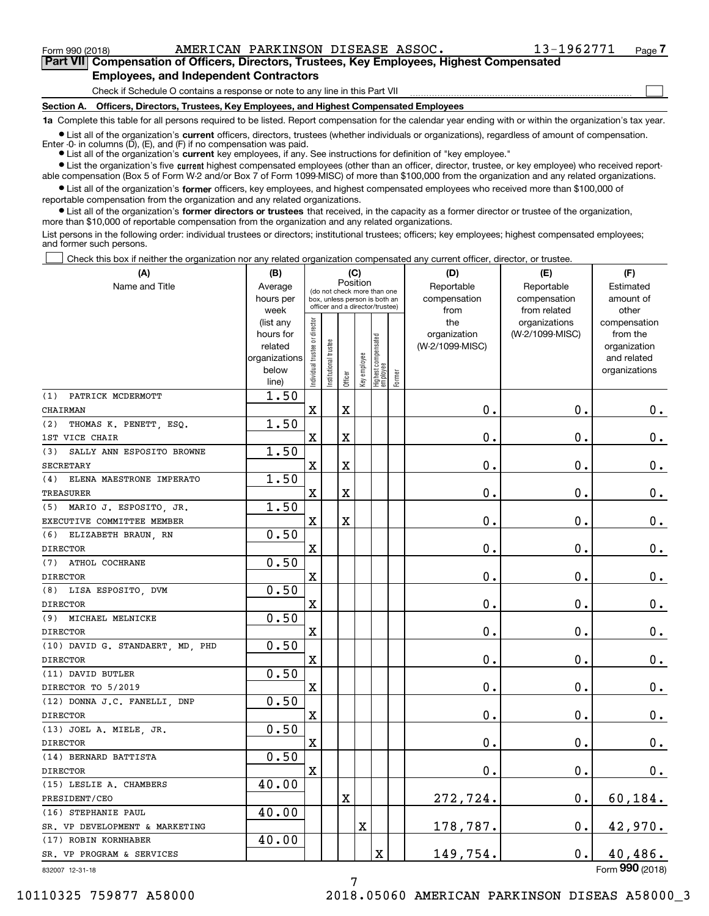Form 990 (2018) AMERICAN PARKINSON DISEASE ASSOC. 13-1962771 Page 7

**Part VII Compensation of Officers, Directors, Trustees, Key Employees, Highest Compensated Employees, and Independent Contractors**

Check if Schedule O contains a response or note to any line in this Part VII

**Section A. Officers, Directors, Trustees, Key Employees, and Highest Compensated Employees**

**1a** Complete this table for all persons required to be listed. Report compensation for the calendar year ending with or within the organization's tax year.

- List all of the organization's **current** officers, directors, trustees (whether individuals or organizations), regardless of amount of compensation. Enter -0- in columns (D), (E), and (F) if no compensation was paid.
- List all of the organization's **current** key employees, if any. See instructions for definition of "key employee."
- List the organization's five **current** highest compensated employees (other than an officer, director, trustee, or key employee) who received reportable compensation (Box 5 of Form W-2 and/or Box 7 of Form 1099-MISC) of more than $100,000 from the organization and any related organizations.
- List all of the organization's **former** officers, key employees, and highest compensated employees who received more than $100,000 of reportable compensation from the organization and any related organizations.
- List all of the organization's **former directors or trustees** that received, in the capacity as a former director or trustee of the organization, more than $10,000 of reportable compensation from the organization and any related organizations.

List persons in the following order: individual trustees or directors; institutional trustees; officers; key employees; highest compensated employees; and former such persons.

Check this box if neither the organization nor any related organization compensated any current officer, director, or trustee.

| (A) Name and Title | (B) Average hours per week (list any hours for related organizations below line) | (C) Position: Individual trustee or director | Institutional trustee | Officer | Key employee | Highest compensated employee | Former | (D) Reportable compensation from the organization (W-2/1099-MISC) | (E) Reportable compensation from related organizations (W-2/1099-MISC) | (F) Estimated amount of other compensation from the organization and related organizations |
|---|---|---|---|---|---|---|---|---|---|---|
| (1) PATRICK MCDERMOTT<br>CHAIRMAN | 1.50 | X | | X | | | | 0. | 0. | 0. |
| (2) THOMAS K. PENETT, ESQ.<br>1ST VICE CHAIR | 1.50 | X | | X | | | | 0. | 0. | 0. |
| (3) SALLY ANN ESPOSITO BROWNE<br>SECRETARY | 1.50 | X | | X | | | | 0. | 0. | 0. |
| (4) ELENA MAESTRONE IMPERATO<br>TREASURER | 1.50 | X | | X | | | | 0. | 0. | 0. |
| (5) MARIO J. ESPOSITO, JR.<br>EXECUTIVE COMMITTEE MEMBER | 1.50 | X | | X | | | | 0. | 0. | 0. |
| (6) ELIZABETH BRAUN, RN<br>DIRECTOR | 0.50 | X | | | | | | 0. | 0. | 0. |
| (7) ATHOL COCHRANE<br>DIRECTOR | 0.50 | X | | | | | | 0. | 0. | 0. |
| (8) LISA ESPOSITO, DVM<br>DIRECTOR | 0.50 | X | | | | | | 0. | 0. | 0. |
| (9) MICHAEL MELNICKE<br>DIRECTOR | 0.50 | X | | | | | | 0. | 0. | 0. |
| (10) DAVID G. STANDAERT, MD, PHD<br>DIRECTOR | 0.50 | X | | | | | | 0. | 0. | 0. |
| (11) DAVID BUTLER<br>DIRECTOR TO 5/2019 | 0.50 | X | | | | | | 0. | 0. | 0. |
| (12) DONNA J.C. FANELLI, DNP<br>DIRECTOR | 0.50 | X | | | | | | 0. | 0. | 0. |
| (13) JOEL A. MIELE, JR.<br>DIRECTOR | 0.50 | X | | | | | | 0. | 0. | 0. |
| (14) BERNARD BATTISTA<br>DIRECTOR | 0.50 | X | | | | | | 0. | 0. | 0. |
| (15) LESLIE A. CHAMBERS<br>PRESIDENT/CEO | 40.00 | | | X | | | | 272,724. | 0. | 60,184. |
| (16) STEPHANIE PAUL<br>SR. VP DEVELOPMENT & MARKETING | 40.00 | | | | X | | | 178,787. | 0. | 42,970. |
| (17) ROBIN KORNHABER<br>SR. VP PROGRAM & SERVICES | 40.00 | | | | | X | | 149,754. | 0. | 40,486. |

832007 12-31-18

Form **990** (2018)

10110325 759877 A58000 2018.05060 AMERICAN PARKINSON DISEAS A58000_3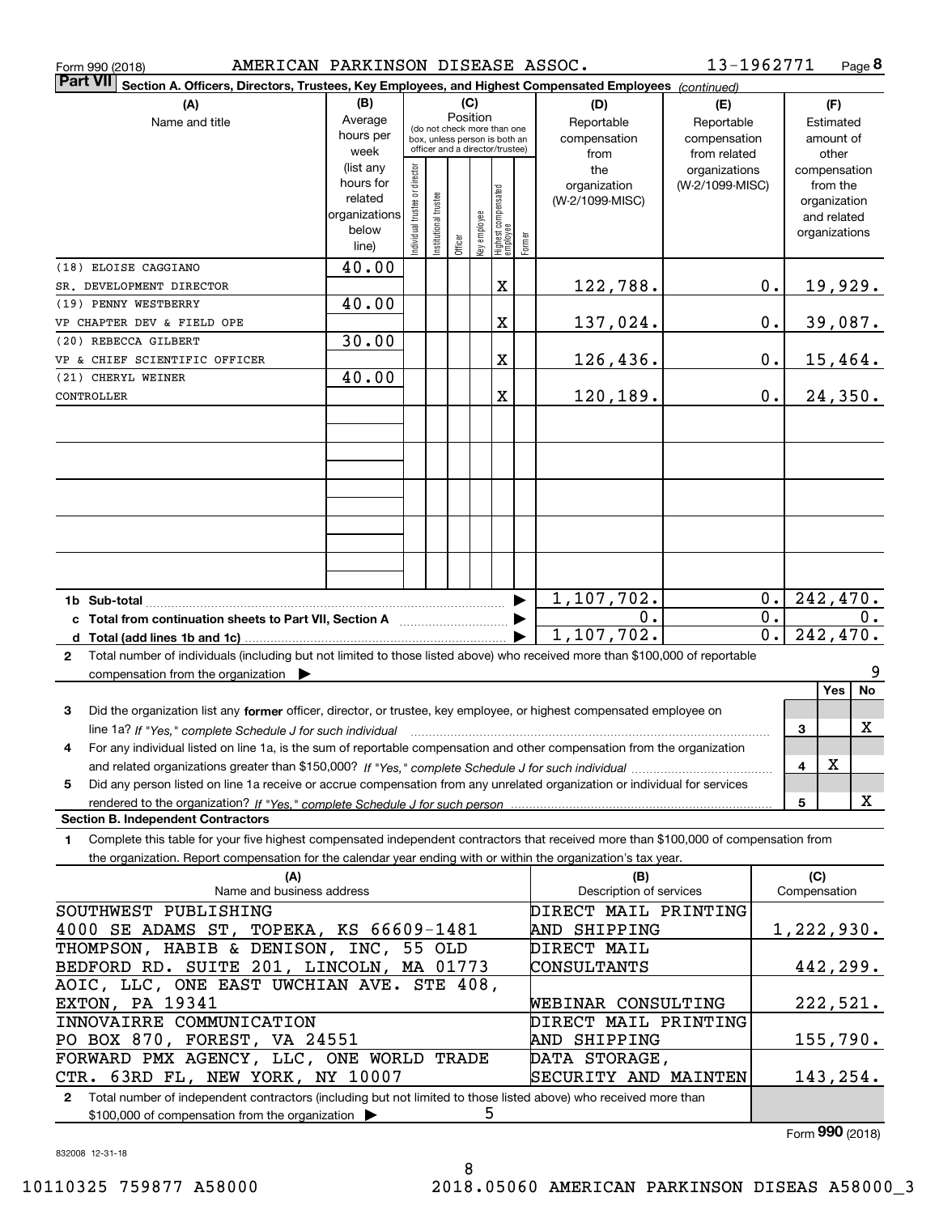Form 990 (2018) AMERICAN PARKINSON DISEASE ASSOC. 13-1962771 Page 8

**Part VII** Section A. Officers, Directors, Trustees, Key Employees, and Highest Compensated Employees *(continued)*

| (A) Name and title | (B) Average hours per week (list any hours for related organizations below line) | (C) Position: Individual trustee or director | Institutional trustee | Officer | Key employee | Highest compensated employee | Former | (D) Reportable compensation from the organization (W-2/1099-MISC) | (E) Reportable compensation from related organizations (W-2/1099-MISC) | (F) Estimated amount of other compensation from the organization and related organizations |
|---|---|---|---|---|---|---|---|---|---|---|
| (18) ELOISE CAGGIANO<br>SR. DEVELOPMENT DIRECTOR | 40.00 | | | | | X | | 122,788. | 0. | 19,929. |
| (19) PENNY WESTBERRY<br>VP CHAPTER DEV & FIELD OPE | 40.00 | | | | | X | | 137,024. | 0. | 39,087. |
| (20) REBECCA GILBERT<br>VP & CHIEF SCIENTIFIC OFFICER | 30.00 | | | | | X | | 126,436. | 0. | 15,464. |
| (21) CHERYL WEINER<br>CONTROLLER | 40.00 | | | | | X | | 120,189. | 0. | 24,350. |
| **1b Sub-total** | | | | | | | | 1,107,702. | 0. | 242,470. |
| **c Total from continuation sheets to Part VII, Section A** | | | | | | | | 0. | 0. | 0. |
| **d Total (add lines 1b and 1c)** | | | | | | | | 1,107,702. | 0. | 242,470. |

**2** Total number of individuals (including but not limited to those listed above) who received more than $100,000 of reportable compensation from the organization ▶ 9

| | | Yes | No |
|---|---|---|---|
| **3** Did the organization list any **former** officer, director, or trustee, key employee, or highest compensated employee on line 1a? *If "Yes," complete Schedule J for such individual* | 3 | | X |
| **4** For any individual listed on line 1a, is the sum of reportable compensation and other compensation from the organization and related organizations greater than $150,000? *If "Yes," complete Schedule J for such individual* | 4 | X | |
| **5** Did any person listed on line 1a receive or accrue compensation from any unrelated organization or individual for services rendered to the organization? *If "Yes," complete Schedule J for such person* | 5 | | X |

**Section B. Independent Contractors**

**1** Complete this table for your five highest compensated independent contractors that received more than $100,000 of compensation from the organization. Report compensation for the calendar year ending with or within the organization's tax year.

| (A) Name and business address | (B) Description of services | (C) Compensation |
|---|---|---|
| SOUTHWEST PUBLISHING<br>4000 SE ADAMS ST, TOPEKA, KS 66609-1481 | DIRECT MAIL PRINTING AND SHIPPING | 1,222,930. |
| THOMPSON, HABIB & DENISON, INC, 55 OLD BEDFORD RD. SUITE 201, LINCOLN, MA 01773 | DIRECT MAIL CONSULTANTS | 442,299. |
| AOIC, LLC, ONE EAST UWCHIAN AVE. STE 408, EXTON, PA 19341 | WEBINAR CONSULTING | 222,521. |
| INNOVAIRRE COMMUNICATION<br>PO BOX 870, FOREST, VA 24551 | DIRECT MAIL PRINTING AND SHIPPING | 155,790. |
| FORWARD PMX AGENCY, LLC, ONE WORLD TRADE CTR. 63RD FL, NEW YORK, NY 10007 | DATA STORAGE, SECURITY AND MAINTEN | 143,254. |

**2** Total number of independent contractors (including but not limited to those listed above) who received more than $100,000 of compensation from the organization ▶ 5

Form **990** (2018)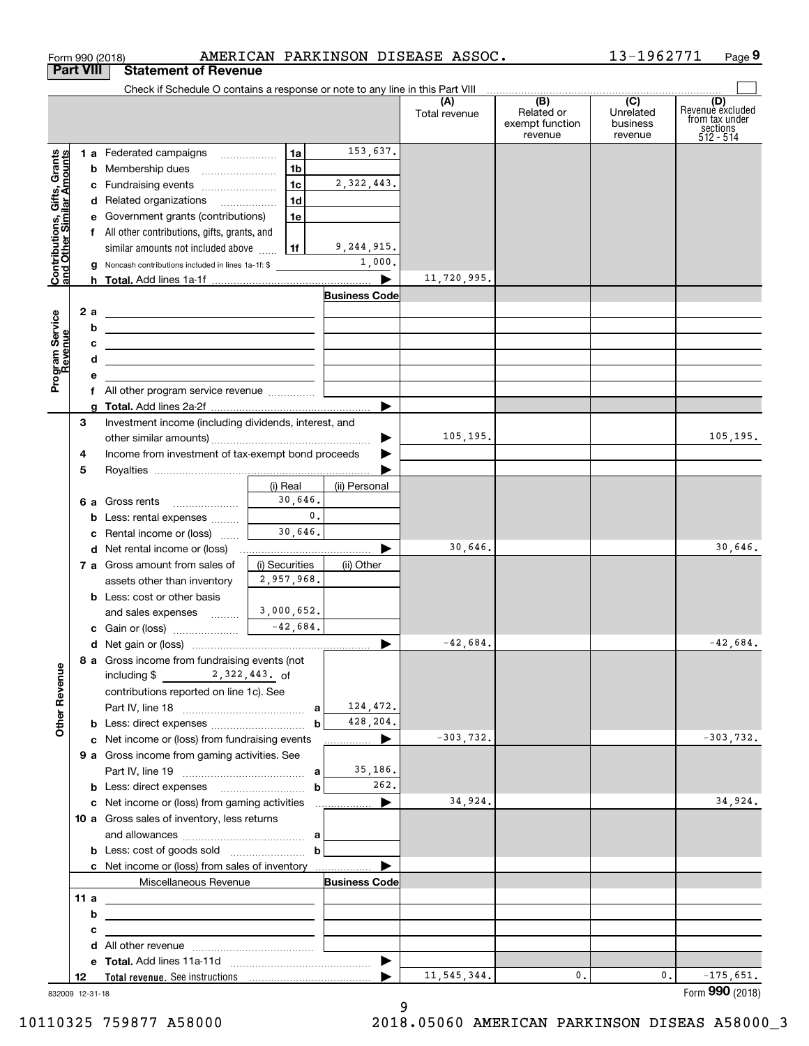Form 990 (2018) AMERICAN PARKINSON DISEASE ASSOC. 13-1962771 Page 9

## Part VIII Statement of Revenue

Check if Schedule O contains a response or note to any line in this Part VIII

| | | | | (A) Total revenue | (B) Related or exempt function revenue | (C) Unrelated business revenue | (D) Revenue excluded from tax under sections 512 - 514 |
|---|---|---|---|---|---|---|---|
| **Contributions, Gifts, Grants and Other Similar Amounts** | 1 a Federated campaigns | 1a | 153,637. | | | | |
| | b Membership dues | 1b | | | | | |
| | c Fundraising events | 1c | 2,322,443. | | | | |
| | d Related organizations | 1d | | | | | |
| | e Government grants (contributions) | 1e | | | | | |
| | f All other contributions, gifts, grants, and similar amounts not included above | 1f | 9,244,915. | | | | |
| | g Noncash contributions included in lines 1a-1f: $ | | 1,000. | | | | |
| | h **Total.** Add lines 1a-1f | | ▶ | 11,720,995. | | | |
| **Program Service Revenue** | | | **Business Code** | | | | |
| | 2 a | | | | | | |
| | b | | | | | | |
| | c | | | | | | |
| | d | | | | | | |
| | e | | | | | | |
| | f All other program service revenue | | | | | | |
| | g **Total.** Add lines 2a-2f | | ▶ | | | | |
| **Other Revenue** | 3 Investment income (including dividends, interest, and other similar amounts) | | ▶ | 105,195. | | | 105,195. |
| | 4 Income from investment of tax-exempt bond proceeds | | ▶ | | | | |
| | 5 Royalties | | ▶ | | | | |
| | | (i) Real | (ii) Personal | | | | |
| | 6 a Gross rents | 30,646. | | | | | |
| | b Less: rental expenses | 0. | | | | | |
| | c Rental income or (loss) | 30,646. | | | | | |
| | d Net rental income or (loss) | | ▶ | 30,646. | | | 30,646. |
| | | (i) Securities | (ii) Other | | | | |
| | 7 a Gross amount from sales of assets other than inventory | 2,957,968. | | | | | |
| | b Less: cost or other basis and sales expenses | 3,000,652. | | | | | |
| | c Gain or (loss) | -42,684. | | | | | |
| | d Net gain or (loss) | | ▶ | -42,684. | | | -42,684. |
| | 8 a Gross income from fundraising events (not including $ 2,322,443. of contributions reported on line 1c). See Part IV, line 18 | a | 124,472. | | | | |
| | b Less: direct expenses | b | 428,204. | | | | |
| | c Net income or (loss) from fundraising events | | ▶ | -303,732. | | | -303,732. |
| | 9 a Gross income from gaming activities. See Part IV, line 19 | a | 35,186. | | | | |
| | b Less: direct expenses | b | 262. | | | | |
| | c Net income or (loss) from gaming activities | | ▶ | 34,924. | | | 34,924. |
| | 10 a Gross sales of inventory, less returns and allowances | a | | | | | |
| | b Less: cost of goods sold | b | | | | | |
| | c Net income or (loss) from sales of inventory | | ▶ | | | | |
| | Miscellaneous Revenue | | **Business Code** | | | | |
| | 11 a | | | | | | |
| | b | | | | | | |
| | c | | | | | | |
| | d All other revenue | | | | | | |
| | e **Total.** Add lines 11a-11d | | ▶ | | | | |
| | 12 **Total revenue.** See instructions | | ▶ | 11,545,344. | 0. | 0. | -175,651. |

832009 12-31-18

Form **990** (2018)

10110325 759877 A58000 2018.05060 AMERICAN PARKINSON DISEAS A58000_3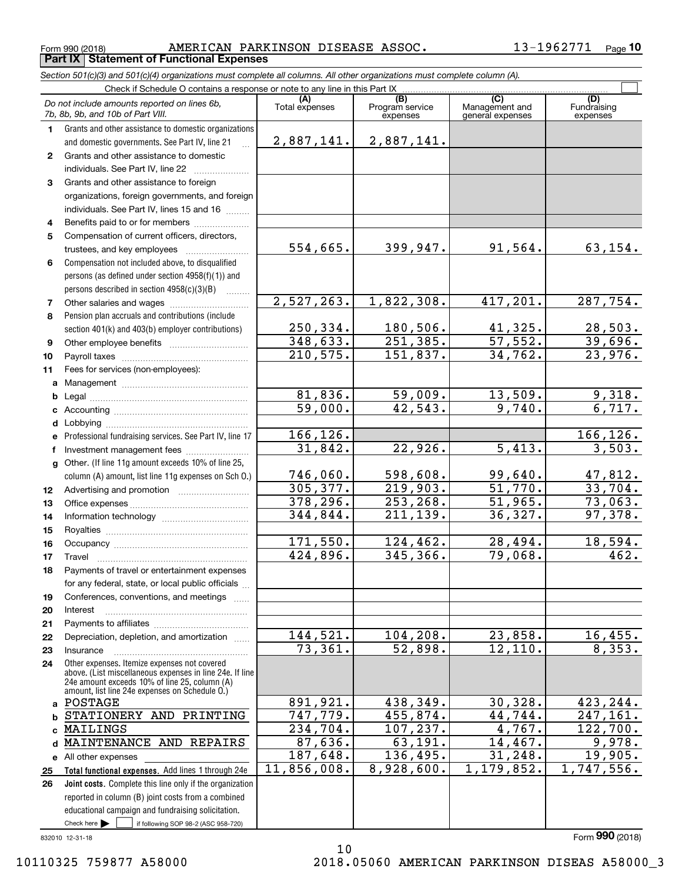Form 990 (2018) AMERICAN PARKINSON DISEASE ASSOC. 13-1962771 Page **10**

**Part IX Statement of Functional Expenses**

*Section 501(c)(3) and 501(c)(4) organizations must complete all columns. All other organizations must complete column (A).*

Check if Schedule O contains a response or note to any line in this Part IX ☐

| *Do not include amounts reported on lines 6b, 7b, 8b, 9b, and 10b of Part VIII.* | (A) Total expenses | (B) Program service expenses | (C) Management and general expenses | (D) Fundraising expenses |
|---|---|---|---|---|
| **1** Grants and other assistance to domestic organizations and domestic governments. See Part IV, line 21 | 2,887,141. | 2,887,141. | | |
| **2** Grants and other assistance to domestic individuals. See Part IV, line 22 | | | | |
| **3** Grants and other assistance to foreign organizations, foreign governments, and foreign individuals. See Part IV, lines 15 and 16 | | | | |
| **4** Benefits paid to or for members | | | | |
| **5** Compensation of current officers, directors, trustees, and key employees | 554,665. | 399,947. | 91,564. | 63,154. |
| **6** Compensation not included above, to disqualified persons (as defined under section 4958(f)(1)) and persons described in section 4958(c)(3)(B) | | | | |
| **7** Other salaries and wages | 2,527,263. | 1,822,308. | 417,201. | 287,754. |
| **8** Pension plan accruals and contributions (include section 401(k) and 403(b) employer contributions) | 250,334. | 180,506. | 41,325. | 28,503. |
| **9** Other employee benefits | 348,633. | 251,385. | 57,552. | 39,696. |
| **10** Payroll taxes | 210,575. | 151,837. | 34,762. | 23,976. |
| **11** Fees for services (non-employees): | | | | |
| **a** Management | | | | |
| **b** Legal | 81,836. | 59,009. | 13,509. | 9,318. |
| **c** Accounting | 59,000. | 42,543. | 9,740. | 6,717. |
| **d** Lobbying | | | | |
| **e** Professional fundraising services. See Part IV, line 17 | 166,126. | | | 166,126. |
| **f** Investment management fees | 31,842. | 22,926. | 5,413. | 3,503. |
| **g** Other. (If line 11g amount exceeds 10% of line 25, column (A) amount, list line 11g expenses on Sch O.) | 746,060. | 598,608. | 99,640. | 47,812. |
| **12** Advertising and promotion | 305,377. | 219,903. | 51,770. | 33,704. |
| **13** Office expenses | 378,296. | 253,268. | 51,965. | 73,063. |
| **14** Information technology | 344,844. | 211,139. | 36,327. | 97,378. |
| **15** Royalties | | | | |
| **16** Occupancy | 171,550. | 124,462. | 28,494. | 18,594. |
| **17** Travel | 424,896. | 345,366. | 79,068. | 462. |
| **18** Payments of travel or entertainment expenses for any federal, state, or local public officials | | | | |
| **19** Conferences, conventions, and meetings | | | | |
| **20** Interest | | | | |
| **21** Payments to affiliates | | | | |
| **22** Depreciation, depletion, and amortization | 144,521. | 104,208. | 23,858. | 16,455. |
| **23** Insurance | 73,361. | 52,898. | 12,110. | 8,353. |
| **24** Other expenses. Itemize expenses not covered above. (List miscellaneous expenses in line 24e. If line 24e amount exceeds 10% of line 25, column (A) amount, list line 24e expenses on Schedule O.) | | | | |
| **a** POSTAGE | 891,921. | 438,349. | 30,328. | 423,244. |
| **b** STATIONERY AND PRINTING | 747,779. | 455,874. | 44,744. | 247,161. |
| **c** MAILINGS | 234,704. | 107,237. | 4,767. | 122,700. |
| **d** MAINTENANCE AND REPAIRS | 87,636. | 63,191. | 14,467. | 9,978. |
| **e** All other expenses | 187,648. | 136,495. | 31,248. | 19,905. |
| **25 Total functional expenses.** Add lines 1 through 24e | 11,856,008. | 8,928,600. | 1,179,852. | 1,747,556. |
| **26 Joint costs.** Complete this line only if the organization reported in column (B) joint costs from a combined educational campaign and fundraising solicitation. Check here ☐ if following SOP 98-2 (ASC 958-720) | | | | |

832010 12-31-18 Form **990** (2018)

10110325 759877 A58000 2018.05060 AMERICAN PARKINSON DISEAS A58000_3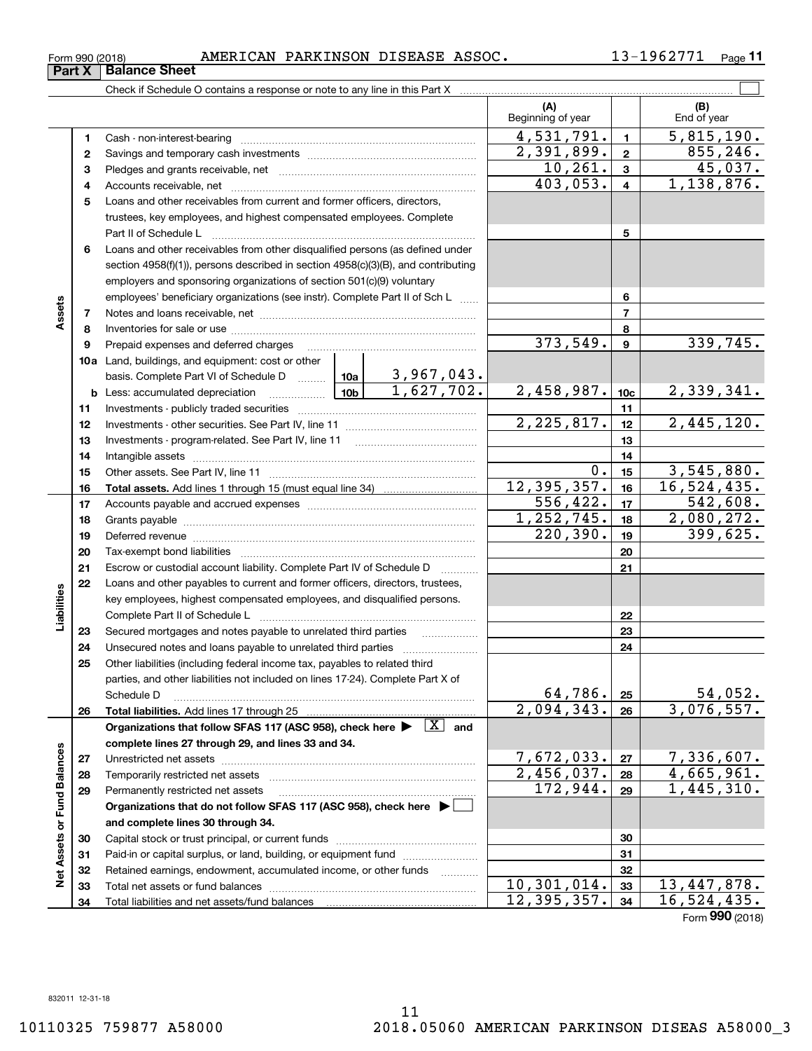Form 990 (2018) AMERICAN PARKINSON DISEASE ASSOC. 13-1962771 Page **11**

## Part X | Balance Sheet

Check if Schedule O contains a response or note to any line in this Part X ☐

| | | | (A) Beginning of year | | (B) End of year |
|---|---|---|---|---|---|
| **Assets** | 1 | Cash - non-interest-bearing | 4,531,791. | 1 | 5,815,190. |
| | 2 | Savings and temporary cash investments | 2,391,899. | 2 | 855,246. |
| | 3 | Pledges and grants receivable, net | 10,261. | 3 | 45,037. |
| | 4 | Accounts receivable, net | 403,053. | 4 | 1,138,876. |
| | 5 | Loans and other receivables from current and former officers, directors, trustees, key employees, and highest compensated employees. Complete Part II of Schedule L | | 5 | |
| | 6 | Loans and other receivables from other disqualified persons (as defined under section 4958(f)(1)), persons described in section 4958(c)(3)(B), and contributing employers and sponsoring organizations of section 501(c)(9) voluntary employees' beneficiary organizations (see instr). Complete Part II of Sch L | | 6 | |
| | 7 | Notes and loans receivable, net | | 7 | |
| | 8 | Inventories for sale or use | | 8 | |
| | 9 | Prepaid expenses and deferred charges | 373,549. | 9 | 339,745. |
| | 10a | Land, buildings, and equipment: cost or other basis. Complete Part VI of Schedule D — 10a: 3,967,043. | | | |
| | b | Less: accumulated depreciation — 10b: 1,627,702. | 2,458,987. | 10c | 2,339,341. |
| | 11 | Investments - publicly traded securities | | 11 | |
| | 12 | Investments - other securities. See Part IV, line 11 | 2,225,817. | 12 | 2,445,120. |
| | 13 | Investments - program-related. See Part IV, line 11 | | 13 | |
| | 14 | Intangible assets | | 14 | |
| | 15 | Other assets. See Part IV, line 11 | 0. | 15 | 3,545,880. |
| | 16 | **Total assets.** Add lines 1 through 15 (must equal line 34) | 12,395,357. | 16 | 16,524,435. |
| **Liabilities** | 17 | Accounts payable and accrued expenses | 556,422. | 17 | 542,608. |
| | 18 | Grants payable | 1,252,745. | 18 | 2,080,272. |
| | 19 | Deferred revenue | 220,390. | 19 | 399,625. |
| | 20 | Tax-exempt bond liabilities | | 20 | |
| | 21 | Escrow or custodial account liability. Complete Part IV of Schedule D | | 21 | |
| | 22 | Loans and other payables to current and former officers, directors, trustees, key employees, highest compensated employees, and disqualified persons. Complete Part II of Schedule L | | 22 | |
| | 23 | Secured mortgages and notes payable to unrelated third parties | | 23 | |
| | 24 | Unsecured notes and loans payable to unrelated third parties | | 24 | |
| | 25 | Other liabilities (including federal income tax, payables to related third parties, and other liabilities not included on lines 17-24). Complete Part X of Schedule D | 64,786. | 25 | 54,052. |
| | 26 | **Total liabilities.** Add lines 17 through 25 | 2,094,343. | 26 | 3,076,557. |
| **Net Assets or Fund Balances** | | **Organizations that follow SFAS 117 (ASC 958), check here ▶ [X] and complete lines 27 through 29, and lines 33 and 34.** | | | |
| | 27 | Unrestricted net assets | 7,672,033. | 27 | 7,336,607. |
| | 28 | Temporarily restricted net assets | 2,456,037. | 28 | 4,665,961. |
| | 29 | Permanently restricted net assets | 172,944. | 29 | 1,445,310. |
| | | **Organizations that do not follow SFAS 117 (ASC 958), check here ▶ ☐ and complete lines 30 through 34.** | | | |
| | 30 | Capital stock or trust principal, or current funds | | 30 | |
| | 31 | Paid-in or capital surplus, or land, building, or equipment fund | | 31 | |
| | 32 | Retained earnings, endowment, accumulated income, or other funds | | 32 | |
| | 33 | Total net assets or fund balances | 10,301,014. | 33 | 13,447,878. |
| | 34 | Total liabilities and net assets/fund balances | 12,395,357. | 34 | 16,524,435. |

Form **990** (2018)

832011 12-31-18

10110325 759877 A58000 2018.05060 AMERICAN PARKINSON DISEAS A58000_3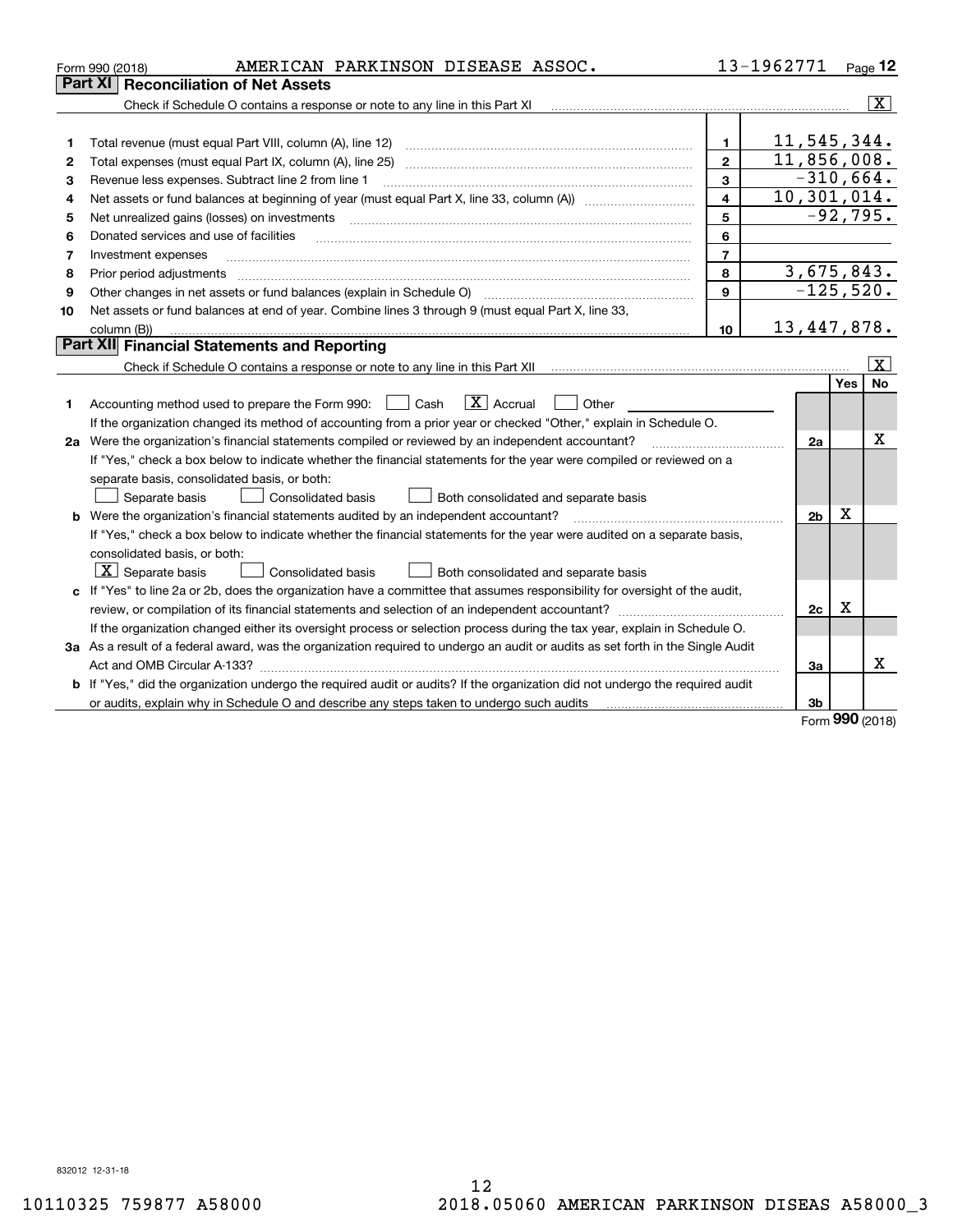Form 990 (2018) AMERICAN PARKINSON DISEASE ASSOC. 13-1962771 Page 12

## Part XI Reconciliation of Net Assets

Check if Schedule O contains a response or note to any line in this Part XI [X]

| | | | |
|---|---|---|---|
| 1 | Total revenue (must equal Part VIII, column (A), line 12) | 1 | 11,545,344. |
| 2 | Total expenses (must equal Part IX, column (A), line 25) | 2 | 11,856,008. |
| 3 | Revenue less expenses. Subtract line 2 from line 1 | 3 | -310,664. |
| 4 | Net assets or fund balances at beginning of year (must equal Part X, line 33, column (A)) | 4 | 10,301,014. |
| 5 | Net unrealized gains (losses) on investments | 5 | -92,795. |
| 6 | Donated services and use of facilities | 6 | |
| 7 | Investment expenses | 7 | |
| 8 | Prior period adjustments | 8 | 3,675,843. |
| 9 | Other changes in net assets or fund balances (explain in Schedule O) | 9 | -125,520. |
| 10 | Net assets or fund balances at end of year. Combine lines 3 through 9 (must equal Part X, line 33, column (B)) | 10 | 13,447,878. |

## Part XII Financial Statements and Reporting

Check if Schedule O contains a response or note to any line in this Part XII [X]

| | | | Yes | No |
|---|---|---|---|---|
| 1 | Accounting method used to prepare the Form 990: [ ] Cash [X] Accrual [ ] Other<br>If the organization changed its method of accounting from a prior year or checked "Other," explain in Schedule O. | | | |
| 2a | Were the organization's financial statements compiled or reviewed by an independent accountant?<br>If "Yes," check a box below to indicate whether the financial statements for the year were compiled or reviewed on a separate basis, consolidated basis, or both:<br>[ ] Separate basis [ ] Consolidated basis [ ] Both consolidated and separate basis | 2a | | X |
| b | Were the organization's financial statements audited by an independent accountant?<br>If "Yes," check a box below to indicate whether the financial statements for the year were audited on a separate basis, consolidated basis, or both:<br>[X] Separate basis [ ] Consolidated basis [ ] Both consolidated and separate basis | 2b | X | |
| c | If "Yes" to line 2a or 2b, does the organization have a committee that assumes responsibility for oversight of the audit, review, or compilation of its financial statements and selection of an independent accountant?<br>If the organization changed either its oversight process or selection process during the tax year, explain in Schedule O. | 2c | X | |
| 3a | As a result of a federal award, was the organization required to undergo an audit or audits as set forth in the Single Audit Act and OMB Circular A-133? | 3a | | X |
| b | If "Yes," did the organization undergo the required audit or audits? If the organization did not undergo the required audit or audits, explain why in Schedule O and describe any steps taken to undergo such audits | 3b | | |

Form 990 (2018)

832012 12-31-18

10110325 759877 A58000 2018.05060 AMERICAN PARKINSON DISEAS A58000_3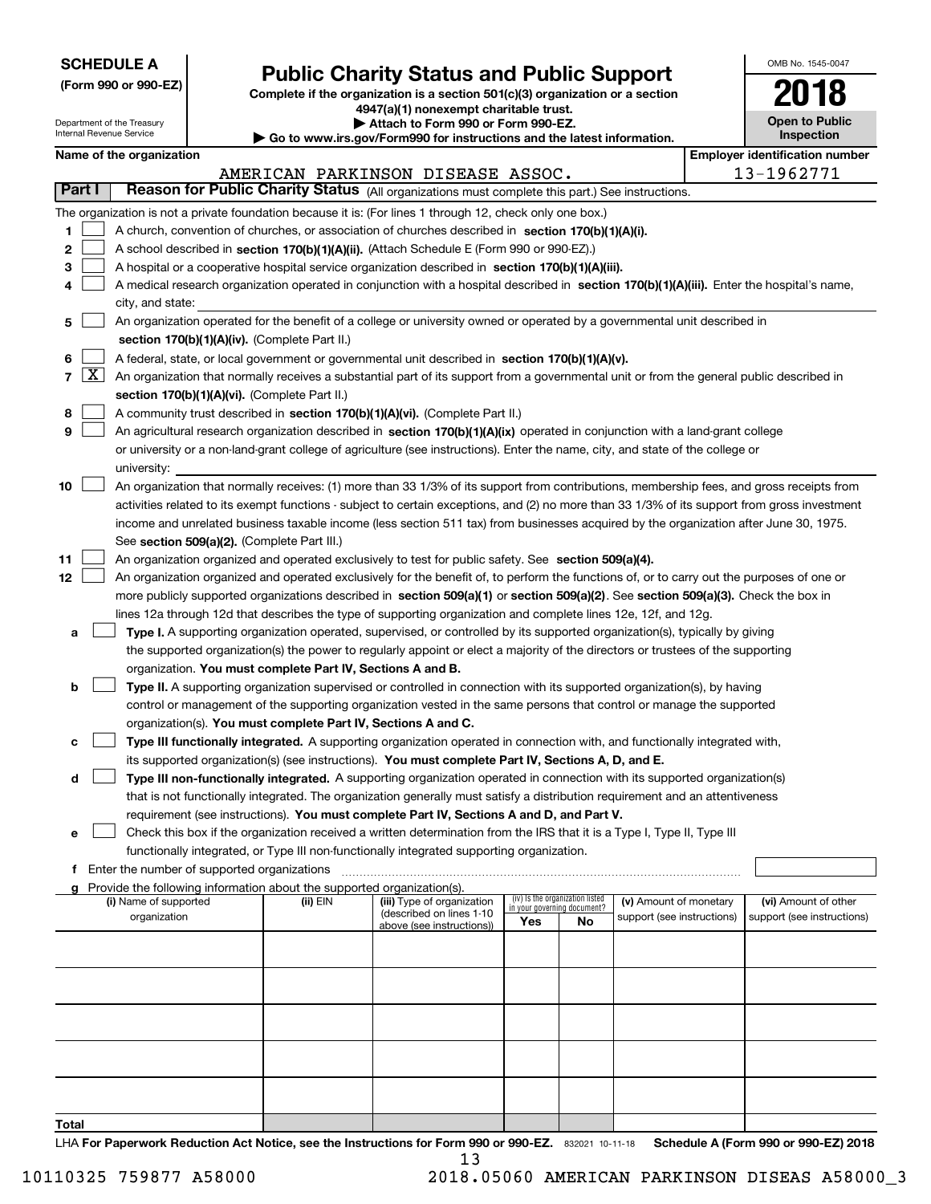**SCHEDULE A**
**(Form 990 or 990-EZ)**

Department of the Treasury
Internal Revenue Service

# Public Charity Status and Public Support

**Complete if the organization is a section 501(c)(3) organization or a section 4947(a)(1) nonexempt charitable trust.**
**▶ Attach to Form 990 or Form 990-EZ.**
**▶ Go to www.irs.gov/Form990 for instructions and the latest information.**

OMB No. 1545-0047
**2018**
**Open to Public Inspection**

**Name of the organization:** AMERICAN PARKINSON DISEASE ASSOC.
**Employer identification number:** 13-1962771

## Part I — Reason for Public Charity Status (All organizations must complete this part.) See instructions.

The organization is not a private foundation because it is: (For lines 1 through 12, check only one box.)

1. ☐ A church, convention of churches, or association of churches described in **section 170(b)(1)(A)(i).**
2. ☐ A school described in **section 170(b)(1)(A)(ii).** (Attach Schedule E (Form 990 or 990-EZ).)
3. ☐ A hospital or a cooperative hospital service organization described in **section 170(b)(1)(A)(iii).**
4. ☐ A medical research organization operated in conjunction with a hospital described in **section 170(b)(1)(A)(iii).** Enter the hospital's name, city, and state:
5. ☐ An organization operated for the benefit of a college or university owned or operated by a governmental unit described in **section 170(b)(1)(A)(iv).** (Complete Part II.)
6. ☐ A federal, state, or local government or governmental unit described in **section 170(b)(1)(A)(v).**
7. ☒ An organization that normally receives a substantial part of its support from a governmental unit or from the general public described in **section 170(b)(1)(A)(vi).** (Complete Part II.)
8. ☐ A community trust described in **section 170(b)(1)(A)(vi).** (Complete Part II.)
9. ☐ An agricultural research organization described in **section 170(b)(1)(A)(ix)** operated in conjunction with a land-grant college or university or a non-land-grant college of agriculture (see instructions). Enter the name, city, and state of the college or university:
10. ☐ An organization that normally receives: (1) more than 33 1/3% of its support from contributions, membership fees, and gross receipts from activities related to its exempt functions - subject to certain exceptions, and (2) no more than 33 1/3% of its support from gross investment income and unrelated business taxable income (less section 511 tax) from businesses acquired by the organization after June 30, 1975. See **section 509(a)(2).** (Complete Part III.)
11. ☐ An organization organized and operated exclusively to test for public safety. See **section 509(a)(4).**
12. ☐ An organization organized and operated exclusively for the benefit of, to perform the functions of, or to carry out the purposes of one or more publicly supported organizations described in **section 509(a)(1)** or **section 509(a)(2)**. See **section 509(a)(3).** Check the box in lines 12a through 12d that describes the type of supporting organization and complete lines 12e, 12f, and 12g.
   - **a** ☐ **Type I.** A supporting organization operated, supervised, or controlled by its supported organization(s), typically by giving the supported organization(s) the power to regularly appoint or elect a majority of the directors or trustees of the supporting organization. **You must complete Part IV, Sections A and B.**
   - **b** ☐ **Type II.** A supporting organization supervised or controlled in connection with its supported organization(s), by having control or management of the supporting organization vested in the same persons that control or manage the supported organization(s). **You must complete Part IV, Sections A and C.**
   - **c** ☐ **Type III functionally integrated.** A supporting organization operated in connection with, and functionally integrated with, its supported organization(s) (see instructions). **You must complete Part IV, Sections A, D, and E.**
   - **d** ☐ **Type III non-functionally integrated.** A supporting organization operated in connection with its supported organization(s) that is not functionally integrated. The organization generally must satisfy a distribution requirement and an attentiveness requirement (see instructions). **You must complete Part IV, Sections A and D, and Part V.**
   - **e** ☐ Check this box if the organization received a written determination from the IRS that it is a Type I, Type II, Type III functionally integrated, or Type III non-functionally integrated supporting organization.
   - **f** Enter the number of supported organizations
   - **g** Provide the following information about the supported organization(s).

| (i) Name of supported organization | (ii) EIN | (iii) Type of organization (described on lines 1-10 above (see instructions)) | (iv) Is the organization listed in your governing document? Yes | No | (v) Amount of monetary support (see instructions) | (vi) Amount of other support (see instructions) |
|---|---|---|---|---|---|---|
| | | | | | | |
| | | | | | | |
| | | | | | | |
| | | | | | | |
| | | | | | | |
| **Total** | | | | | | |

LHA **For Paperwork Reduction Act Notice, see the Instructions for Form 990 or 990-EZ.** 832021 10-11-18 **Schedule A (Form 990 or 990-EZ) 2018**

10110325 759877 A58000 2018.05060 AMERICAN PARKINSON DISEAS A58000_3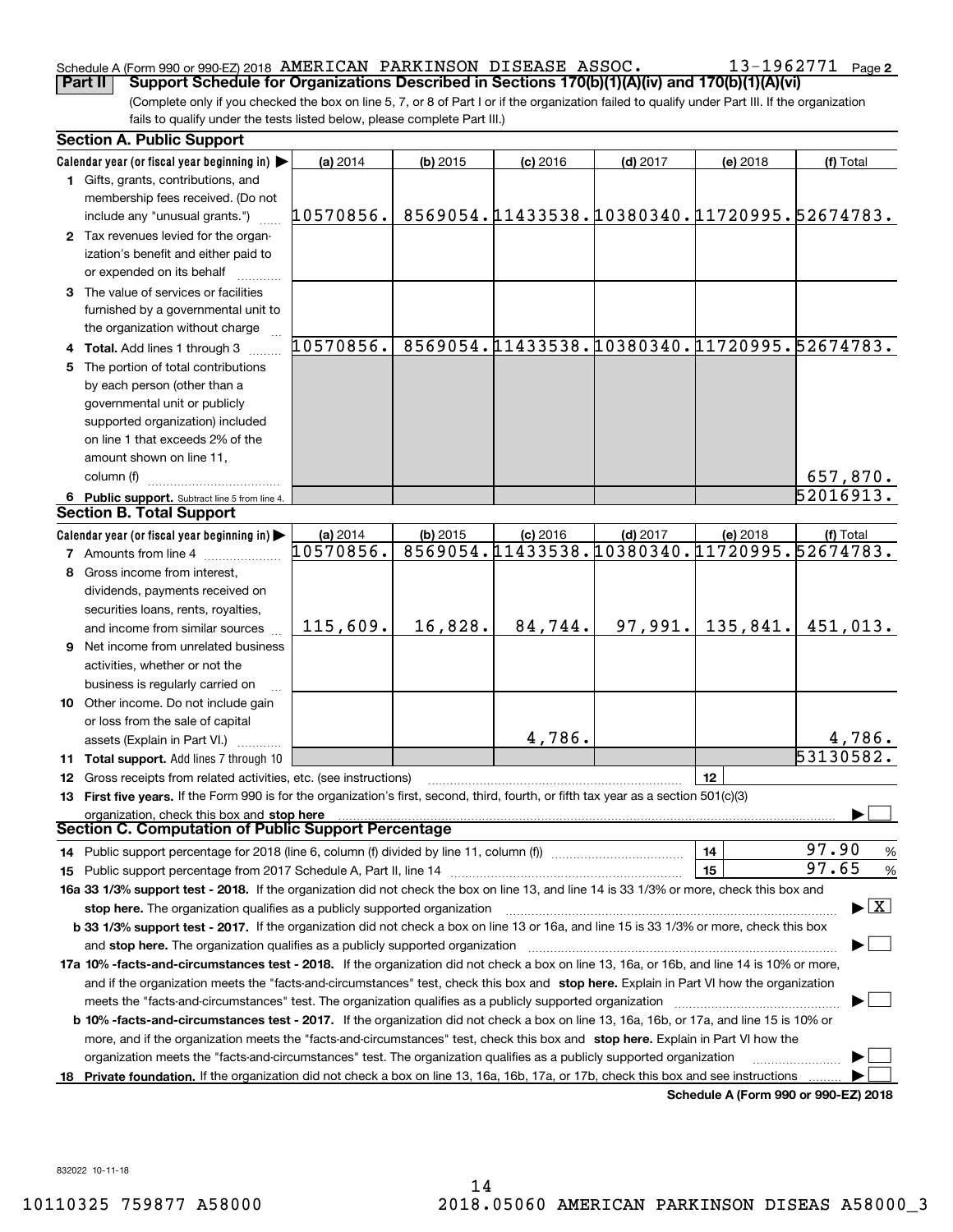Schedule A (Form 990 or 990-EZ) 2018 AMERICAN PARKINSON DISEASE ASSOC. 13-1962771 Page 2

**Part II Support Schedule for Organizations Described in Sections 170(b)(1)(A)(iv) and 170(b)(1)(A)(vi)**

(Complete only if you checked the box on line 5, 7, or 8 of Part I or if the organization failed to qualify under Part III. If the organization fails to qualify under the tests listed below, please complete Part III.)

**Section A. Public Support**

| Calendar year (or fiscal year beginning in) ▶ | (a) 2014 | (b) 2015 | (c) 2016 | (d) 2017 | (e) 2018 | (f) Total |
|---|---|---|---|---|---|---|
| 1 Gifts, grants, contributions, and membership fees received. (Do not include any "unusual grants.") | 10570856. | 8569054. | 11433538. | 10380340. | 11720995. | 52674783. |
| 2 Tax revenues levied for the organization's benefit and either paid to or expended on its behalf | | | | | | |
| 3 The value of services or facilities furnished by a governmental unit to the organization without charge | | | | | | |
| 4 **Total.** Add lines 1 through 3 | 10570856. | 8569054. | 11433538. | 10380340. | 11720995. | 52674783. |
| 5 The portion of total contributions by each person (other than a governmental unit or publicly supported organization) included on line 1 that exceeds 2% of the amount shown on line 11, column (f) | | | | | | 657,870. |
| 6 **Public support.** Subtract line 5 from line 4. | | | | | | 52016913. |

**Section B. Total Support**

| Calendar year (or fiscal year beginning in) ▶ | (a) 2014 | (b) 2015 | (c) 2016 | (d) 2017 | (e) 2018 | (f) Total |
|---|---|---|---|---|---|---|
| 7 Amounts from line 4 | 10570856. | 8569054. | 11433538. | 10380340. | 11720995. | 52674783. |
| 8 Gross income from interest, dividends, payments received on securities loans, rents, royalties, and income from similar sources | 115,609. | 16,828. | 84,744. | 97,991. | 135,841. | 451,013. |
| 9 Net income from unrelated business activities, whether or not the business is regularly carried on | | | | | | |
| 10 Other income. Do not include gain or loss from the sale of capital assets (Explain in Part VI.) | | | 4,786. | | | 4,786. |
| 11 **Total support.** Add lines 7 through 10 | | | | | | 53130582. |

12 Gross receipts from related activities, etc. (see instructions) | 12 |

13 **First five years.** If the Form 990 is for the organization's first, second, third, fourth, or fifth tax year as a section 501(c)(3) organization, check this box and **stop here** ▶ ☐

**Section C. Computation of Public Support Percentage**

14 Public support percentage for 2018 (line 6, column (f) divided by line 11, column (f)) | 14 | 97.90 %

15 Public support percentage from 2017 Schedule A, Part II, line 14 | 15 | 97.65 %

**16a 33 1/3% support test - 2018.** If the organization did not check the box on line 13, and line 14 is 33 1/3% or more, check this box and **stop here.** The organization qualifies as a publicly supported organization ▶ ☒

**b 33 1/3% support test - 2017.** If the organization did not check a box on line 13 or 16a, and line 15 is 33 1/3% or more, check this box and **stop here.** The organization qualifies as a publicly supported organization ▶ ☐

**17a 10% -facts-and-circumstances test - 2018.** If the organization did not check a box on line 13, 16a, or 16b, and line 14 is 10% or more, and if the organization meets the "facts-and-circumstances" test, check this box and **stop here.** Explain in Part VI how the organization meets the "facts-and-circumstances" test. The organization qualifies as a publicly supported organization ▶ ☐

**b 10% -facts-and-circumstances test - 2017.** If the organization did not check a box on line 13, 16a, 16b, or 17a, and line 15 is 10% or more, and if the organization meets the "facts-and-circumstances" test, check this box and **stop here.** Explain in Part VI how the organization meets the "facts-and-circumstances" test. The organization qualifies as a publicly supported organization ▶ ☐

**18 Private foundation.** If the organization did not check a box on line 13, 16a, 16b, 17a, or 17b, check this box and see instructions ▶ ☐

**Schedule A (Form 990 or 990-EZ) 2018**

832022 10-11-18

10110325 759877 A58000 2018.05060 AMERICAN PARKINSON DISEAS A58000_3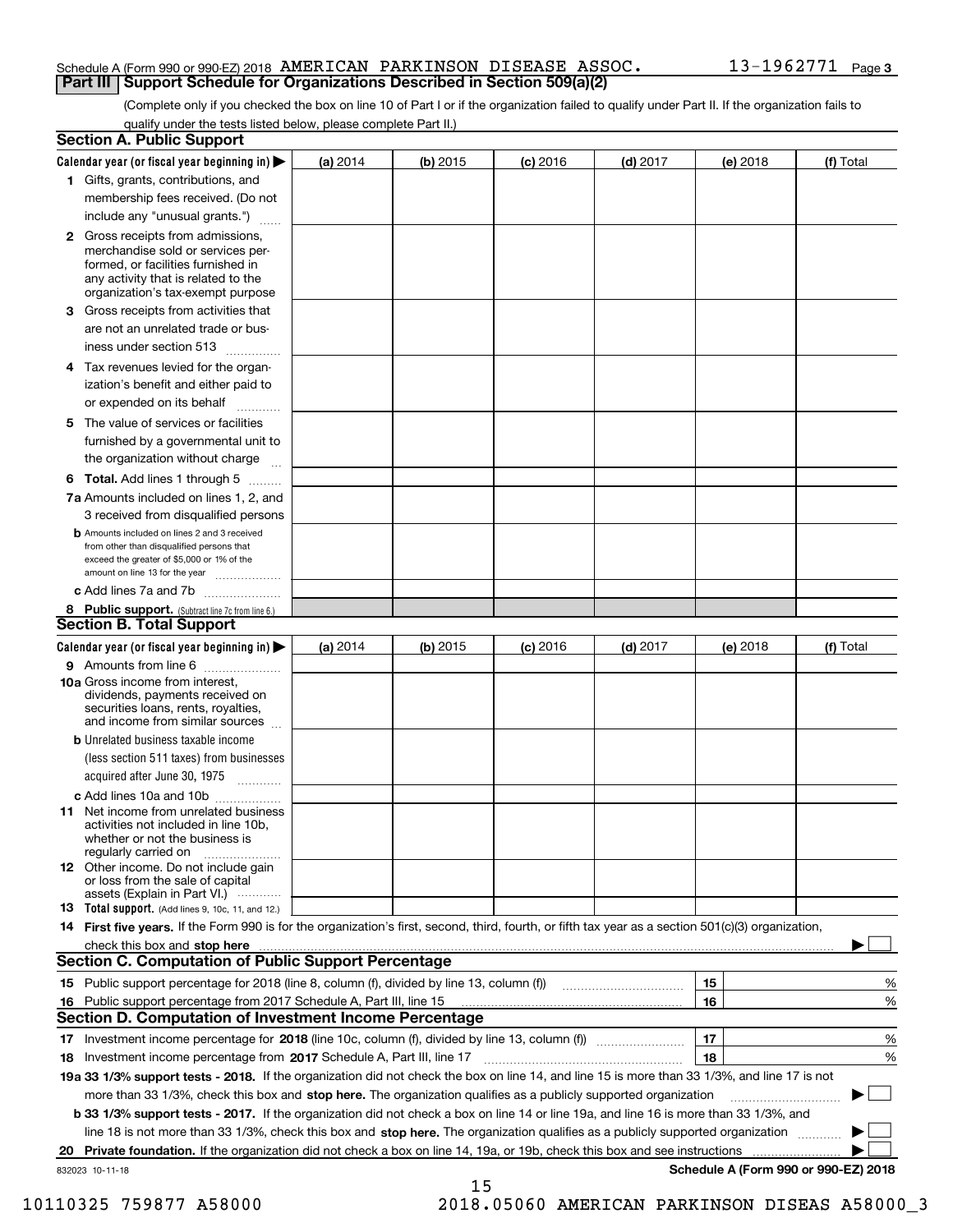Schedule A (Form 990 or 990-EZ) 2018 AMERICAN PARKINSON DISEASE ASSOC. 13-1962771 Page 3

## Part III Support Schedule for Organizations Described in Section 509(a)(2)

(Complete only if you checked the box on line 10 of Part I or if the organization failed to qualify under Part II. If the organization fails to qualify under the tests listed below, please complete Part II.)

### Section A. Public Support

| Calendar year (or fiscal year beginning in) ▶ | (a) 2014 | (b) 2015 | (c) 2016 | (d) 2017 | (e) 2018 | (f) Total |
|---|---|---|---|---|---|---|
| 1 Gifts, grants, contributions, and membership fees received. (Do not include any "unusual grants.") | | | | | | |
| 2 Gross receipts from admissions, merchandise sold or services performed, or facilities furnished in any activity that is related to the organization's tax-exempt purpose | | | | | | |
| 3 Gross receipts from activities that are not an unrelated trade or business under section 513 | | | | | | |
| 4 Tax revenues levied for the organization's benefit and either paid to or expended on its behalf | | | | | | |
| 5 The value of services or facilities furnished by a governmental unit to the organization without charge | | | | | | |
| 6 **Total.** Add lines 1 through 5 | | | | | | |
| 7a Amounts included on lines 1, 2, and 3 received from disqualified persons | | | | | | |
| b Amounts included on lines 2 and 3 received from other than disqualified persons that exceed the greater of $5,000 or 1% of the amount on line 13 for the year | | | | | | |
| c Add lines 7a and 7b | | | | | | |
| 8 **Public support.** (Subtract line 7c from line 6.) | | | | | | |

### Section B. Total Support

| Calendar year (or fiscal year beginning in) ▶ | (a) 2014 | (b) 2015 | (c) 2016 | (d) 2017 | (e) 2018 | (f) Total |
|---|---|---|---|---|---|---|
| 9 Amounts from line 6 | | | | | | |
| 10a Gross income from interest, dividends, payments received on securities loans, rents, royalties, and income from similar sources | | | | | | |
| b Unrelated business taxable income (less section 511 taxes) from businesses acquired after June 30, 1975 | | | | | | |
| c Add lines 10a and 10b | | | | | | |
| 11 Net income from unrelated business activities not included in line 10b, whether or not the business is regularly carried on | | | | | | |
| 12 Other income. Do not include gain or loss from the sale of capital assets (Explain in Part VI.) | | | | | | |
| 13 **Total support.** (Add lines 9, 10c, 11, and 12.) | | | | | | |

14 **First five years.** If the Form 990 is for the organization's first, second, third, fourth, or fifth tax year as a section 501(c)(3) organization, check this box and **stop here** ▶ ☐

### Section C. Computation of Public Support Percentage

| | | | |
|---|---|---|---|
| 15 | Public support percentage for 2018 (line 8, column (f), divided by line 13, column (f)) | 15 | % |
| 16 | Public support percentage from 2017 Schedule A, Part III, line 15 | 16 | % |

### Section D. Computation of Investment Income Percentage

| | | | |
|---|---|---|---|
| 17 | Investment income percentage for **2018** (line 10c, column (f), divided by line 13, column (f)) | 17 | % |
| 18 | Investment income percentage from **2017** Schedule A, Part III, line 17 | 18 | % |

**19a 33 1/3% support tests - 2018.** If the organization did not check the box on line 14, and line 15 is more than 33 1/3%, and line 17 is not more than 33 1/3%, check this box and **stop here.** The organization qualifies as a publicly supported organization ▶ ☐

**b 33 1/3% support tests - 2017.** If the organization did not check a box on line 14 or line 19a, and line 16 is more than 33 1/3%, and line 18 is not more than 33 1/3%, check this box and **stop here.** The organization qualifies as a publicly supported organization ▶ ☐

**20 Private foundation.** If the organization did not check a box on line 14, 19a, or 19b, check this box and see instructions ▶ ☐

832023 10-11-18

**Schedule A (Form 990 or 990-EZ) 2018**

10110325 759877 A58000 2018.05060 AMERICAN PARKINSON DISEAS A58000_3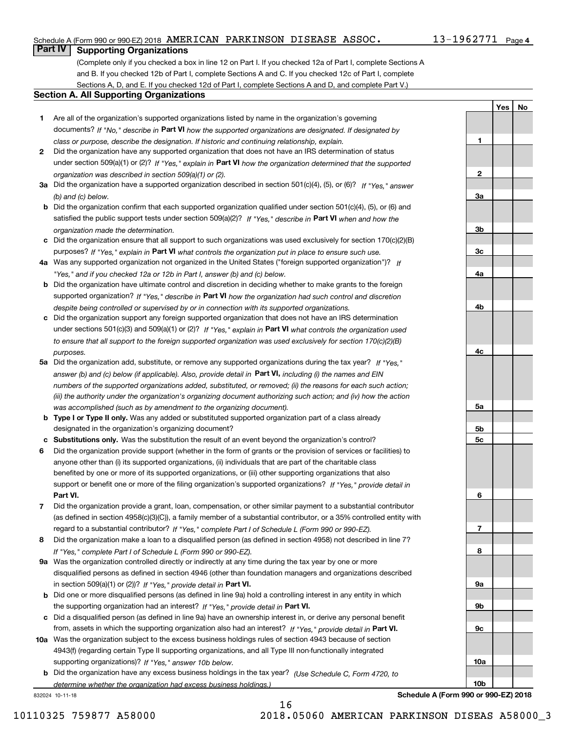Schedule A (Form 990 or 990-EZ) 2018 AMERICAN PARKINSON DISEASE ASSOC. 13-1962771 Page 4

## Part IV Supporting Organizations

(Complete only if you checked a box in line 12 on Part I. If you checked 12a of Part I, complete Sections A and B. If you checked 12b of Part I, complete Sections A and C. If you checked 12c of Part I, complete Sections A, D, and E. If you checked 12d of Part I, complete Sections A and D, and complete Part V.)

### Section A. All Supporting Organizations

| | | | Yes | No |
|---|---|---|---|---|
| **1** | Are all of the organization's supported organizations listed by name in the organization's governing documents? *If "No," describe in* **Part VI** *how the supported organizations are designated. If designated by class or purpose, describe the designation. If historic and continuing relationship, explain.* | 1 | | |
| **2** | Did the organization have any supported organization that does not have an IRS determination of status under section 509(a)(1) or (2)? *If "Yes," explain in* **Part VI** *how the organization determined that the supported organization was described in section 509(a)(1) or (2).* | 2 | | |
| **3a** | Did the organization have a supported organization described in section 501(c)(4), (5), or (6)? *If "Yes," answer (b) and (c) below.* | 3a | | |
| **b** | Did the organization confirm that each supported organization qualified under section 501(c)(4), (5), or (6) and satisfied the public support tests under section 509(a)(2)? *If "Yes," describe in* **Part VI** *when and how the organization made the determination.* | 3b | | |
| **c** | Did the organization ensure that all support to such organizations was used exclusively for section 170(c)(2)(B) purposes? *If "Yes," explain in* **Part VI** *what controls the organization put in place to ensure such use.* | 3c | | |
| **4a** | Was any supported organization not organized in the United States ("foreign supported organization")? *If "Yes," and if you checked 12a or 12b in Part I, answer (b) and (c) below.* | 4a | | |
| **b** | Did the organization have ultimate control and discretion in deciding whether to make grants to the foreign supported organization? *If "Yes," describe in* **Part VI** *how the organization had such control and discretion despite being controlled or supervised by or in connection with its supported organizations.* | 4b | | |
| **c** | Did the organization support any foreign supported organization that does not have an IRS determination under sections 501(c)(3) and 509(a)(1) or (2)? *If "Yes," explain in* **Part VI** *what controls the organization used to ensure that all support to the foreign supported organization was used exclusively for section 170(c)(2)(B) purposes.* | 4c | | |
| **5a** | Did the organization add, substitute, or remove any supported organizations during the tax year? *If "Yes," answer (b) and (c) below (if applicable). Also, provide detail in* **Part VI,** *including (i) the names and EIN numbers of the supported organizations added, substituted, or removed; (ii) the reasons for each such action; (iii) the authority under the organization's organizing document authorizing such action; and (iv) how the action was accomplished (such as by amendment to the organizing document).* | 5a | | |
| **b** | **Type I or Type II only.** Was any added or substituted supported organization part of a class already designated in the organization's organizing document? | 5b | | |
| **c** | **Substitutions only.** Was the substitution the result of an event beyond the organization's control? | 5c | | |
| **6** | Did the organization provide support (whether in the form of grants or the provision of services or facilities) to anyone other than (i) its supported organizations, (ii) individuals that are part of the charitable class benefited by one or more of its supported organizations, or (iii) other supporting organizations that also support or benefit one or more of the filing organization's supported organizations? *If "Yes," provide detail in* **Part VI.** | 6 | | |
| **7** | Did the organization provide a grant, loan, compensation, or other similar payment to a substantial contributor (as defined in section 4958(c)(3)(C)), a family member of a substantial contributor, or a 35% controlled entity with regard to a substantial contributor? *If "Yes," complete Part I of Schedule L (Form 990 or 990-EZ).* | 7 | | |
| **8** | Did the organization make a loan to a disqualified person (as defined in section 4958) not described in line 7? *If "Yes," complete Part I of Schedule L (Form 990 or 990-EZ).* | 8 | | |
| **9a** | Was the organization controlled directly or indirectly at any time during the tax year by one or more disqualified persons as defined in section 4946 (other than foundation managers and organizations described in section 509(a)(1) or (2))? *If "Yes," provide detail in* **Part VI.** | 9a | | |
| **b** | Did one or more disqualified persons (as defined in line 9a) hold a controlling interest in any entity in which the supporting organization had an interest? *If "Yes," provide detail in* **Part VI.** | 9b | | |
| **c** | Did a disqualified person (as defined in line 9a) have an ownership interest in, or derive any personal benefit from, assets in which the supporting organization also had an interest? *If "Yes," provide detail in* **Part VI.** | 9c | | |
| **10a** | Was the organization subject to the excess business holdings rules of section 4943 because of section 4943(f) (regarding certain Type II supporting organizations, and all Type III non-functionally integrated supporting organizations)? *If "Yes," answer 10b below.* | 10a | | |
| **b** | Did the organization have any excess business holdings in the tax year? *(Use Schedule C, Form 4720, to determine whether the organization had excess business holdings.)* | 10b | | |

832024 10-11-18 **Schedule A (Form 990 or 990-EZ) 2018**

10110325 759877 A58000 2018.05060 AMERICAN PARKINSON DISEAS A58000_3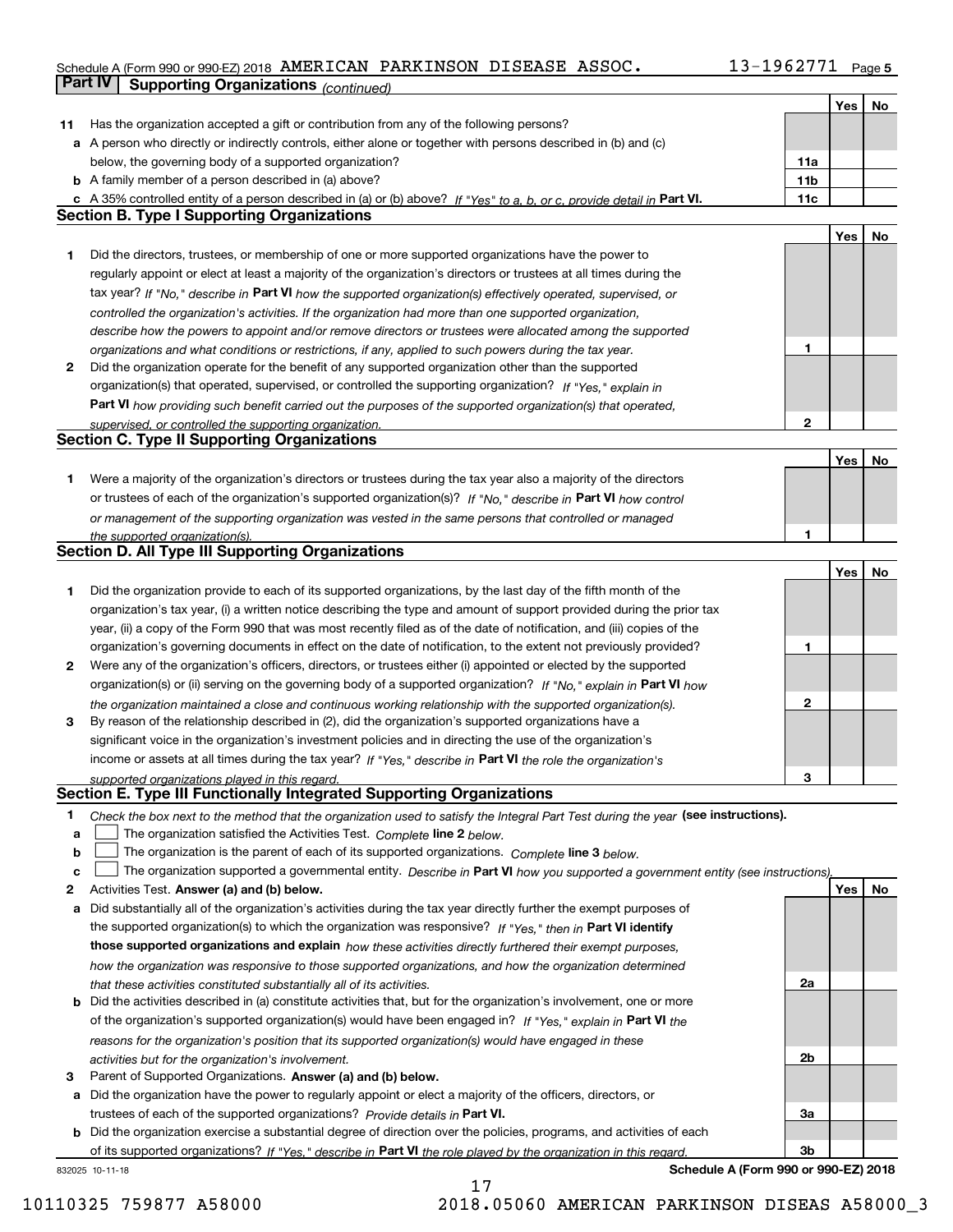Schedule A (Form 990 or 990-EZ) 2018 AMERICAN PARKINSON DISEASE ASSOC. 13-1962771 Page **5**

## Part IV Supporting Organizations *(continued)*

| | | | Yes | No |
|---|---|---|---|---|
| **11** | Has the organization accepted a gift or contribution from any of the following persons? | | | |
| **a** | A person who directly or indirectly controls, either alone or together with persons described in (b) and (c) below, the governing body of a supported organization? | **11a** | | |
| **b** | A family member of a person described in (a) above? | **11b** | | |
| **c** | A 35% controlled entity of a person described in (a) or (b) above? *If "Yes" to a, b, or c, provide detail in* **Part VI.** | **11c** | | |

### Section B. Type I Supporting Organizations

| | | | Yes | No |
|---|---|---|---|---|
| **1** | Did the directors, trustees, or membership of one or more supported organizations have the power to regularly appoint or elect at least a majority of the organization's directors or trustees at all times during the tax year? *If "No," describe in* **Part VI** *how the supported organization(s) effectively operated, supervised, or controlled the organization's activities. If the organization had more than one supported organization, describe how the powers to appoint and/or remove directors or trustees were allocated among the supported organizations and what conditions or restrictions, if any, applied to such powers during the tax year.* | **1** | | |
| **2** | Did the organization operate for the benefit of any supported organization other than the supported organization(s) that operated, supervised, or controlled the supporting organization? *If "Yes," explain in* **Part VI** *how providing such benefit carried out the purposes of the supported organization(s) that operated, supervised, or controlled the supporting organization.* | **2** | | |

### Section C. Type II Supporting Organizations

| | | | Yes | No |
|---|---|---|---|---|
| **1** | Were a majority of the organization's directors or trustees during the tax year also a majority of the directors or trustees of each of the organization's supported organization(s)? *If "No," describe in* **Part VI** *how control or management of the supporting organization was vested in the same persons that controlled or managed the supported organization(s).* | **1** | | |

### Section D. All Type III Supporting Organizations

| | | | Yes | No |
|---|---|---|---|---|
| **1** | Did the organization provide to each of its supported organizations, by the last day of the fifth month of the organization's tax year, (i) a written notice describing the type and amount of support provided during the prior tax year, (ii) a copy of the Form 990 that was most recently filed as of the date of notification, and (iii) copies of the organization's governing documents in effect on the date of notification, to the extent not previously provided? | **1** | | |
| **2** | Were any of the organization's officers, directors, or trustees either (i) appointed or elected by the supported organization(s) or (ii) serving on the governing body of a supported organization? *If "No," explain in* **Part VI** *how the organization maintained a close and continuous working relationship with the supported organization(s).* | **2** | | |
| **3** | By reason of the relationship described in (2), did the organization's supported organizations have a significant voice in the organization's investment policies and in directing the use of the organization's income or assets at all times during the tax year? *If "Yes," describe in* **Part VI** *the role the organization's supported organizations played in this regard.* | **3** | | |

### Section E. Type III Functionally Integrated Supporting Organizations

**1** *Check the box next to the method that the organization used to satisfy the Integral Part Test during the year* **(see instructions).**

- **a** ☐ The organization satisfied the Activities Test. *Complete* **line 2** *below.*
- **b** ☐ The organization is the parent of each of its supported organizations. *Complete* **line 3** *below.*
- **c** ☐ The organization supported a governmental entity. *Describe in* **Part VI** *how you supported a government entity (see instructions).*

| | | | Yes | No |
|---|---|---|---|---|
| **2** | Activities Test. **Answer (a) and (b) below.** | | | |
| **a** | Did substantially all of the organization's activities during the tax year directly further the exempt purposes of the supported organization(s) to which the organization was responsive? *If "Yes," then in* **Part VI identify those supported organizations and explain** *how these activities directly furthered their exempt purposes, how the organization was responsive to those supported organizations, and how the organization determined that these activities constituted substantially all of its activities.* | **2a** | | |
| **b** | Did the activities described in (a) constitute activities that, but for the organization's involvement, one or more of the organization's supported organization(s) would have been engaged in? *If "Yes," explain in* **Part VI** *the reasons for the organization's position that its supported organization(s) would have engaged in these activities but for the organization's involvement.* | **2b** | | |
| **3** | Parent of Supported Organizations. **Answer (a) and (b) below.** | | | |
| **a** | Did the organization have the power to regularly appoint or elect a majority of the officers, directors, or trustees of each of the supported organizations? *Provide details in* **Part VI.** | **3a** | | |
| **b** | Did the organization exercise a substantial degree of direction over the policies, programs, and activities of each of its supported organizations? *If "Yes," describe in* **Part VI** *the role played by the organization in this regard.* | **3b** | | |

832025 10-11-18 **Schedule A (Form 990 or 990-EZ) 2018**

10110325 759877 A58000 2018.05060 AMERICAN PARKINSON DISEAS A58000_3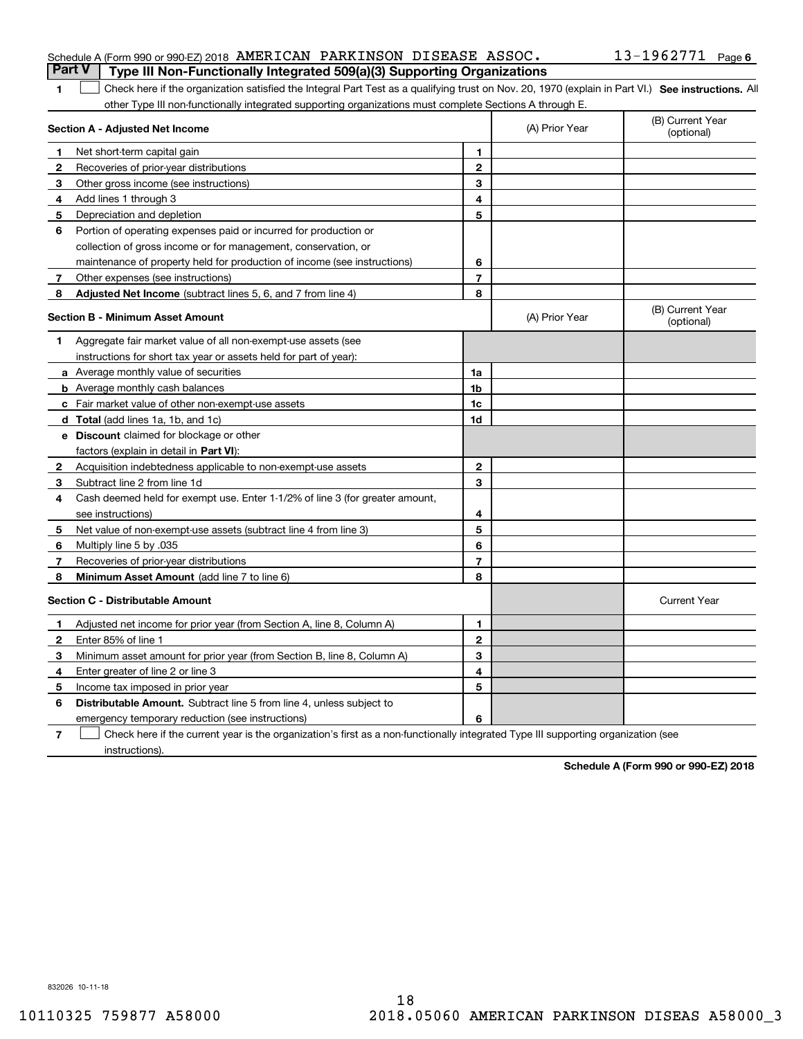Schedule A (Form 990 or 990-EZ) 2018 AMERICAN PARKINSON DISEASE ASSOC. 13-1962771 Page 6

## Part V Type III Non-Functionally Integrated 509(a)(3) Supporting Organizations

1 ☐ Check here if the organization satisfied the Integral Part Test as a qualifying trust on Nov. 20, 1970 (explain in Part VI.) **See instructions.** All other Type III non-functionally integrated supporting organizations must complete Sections A through E.

| **Section A - Adjusted Net Income** | | | (A) Prior Year | (B) Current Year (optional) |
|---|---|---|---|---|
| 1 | Net short-term capital gain | 1 | | |
| 2 | Recoveries of prior-year distributions | 2 | | |
| 3 | Other gross income (see instructions) | 3 | | |
| 4 | Add lines 1 through 3 | 4 | | |
| 5 | Depreciation and depletion | 5 | | |
| 6 | Portion of operating expenses paid or incurred for production or collection of gross income or for management, conservation, or maintenance of property held for production of income (see instructions) | 6 | | |
| 7 | Other expenses (see instructions) | 7 | | |
| 8 | **Adjusted Net Income** (subtract lines 5, 6, and 7 from line 4) | 8 | | |

| **Section B - Minimum Asset Amount** | | | (A) Prior Year | (B) Current Year (optional) |
|---|---|---|---|---|
| 1 | Aggregate fair market value of all non-exempt-use assets (see instructions for short tax year or assets held for part of year): | | | |
| a | Average monthly value of securities | 1a | | |
| b | Average monthly cash balances | 1b | | |
| c | Fair market value of other non-exempt-use assets | 1c | | |
| d | **Total** (add lines 1a, 1b, and 1c) | 1d | | |
| e | **Discount** claimed for blockage or other factors (explain in detail in **Part VI**): | | | |
| 2 | Acquisition indebtedness applicable to non-exempt-use assets | 2 | | |
| 3 | Subtract line 2 from line 1d | 3 | | |
| 4 | Cash deemed held for exempt use. Enter 1-1/2% of line 3 (for greater amount, see instructions) | 4 | | |
| 5 | Net value of non-exempt-use assets (subtract line 4 from line 3) | 5 | | |
| 6 | Multiply line 5 by .035 | 6 | | |
| 7 | Recoveries of prior-year distributions | 7 | | |
| 8 | **Minimum Asset Amount** (add line 7 to line 6) | 8 | | |

| **Section C - Distributable Amount** | | | | Current Year |
|---|---|---|---|---|
| 1 | Adjusted net income for prior year (from Section A, line 8, Column A) | 1 | | |
| 2 | Enter 85% of line 1 | 2 | | |
| 3 | Minimum asset amount for prior year (from Section B, line 8, Column A) | 3 | | |
| 4 | Enter greater of line 2 or line 3 | 4 | | |
| 5 | Income tax imposed in prior year | 5 | | |
| 6 | **Distributable Amount.** Subtract line 5 from line 4, unless subject to emergency temporary reduction (see instructions) | 6 | | |

7 ☐ Check here if the current year is the organization's first as a non-functionally integrated Type III supporting organization (see instructions).

**Schedule A (Form 990 or 990-EZ) 2018**

832026 10-11-18

10110325 759877 A58000 2018.05060 AMERICAN PARKINSON DISEAS A58000_3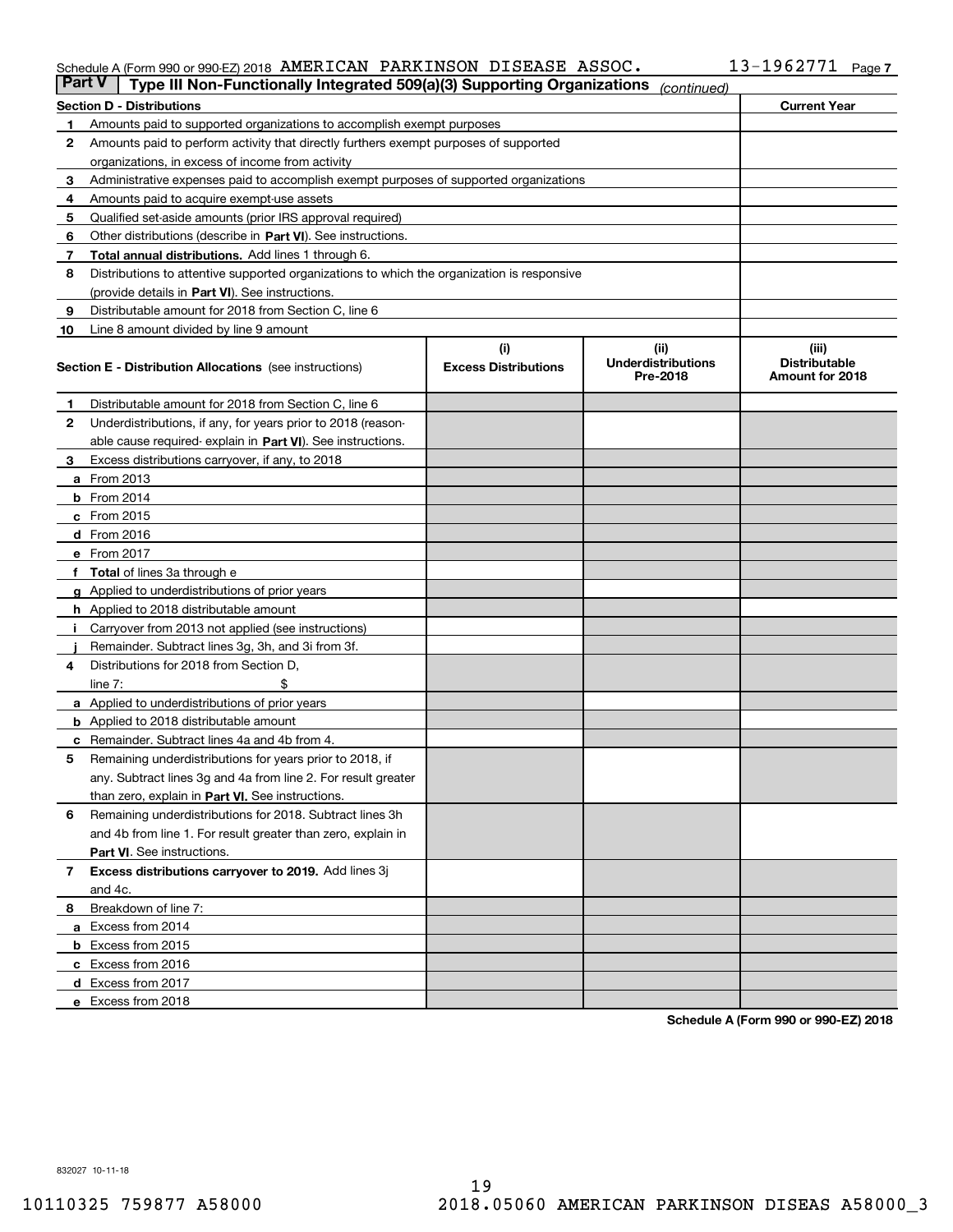Schedule A (Form 990 or 990-EZ) 2018 AMERICAN PARKINSON DISEASE ASSOC. 13-1962771

## Part V Type III Non-Functionally Integrated 509(a)(3) Supporting Organizations *(continued)*

| Section D - Distributions | | Current Year |
|---|---|---|
| 1 | Amounts paid to supported organizations to accomplish exempt purposes | |
| 2 | Amounts paid to perform activity that directly furthers exempt purposes of supported organizations, in excess of income from activity | |
| 3 | Administrative expenses paid to accomplish exempt purposes of supported organizations | |
| 4 | Amounts paid to acquire exempt-use assets | |
| 5 | Qualified set-aside amounts (prior IRS approval required) | |
| 6 | Other distributions (describe in **Part VI**). See instructions. | |
| 7 | **Total annual distributions.** Add lines 1 through 6. | |
| 8 | Distributions to attentive supported organizations to which the organization is responsive (provide details in **Part VI**). See instructions. | |
| 9 | Distributable amount for 2018 from Section C, line 6 | |
| 10 | Line 8 amount divided by line 9 amount | |

| Section E - Distribution Allocations (see instructions) | (i) Excess Distributions | (ii) Underdistributions Pre-2018 | (iii) Distributable Amount for 2018 |
|---|---|---|---|
| **1** Distributable amount for 2018 from Section C, line 6 | | | |
| **2** Underdistributions, if any, for years prior to 2018 (reasonable cause required- explain in **Part VI**). See instructions. | | | |
| **3** Excess distributions carryover, if any, to 2018 | | | |
| **a** From 2013 | | | |
| **b** From 2014 | | | |
| **c** From 2015 | | | |
| **d** From 2016 | | | |
| **e** From 2017 | | | |
| **f Total** of lines 3a through e | | | |
| **g** Applied to underdistributions of prior years | | | |
| **h** Applied to 2018 distributable amount | | | |
| **i** Carryover from 2013 not applied (see instructions) | | | |
| **j** Remainder. Subtract lines 3g, 3h, and 3i from 3f. | | | |
| **4** Distributions for 2018 from Section D, line 7: $ | | | |
| **a** Applied to underdistributions of prior years | | | |
| **b** Applied to 2018 distributable amount | | | |
| **c** Remainder. Subtract lines 4a and 4b from 4. | | | |
| **5** Remaining underdistributions for years prior to 2018, if any. Subtract lines 3g and 4a from line 2. For result greater than zero, explain in **Part VI.** See instructions. | | | |
| **6** Remaining underdistributions for 2018. Subtract lines 3h and 4b from line 1. For result greater than zero, explain in **Part VI**. See instructions. | | | |
| **7 Excess distributions carryover to 2019.** Add lines 3j and 4c. | | | |
| **8** Breakdown of line 7: | | | |
| **a** Excess from 2014 | | | |
| **b** Excess from 2015 | | | |
| **c** Excess from 2016 | | | |
| **d** Excess from 2017 | | | |
| **e** Excess from 2018 | | | |

**Schedule A (Form 990 or 990-EZ) 2018**

832027 10-11-18

10110325 759877 A58000 2018.05060 AMERICAN PARKINSON DISEAS A58000_3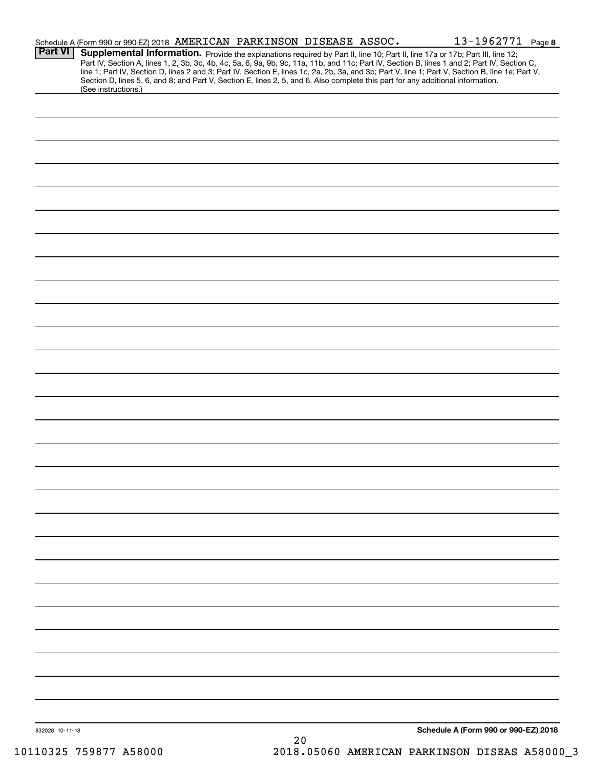Schedule A (Form 990 or 990-EZ) 2018 AMERICAN PARKINSON DISEASE ASSOC. 13-1962771 Page 8

**Part VI** **Supplemental Information.** Provide the explanations required by Part II, line 10; Part II, line 17a or 17b; Part III, line 12; Part IV, Section A, lines 1, 2, 3b, 3c, 4b, 4c, 5a, 6, 9a, 9b, 9c, 11a, 11b, and 11c; Part IV, Section B, lines 1 and 2; Part IV, Section C, line 1; Part IV, Section D, lines 2 and 3; Part IV, Section E, lines 1c, 2a, 2b, 3a, and 3b; Part V, line 1; Part V, Section B, line 1e; Part V, Section D, lines 5, 6, and 8; and Part V, Section E, lines 2, 5, and 6. Also complete this part for any additional information. (See instructions.)

832028 10-11-18

**Schedule A (Form 990 or 990-EZ) 2018**

10110325 759877 A58000 2018.05060 AMERICAN PARKINSON DISEAS A58000_3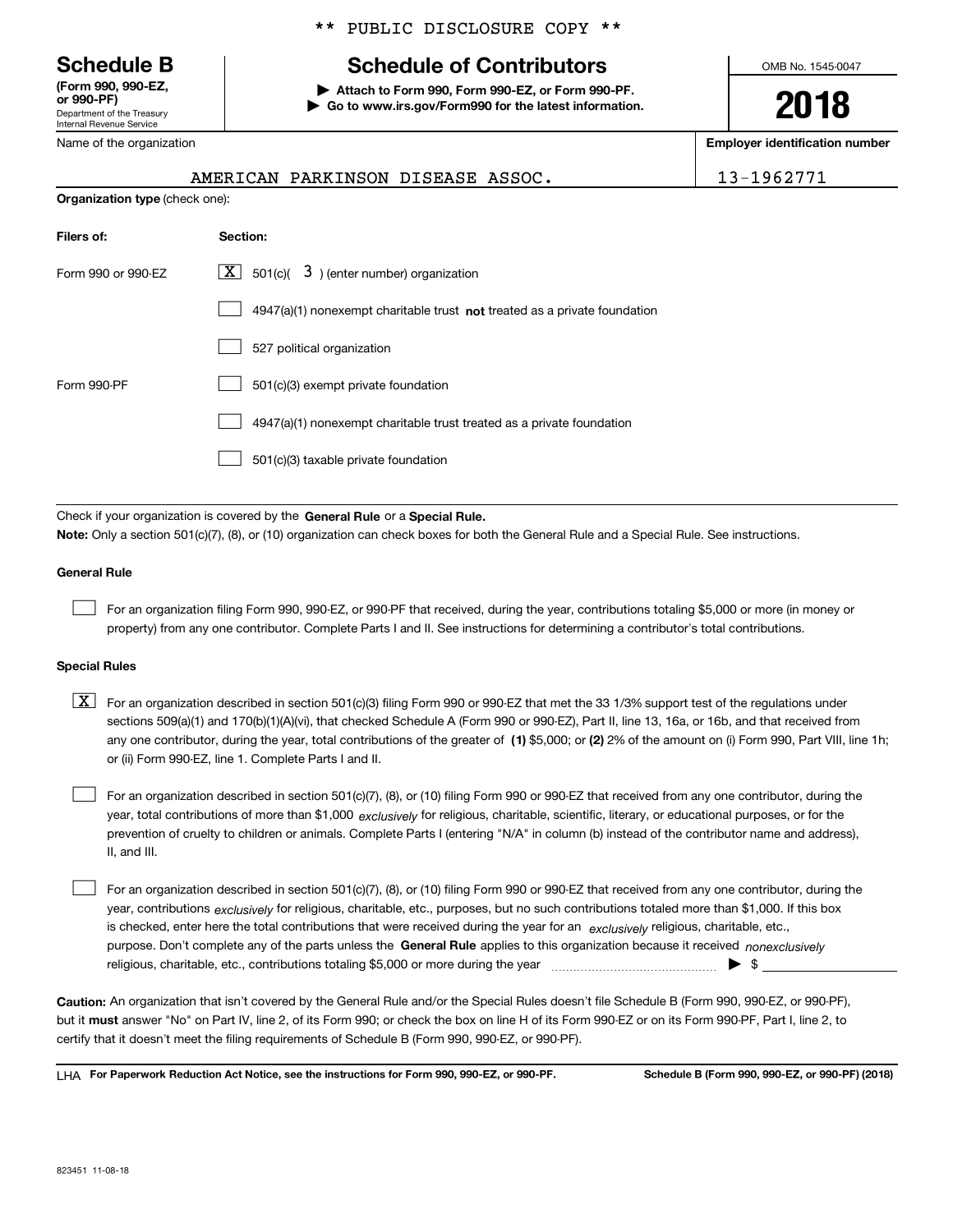** PUBLIC DISCLOSURE COPY **

# Schedule B

**(Form 990, 990-EZ, or 990-PF)**
Department of the Treasury
Internal Revenue Service

## Schedule of Contributors

▶ **Attach to Form 990, Form 990-EZ, or Form 990-PF.**
▶ **Go to www.irs.gov/Form990 for the latest information.**

OMB No. 1545-0047

**2018**

Name of the organization: AMERICAN PARKINSON DISEASE ASSOC.

**Employer identification number**: 13-1962771

**Organization type** (check one):

| **Filers of:** | **Section:** |
|---|---|
| Form 990 or 990-EZ | [X] 501(c)( 3 ) (enter number) organization |
| | [ ] 4947(a)(1) nonexempt charitable trust **not** treated as a private foundation |
| | [ ] 527 political organization |
| Form 990-PF | [ ] 501(c)(3) exempt private foundation |
| | [ ] 4947(a)(1) nonexempt charitable trust treated as a private foundation |
| | [ ] 501(c)(3) taxable private foundation |

Check if your organization is covered by the **General Rule** or a **Special Rule.**

**Note:** Only a section 501(c)(7), (8), or (10) organization can check boxes for both the General Rule and a Special Rule. See instructions.

**General Rule**

[ ] For an organization filing Form 990, 990-EZ, or 990-PF that received, during the year, contributions totaling $5,000 or more (in money or property) from any one contributor. Complete Parts I and II. See instructions for determining a contributor's total contributions.

**Special Rules**

[X] For an organization described in section 501(c)(3) filing Form 990 or 990-EZ that met the 33 1/3% support test of the regulations under sections 509(a)(1) and 170(b)(1)(A)(vi), that checked Schedule A (Form 990 or 990-EZ), Part II, line 13, 16a, or 16b, and that received from any one contributor, during the year, total contributions of the greater of **(1)** $5,000; or **(2)** 2% of the amount on (i) Form 990, Part VIII, line 1h; or (ii) Form 990-EZ, line 1. Complete Parts I and II.

[ ] For an organization described in section 501(c)(7), (8), or (10) filing Form 990 or 990-EZ that received from any one contributor, during the year, total contributions of more than $1,000 *exclusively* for religious, charitable, scientific, literary, or educational purposes, or for the prevention of cruelty to children or animals. Complete Parts I (entering "N/A" in column (b) instead of the contributor name and address), II, and III.

[ ] For an organization described in section 501(c)(7), (8), or (10) filing Form 990 or 990-EZ that received from any one contributor, during the year, contributions *exclusively* for religious, charitable, etc., purposes, but no such contributions totaled more than $1,000. If this box is checked, enter here the total contributions that were received during the year for an *exclusively* religious, charitable, etc., purpose. Don't complete any of the parts unless the **General Rule** applies to this organization because it received *nonexclusively* religious, charitable, etc., contributions totaling $5,000 or more during the year ▶ $

**Caution:** An organization that isn't covered by the General Rule and/or the Special Rules doesn't file Schedule B (Form 990, 990-EZ, or 990-PF), but it **must** answer "No" on Part IV, line 2, of its Form 990; or check the box on line H of its Form 990-EZ or on its Form 990-PF, Part I, line 2, to certify that it doesn't meet the filing requirements of Schedule B (Form 990, 990-EZ, or 990-PF).

LHA **For Paperwork Reduction Act Notice, see the instructions for Form 990, 990-EZ, or 990-PF.** **Schedule B (Form 990, 990-EZ, or 990-PF) (2018)**

823451 11-08-18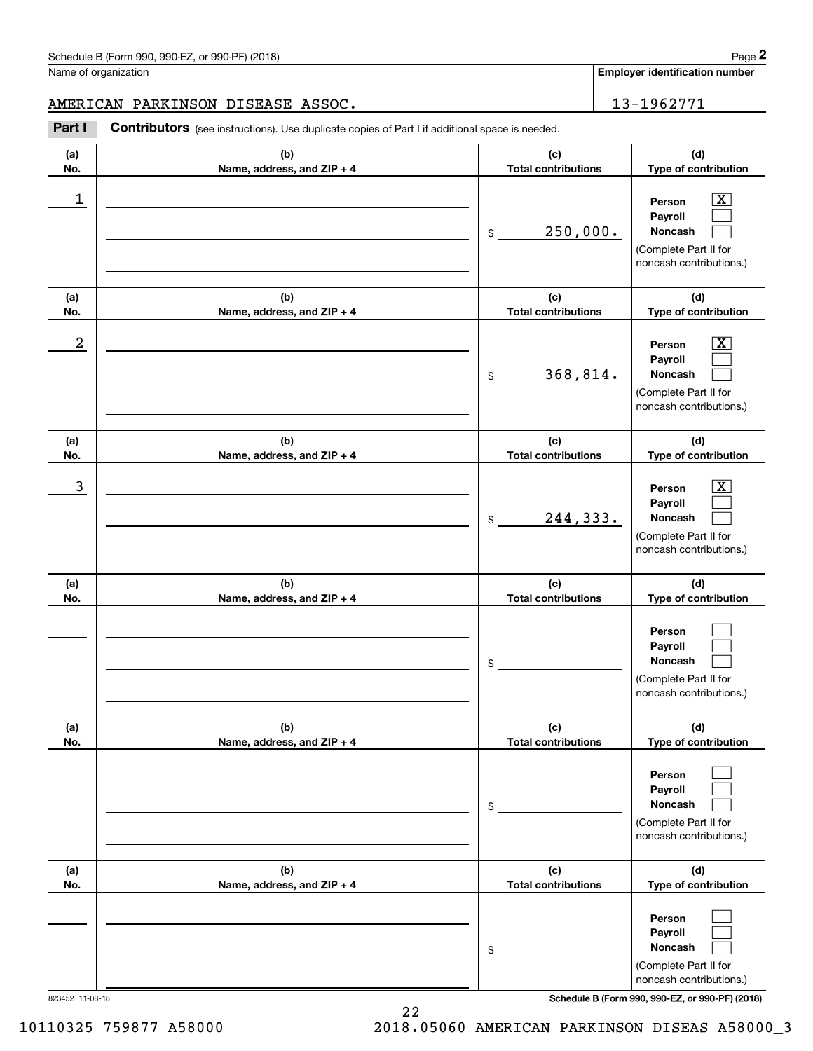Schedule B (Form 990, 990-EZ, or 990-PF) (2018)

Name of organization: AMERICAN PARKINSON DISEASE ASSOC.

Employer identification number: 13-1962771

**Part I** **Contributors** (see instructions). Use duplicate copies of Part I if additional space is needed.

| (a) No. | (b) Name, address, and ZIP + 4 | (c) Total contributions | (d) Type of contribution |
|---|---|---|---|
| 1 | | $ 250,000. | Person [X] Payroll [ ] Noncash [ ] (Complete Part II for noncash contributions.) |
| 2 | | $ 368,814. | Person [X] Payroll [ ] Noncash [ ] (Complete Part II for noncash contributions.) |
| 3 | | $ 244,333. | Person [X] Payroll [ ] Noncash [ ] (Complete Part II for noncash contributions.) |
| | | $ | Person [ ] Payroll [ ] Noncash [ ] (Complete Part II for noncash contributions.) |
| | | $ | Person [ ] Payroll [ ] Noncash [ ] (Complete Part II for noncash contributions.) |
| | | $ | Person [ ] Payroll [ ] Noncash [ ] (Complete Part II for noncash contributions.) |

823452 11-08-18

10110325 759877 A58000 2018.05060 AMERICAN PARKINSON DISEAS A58000_3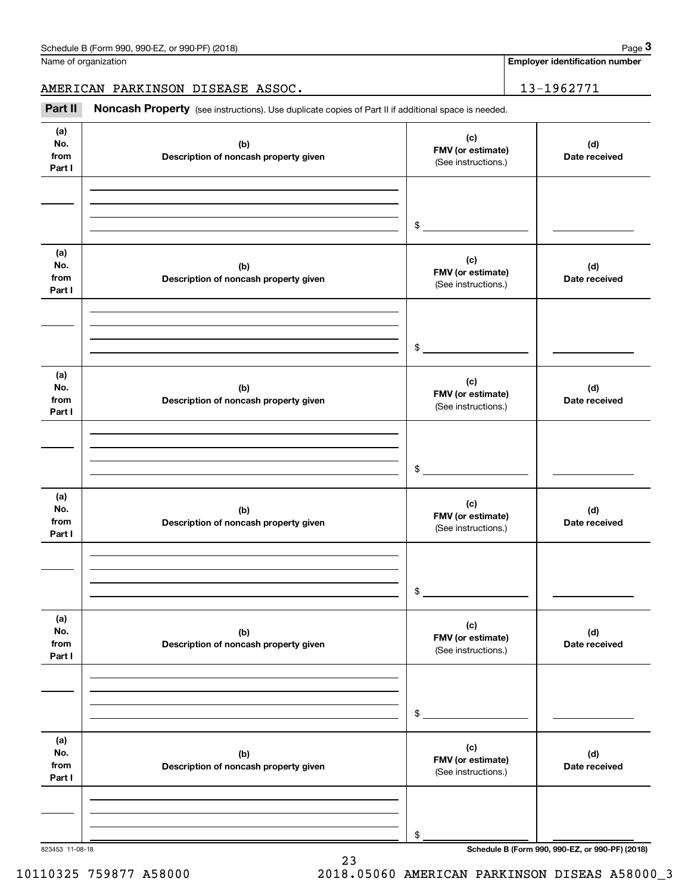Name of organization

AMERICAN PARKINSON DISEASE ASSOC.

**Employer identification number**

13-1962771

**Part II** **Noncash Property** (see instructions). Use duplicate copies of Part II if additional space is needed.

| (a) No. from Part I | (b) Description of noncash property given | (c) FMV (or estimate) (See instructions.) | (d) Date received |
|---|---|---|---|
| | | $ | |

| (a) No. from Part I | (b) Description of noncash property given | (c) FMV (or estimate) (See instructions.) | (d) Date received |
|---|---|---|---|
| | | $ | |

| (a) No. from Part I | (b) Description of noncash property given | (c) FMV (or estimate) (See instructions.) | (d) Date received |
|---|---|---|---|
| | | $ | |

| (a) No. from Part I | (b) Description of noncash property given | (c) FMV (or estimate) (See instructions.) | (d) Date received |
|---|---|---|---|
| | | $ | |

| (a) No. from Part I | (b) Description of noncash property given | (c) FMV (or estimate) (See instructions.) | (d) Date received |
|---|---|---|---|
| | | $ | |

| (a) No. from Part I | (b) Description of noncash property given | (c) FMV (or estimate) (See instructions.) | (d) Date received |
|---|---|---|---|
| | | $ | |

823453 11-08-18

10110325 759877 A58000 2018.05060 AMERICAN PARKINSON DISEAS A58000_3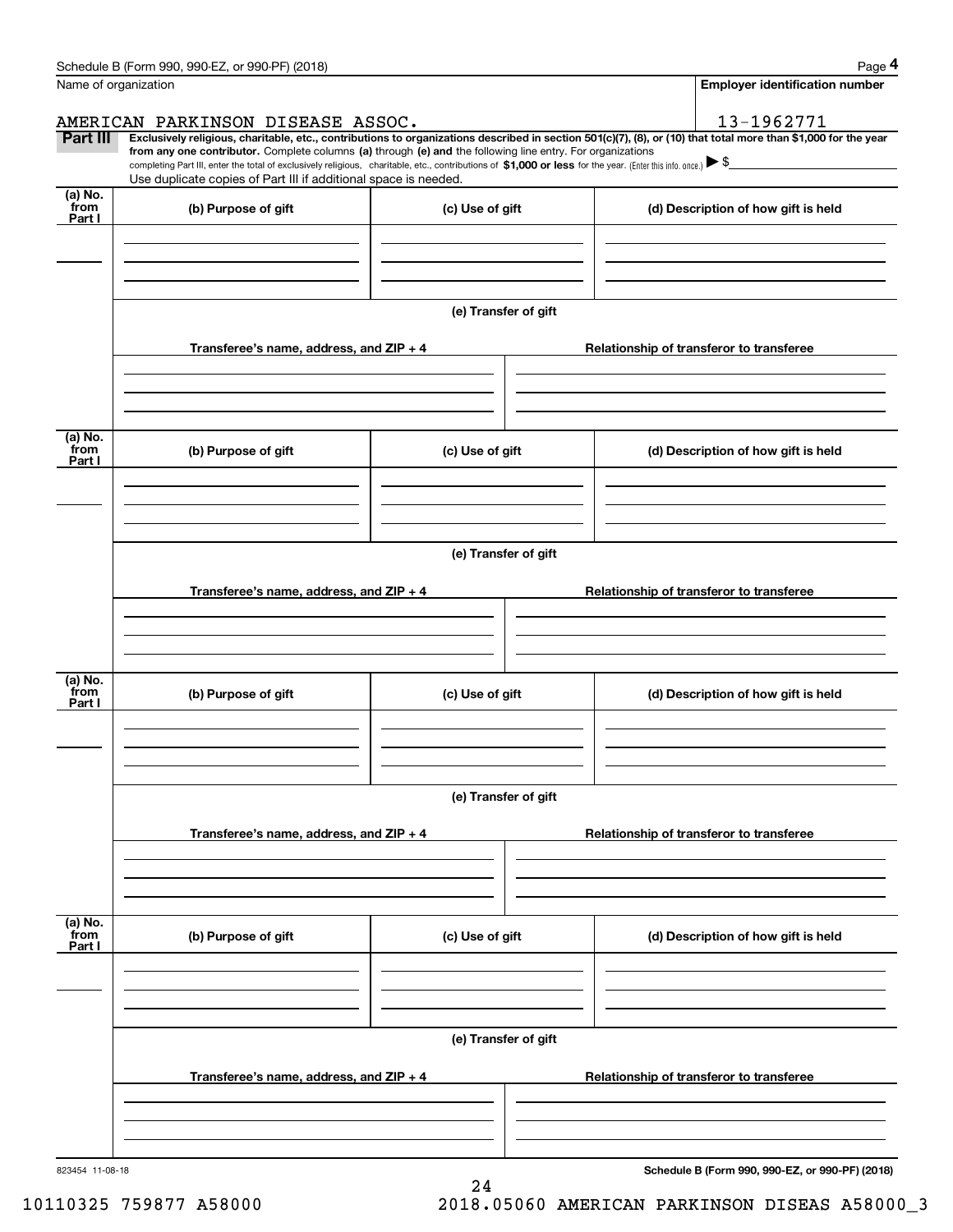Name of organization

AMERICAN PARKINSON DISEASE ASSOC.

**Employer identification number**

13-1962771

**Part III** **Exclusively religious, charitable, etc., contributions to organizations described in section 501(c)(7), (8), or (10) that total more than $1,000 for the year from any one contributor.** Complete columns **(a)** through **(e) and** the following line entry. For organizations completing Part III, enter the total of exclusively religious, charitable, etc., contributions of **$1,000 or less** for the year. (Enter this info. once.) ▶ $

Use duplicate copies of Part III if additional space is needed.

| (a) No. from Part I | (b) Purpose of gift | (c) Use of gift | (d) Description of how gift is held |
|---|---|---|---|
| | | | |

(e) Transfer of gift

| Transferee's name, address, and ZIP + 4 | Relationship of transferor to transferee |
|---|---|
| | |

| (a) No. from Part I | (b) Purpose of gift | (c) Use of gift | (d) Description of how gift is held |
|---|---|---|---|
| | | | |

(e) Transfer of gift

| Transferee's name, address, and ZIP + 4 | Relationship of transferor to transferee |
|---|---|
| | |

| (a) No. from Part I | (b) Purpose of gift | (c) Use of gift | (d) Description of how gift is held |
|---|---|---|---|
| | | | |

(e) Transfer of gift

| Transferee's name, address, and ZIP + 4 | Relationship of transferor to transferee |
|---|---|
| | |

| (a) No. from Part I | (b) Purpose of gift | (c) Use of gift | (d) Description of how gift is held |
|---|---|---|---|
| | | | |

(e) Transfer of gift

| Transferee's name, address, and ZIP + 4 | Relationship of transferor to transferee |
|---|---|
| | |

823454 11-08-18

**Schedule B (Form 990, 990-EZ, or 990-PF) (2018)**

10110325 759877 A58000 2018.05060 AMERICAN PARKINSON DISEAS A58000_3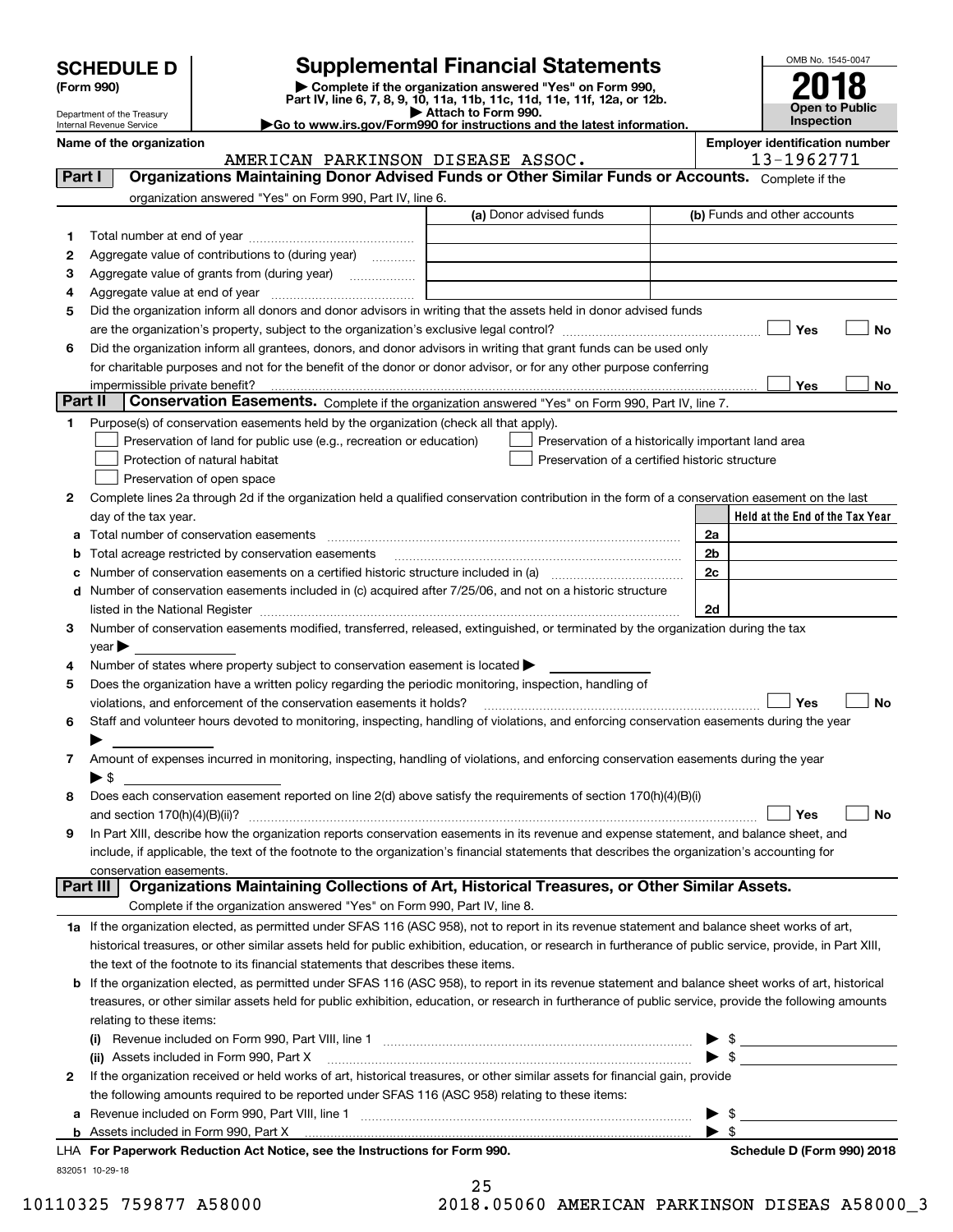# SCHEDULE D (Form 990)

Department of the Treasury
Internal Revenue Service

## Supplemental Financial Statements

▶ Complete if the organization answered "Yes" on Form 990, Part IV, line 6, 7, 8, 9, 10, 11a, 11b, 11c, 11d, 11e, 11f, 12a, or 12b.
▶ Attach to Form 990.
▶Go to www.irs.gov/Form990 for instructions and the latest information.

OMB No. 1545-0047

**2018**

**Open to Public Inspection**

**Name of the organization:** AMERICAN PARKINSON DISEASE ASSOC.

**Employer identification number:** 13-1962771

### Part I — Organizations Maintaining Donor Advised Funds or Other Similar Funds or Accounts.
Complete if the organization answered "Yes" on Form 990, Part IV, line 6.

| | | (a) Donor advised funds | (b) Funds and other accounts |
|---|---|---|---|
| 1 | Total number at end of year | | |
| 2 | Aggregate value of contributions to (during year) | | |
| 3 | Aggregate value of grants from (during year) | | |
| 4 | Aggregate value at end of year | | |

5 Did the organization inform all donors and donor advisors in writing that the assets held in donor advised funds are the organization's property, subject to the organization's exclusive legal control? ☐ Yes ☐ No

6 Did the organization inform all grantees, donors, and donor advisors in writing that grant funds can be used only for charitable purposes and not for the benefit of the donor or donor advisor, or for any other purpose conferring impermissible private benefit? ☐ Yes ☐ No

### Part II — Conservation Easements.
Complete if the organization answered "Yes" on Form 990, Part IV, line 7.

1 Purpose(s) of conservation easements held by the organization (check all that apply).

- ☐ Preservation of land for public use (e.g., recreation or education)
- ☐ Preservation of a historically important land area
- ☐ Protection of natural habitat
- ☐ Preservation of a certified historic structure
- ☐ Preservation of open space

2 Complete lines 2a through 2d if the organization held a qualified conservation contribution in the form of a conservation easement on the last day of the tax year.

| | | | Held at the End of the Tax Year |
|---|---|---|---|
| a | Total number of conservation easements | 2a | |
| b | Total acreage restricted by conservation easements | 2b | |
| c | Number of conservation easements on a certified historic structure included in (a) | 2c | |
| d | Number of conservation easements included in (c) acquired after 7/25/06, and not on a historic structure listed in the National Register | 2d | |

3 Number of conservation easements modified, transferred, released, extinguished, or terminated by the organization during the tax year ▶

4 Number of states where property subject to conservation easement is located ▶

5 Does the organization have a written policy regarding the periodic monitoring, inspection, handling of violations, and enforcement of the conservation easements it holds? ☐ Yes ☐ No

6 Staff and volunteer hours devoted to monitoring, inspecting, handling of violations, and enforcing conservation easements during the year ▶

7 Amount of expenses incurred in monitoring, inspecting, handling of violations, and enforcing conservation easements during the year ▶ $

8 Does each conservation easement reported on line 2(d) above satisfy the requirements of section 170(h)(4)(B)(i) and section 170(h)(4)(B)(ii)? ☐ Yes ☐ No

9 In Part XIII, describe how the organization reports conservation easements in its revenue and expense statement, and balance sheet, and include, if applicable, the text of the footnote to the organization's financial statements that describes the organization's accounting for conservation easements.

### Part III — Organizations Maintaining Collections of Art, Historical Treasures, or Other Similar Assets.
Complete if the organization answered "Yes" on Form 990, Part IV, line 8.

1a If the organization elected, as permitted under SFAS 116 (ASC 958), not to report in its revenue statement and balance sheet works of art, historical treasures, or other similar assets held for public exhibition, education, or research in furtherance of public service, provide, in Part XIII, the text of the footnote to its financial statements that describes these items.

b If the organization elected, as permitted under SFAS 116 (ASC 958), to report in its revenue statement and balance sheet works of art, historical treasures, or other similar assets held for public exhibition, education, or research in furtherance of public service, provide the following amounts relating to these items:

(i) Revenue included on Form 990, Part VIII, line 1 ▶ $

(ii) Assets included in Form 990, Part X ▶ $

2 If the organization received or held works of art, historical treasures, or other similar assets for financial gain, provide the following amounts required to be reported under SFAS 116 (ASC 958) relating to these items:

a Revenue included on Form 990, Part VIII, line 1 ▶ $

b Assets included in Form 990, Part X ▶ $

LHA For Paperwork Reduction Act Notice, see the Instructions for Form 990. Schedule D (Form 990) 2018

832051 10-29-18

10110325 759877 A58000 2018.05060 AMERICAN PARKINSON DISEAS A58000_3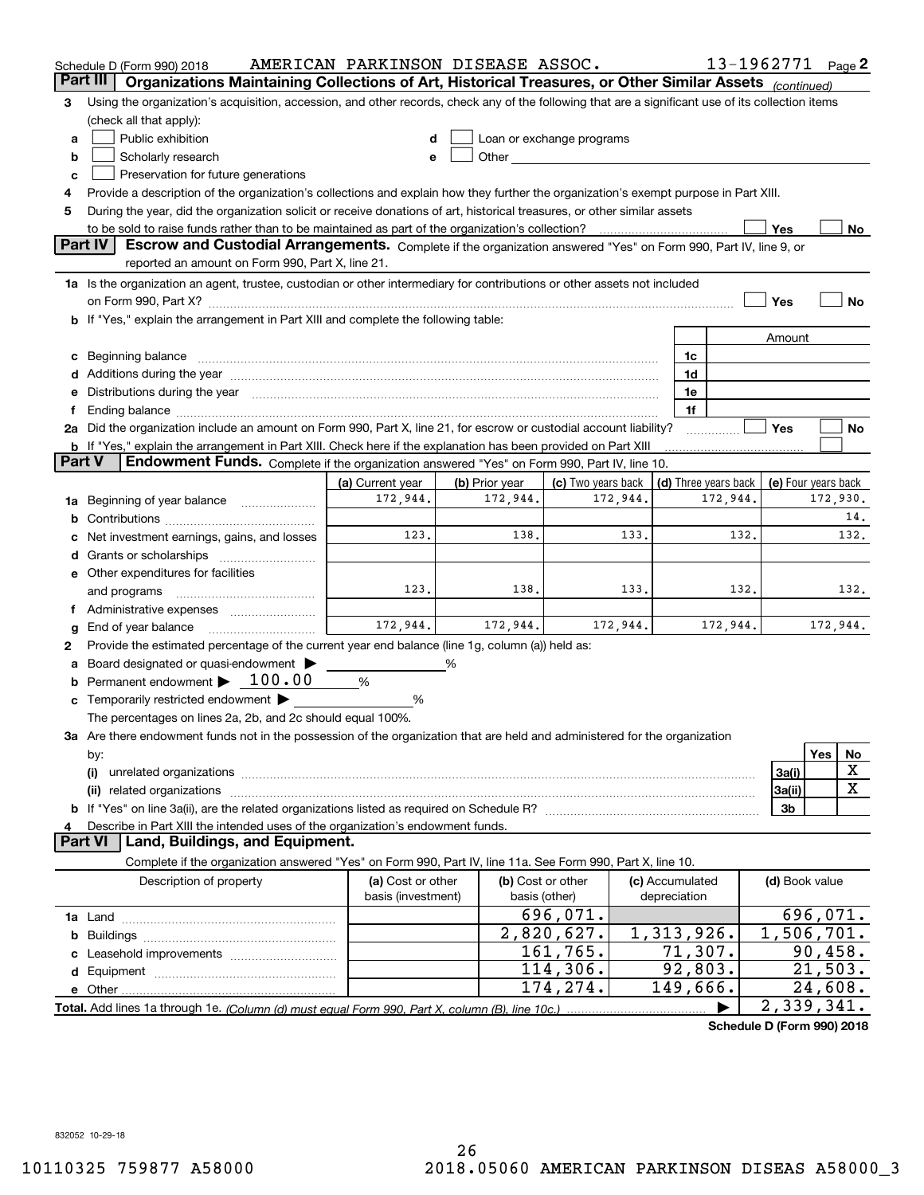Schedule D (Form 990) 2018 AMERICAN PARKINSON DISEASE ASSOC. 13-1962771 Page 2

## Part III Organizations Maintaining Collections of Art, Historical Treasures, or Other Similar Assets *(continued)*

3 Using the organization's acquisition, accession, and other records, check any of the following that are a significant use of its collection items (check all that apply):

- a ☐ Public exhibition
- b ☐ Scholarly research
- c ☐ Preservation for future generations
- d ☐ Loan or exchange programs
- e ☐ Other

4 Provide a description of the organization's collections and explain how they further the organization's exempt purpose in Part XIII.

5 During the year, did the organization solicit or receive donations of art, historical treasures, or other similar assets to be sold to raise funds rather than to be maintained as part of the organization's collection? ☐ Yes ☐ No

## Part IV Escrow and Custodial Arrangements.

Complete if the organization answered "Yes" on Form 990, Part IV, line 9, or reported an amount on Form 990, Part X, line 21.

1a Is the organization an agent, trustee, custodian or other intermediary for contributions or other assets not included on Form 990, Part X? ☐ Yes ☐ No

b If "Yes," explain the arrangement in Part XIII and complete the following table:

| | | Amount |
|---|---|---|
| c Beginning balance | 1c | |
| d Additions during the year | 1d | |
| e Distributions during the year | 1e | |
| f Ending balance | 1f | |

2a Did the organization include an amount on Form 990, Part X, line 21, for escrow or custodial account liability? ☐ Yes ☐ No

b If "Yes," explain the arrangement in Part XIII. Check here if the explanation has been provided on Part XIII ☐

## Part V Endowment Funds.

Complete if the organization answered "Yes" on Form 990, Part IV, line 10.

| | (a) Current year | (b) Prior year | (c) Two years back | (d) Three years back | (e) Four years back |
|---|---|---|---|---|---|
| 1a Beginning of year balance | 172,944. | 172,944. | 172,944. | 172,944. | 172,930. |
| b Contributions | | | | | 14. |
| c Net investment earnings, gains, and losses | 123. | 138. | 133. | 132. | 132. |
| d Grants or scholarships | | | | | |
| e Other expenditures for facilities and programs | 123. | 138. | 133. | 132. | 132. |
| f Administrative expenses | | | | | |
| g End of year balance | 172,944. | 172,944. | 172,944. | 172,944. | 172,944. |

2 Provide the estimated percentage of the current year end balance (line 1g, column (a)) held as:

- a Board designated or quasi-endowment ▶ ______ %
- b Permanent endowment ▶ 100.00 %
- c Temporarily restricted endowment ▶ ______ %

The percentages on lines 2a, 2b, and 2c should equal 100%.

3a Are there endowment funds not in the possession of the organization that are held and administered for the organization by:

| | | Yes | No |
|---|---|---|---|
| (i) unrelated organizations | 3a(i) | | X |
| (ii) related organizations | 3a(ii) | | X |
| b If "Yes" on line 3a(ii), are the related organizations listed as required on Schedule R? | 3b | | |

4 Describe in Part XIII the intended uses of the organization's endowment funds.

## Part VI Land, Buildings, and Equipment.

Complete if the organization answered "Yes" on Form 990, Part IV, line 11a. See Form 990, Part X, line 10.

| Description of property | (a) Cost or other basis (investment) | (b) Cost or other basis (other) | (c) Accumulated depreciation | (d) Book value |
|---|---|---|---|---|
| 1a Land | | 696,071. | | 696,071. |
| b Buildings | | 2,820,627. | 1,313,926. | 1,506,701. |
| c Leasehold improvements | | 161,765. | 71,307. | 90,458. |
| d Equipment | | 114,306. | 92,803. | 21,503. |
| e Other | | 174,274. | 149,666. | 24,608. |
| **Total.** Add lines 1a through 1e. *(Column (d) must equal Form 990, Part X, column (B), line 10c.)* | | | ▶ | 2,339,341. |

**Schedule D (Form 990) 2018**

832052 10-29-18

10110325 759877 A58000 2018.05060 AMERICAN PARKINSON DISEAS A58000_3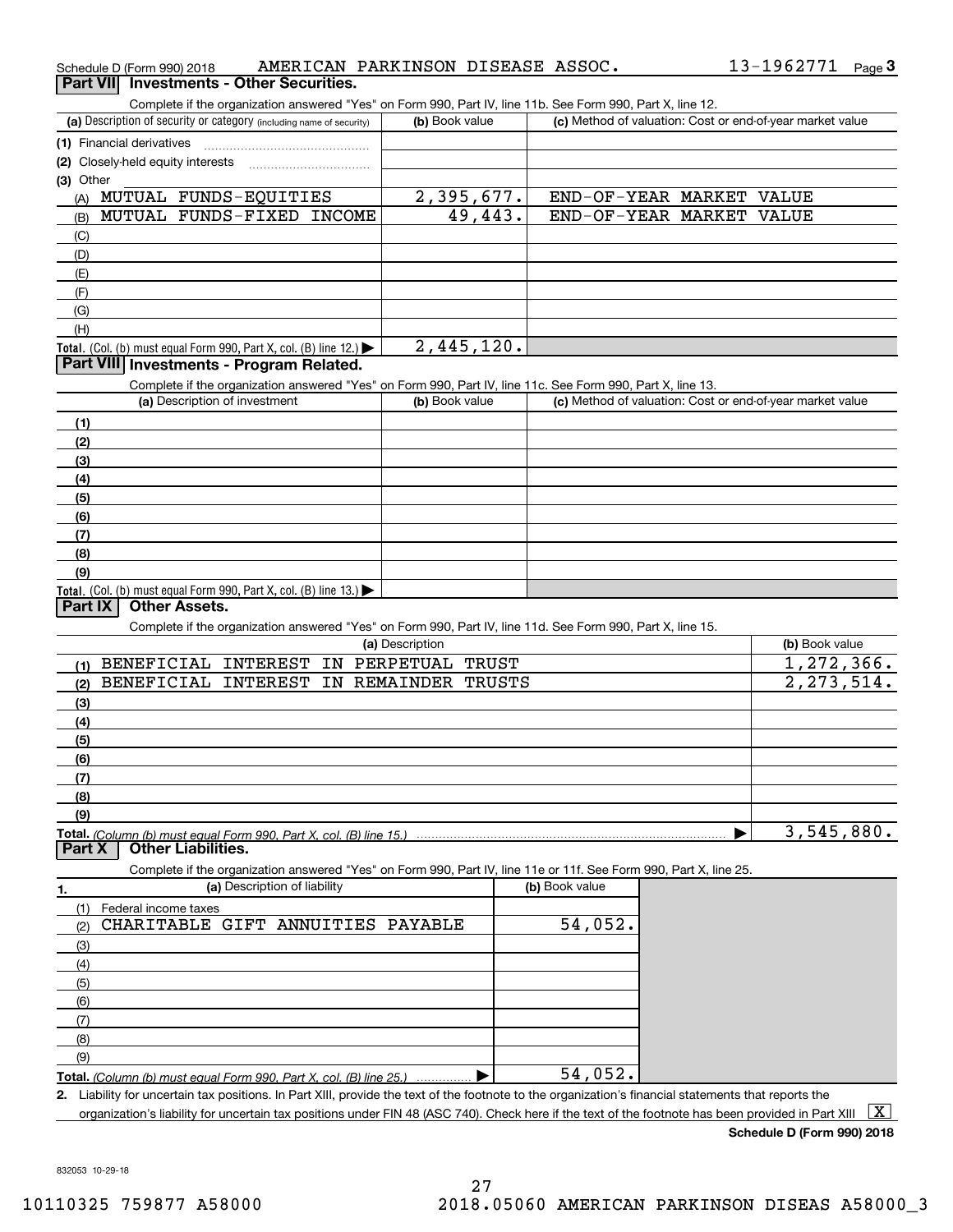Schedule D (Form 990) 2018 AMERICAN PARKINSON DISEASE ASSOC. 13-1962771 Page 3

## Part VII Investments - Other Securities.

Complete if the organization answered "Yes" on Form 990, Part IV, line 11b. See Form 990, Part X, line 12.

| (a) Description of security or category (including name of security) | (b) Book value | (c) Method of valuation: Cost or end-of-year market value |
|---|---|---|
| (1) Financial derivatives | | |
| (2) Closely-held equity interests | | |
| (3) Other | | |
| (A) MUTUAL FUNDS-EQUITIES | 2,395,677. | END-OF-YEAR MARKET VALUE |
| (B) MUTUAL FUNDS-FIXED INCOME | 49,443. | END-OF-YEAR MARKET VALUE |
| (C) | | |
| (D) | | |
| (E) | | |
| (F) | | |
| (G) | | |
| (H) | | |
| **Total.** (Col. (b) must equal Form 990, Part X, col. (B) line 12.) | 2,445,120. | |

## Part VIII Investments - Program Related.

Complete if the organization answered "Yes" on Form 990, Part IV, line 11c. See Form 990, Part X, line 13.

| (a) Description of investment | (b) Book value | (c) Method of valuation: Cost or end-of-year market value |
|---|---|---|
| (1) | | |
| (2) | | |
| (3) | | |
| (4) | | |
| (5) | | |
| (6) | | |
| (7) | | |
| (8) | | |
| (9) | | |
| **Total.** (Col. (b) must equal Form 990, Part X, col. (B) line 13.) | | |

## Part IX Other Assets.

Complete if the organization answered "Yes" on Form 990, Part IV, line 11d. See Form 990, Part X, line 15.

| (a) Description | (b) Book value |
|---|---|
| (1) BENEFICIAL INTEREST IN PERPETUAL TRUST | 1,272,366. |
| (2) BENEFICIAL INTEREST IN REMAINDER TRUSTS | 2,273,514. |
| (3) | |
| (4) | |
| (5) | |
| (6) | |
| (7) | |
| (8) | |
| (9) | |
| **Total.** *(Column (b) must equal Form 990, Part X, col. (B) line 15.)* | 3,545,880. |

## Part X Other Liabilities.

Complete if the organization answered "Yes" on Form 990, Part IV, line 11e or 11f. See Form 990, Part X, line 25.

| 1. (a) Description of liability | (b) Book value |
|---|---|
| (1) Federal income taxes | |
| (2) CHARITABLE GIFT ANNUITIES PAYABLE | 54,052. |
| (3) | |
| (4) | |
| (5) | |
| (6) | |
| (7) | |
| (8) | |
| (9) | |
| **Total.** *(Column (b) must equal Form 990, Part X, col. (B) line 25.)* | 54,052. |

2. Liability for uncertain tax positions. In Part XIII, provide the text of the footnote to the organization's financial statements that reports the organization's liability for uncertain tax positions under FIN 48 (ASC 740). Check here if the text of the footnote has been provided in Part XIII [X]

**Schedule D (Form 990) 2018**

832053 10-29-18

10110325 759877 A58000 2018.05060 AMERICAN PARKINSON DISEAS A58000_3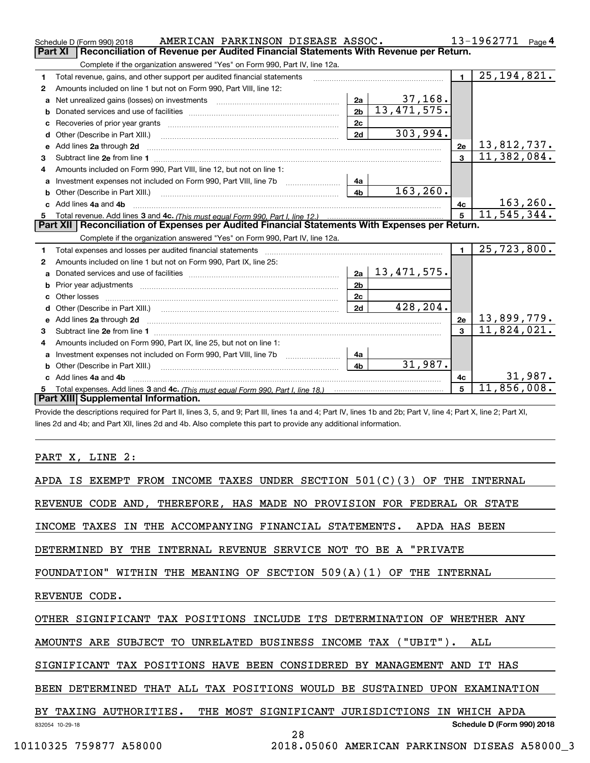Schedule D (Form 990) 2018 AMERICAN PARKINSON DISEASE ASSOC. 13-1962771 Page 4

## Part XI Reconciliation of Revenue per Audited Financial Statements With Revenue per Return.

Complete if the organization answered "Yes" on Form 990, Part IV, line 12a.

| | | | | | |
|---|---|---|---|---|---|
| 1 | Total revenue, gains, and other support per audited financial statements | | | 1 | 25,194,821. |
| 2 | Amounts included on line 1 but not on Form 990, Part VIII, line 12: | | | | |
| a | Net unrealized gains (losses) on investments | 2a | 37,168. | | |
| b | Donated services and use of facilities | 2b | 13,471,575. | | |
| c | Recoveries of prior year grants | 2c | | | |
| d | Other (Describe in Part XIII.) | 2d | 303,994. | | |
| e | Add lines 2a through 2d | | | 2e | 13,812,737. |
| 3 | Subtract line 2e from line 1 | | | 3 | 11,382,084. |
| 4 | Amounts included on Form 990, Part VIII, line 12, but not on line 1: | | | | |
| a | Investment expenses not included on Form 990, Part VIII, line 7b | 4a | | | |
| b | Other (Describe in Part XIII.) | 4b | 163,260. | | |
| c | Add lines 4a and 4b | | | 4c | 163,260. |
| 5 | Total revenue. Add lines 3 and 4c. *(This must equal Form 990, Part I, line 12.)* | | | 5 | 11,545,344. |

## Part XII Reconciliation of Expenses per Audited Financial Statements With Expenses per Return.

Complete if the organization answered "Yes" on Form 990, Part IV, line 12a.

| | | | | | |
|---|---|---|---|---|---|
| 1 | Total expenses and losses per audited financial statements | | | 1 | 25,723,800. |
| 2 | Amounts included on line 1 but not on Form 990, Part IX, line 25: | | | | |
| a | Donated services and use of facilities | 2a | 13,471,575. | | |
| b | Prior year adjustments | 2b | | | |
| c | Other losses | 2c | | | |
| d | Other (Describe in Part XIII.) | 2d | 428,204. | | |
| e | Add lines 2a through 2d | | | 2e | 13,899,779. |
| 3 | Subtract line 2e from line 1 | | | 3 | 11,824,021. |
| 4 | Amounts included on Form 990, Part IX, line 25, but not on line 1: | | | | |
| a | Investment expenses not included on Form 990, Part VIII, line 7b | 4a | | | |
| b | Other (Describe in Part XIII.) | 4b | 31,987. | | |
| c | Add lines 4a and 4b | | | 4c | 31,987. |
| 5 | Total expenses. Add lines 3 and 4c. *(This must equal Form 990, Part I, line 18.)* | | | 5 | 11,856,008. |

## Part XIII Supplemental Information.

Provide the descriptions required for Part II, lines 3, 5, and 9; Part III, lines 1a and 4; Part IV, lines 1b and 2b; Part V, line 4; Part X, line 2; Part XI, lines 2d and 4b; and Part XII, lines 2d and 4b. Also complete this part to provide any additional information.

PART X, LINE 2:

APDA IS EXEMPT FROM INCOME TAXES UNDER SECTION 501(C)(3) OF THE INTERNAL REVENUE CODE AND, THEREFORE, HAS MADE NO PROVISION FOR FEDERAL OR STATE INCOME TAXES IN THE ACCOMPANYING FINANCIAL STATEMENTS. APDA HAS BEEN DETERMINED BY THE INTERNAL REVENUE SERVICE NOT TO BE A "PRIVATE FOUNDATION" WITHIN THE MEANING OF SECTION 509(A)(1) OF THE INTERNAL REVENUE CODE.

OTHER SIGNIFICANT TAX POSITIONS INCLUDE ITS DETERMINATION OF WHETHER ANY AMOUNTS ARE SUBJECT TO UNRELATED BUSINESS INCOME TAX ("UBIT"). ALL SIGNIFICANT TAX POSITIONS HAVE BEEN CONSIDERED BY MANAGEMENT AND IT HAS BEEN DETERMINED THAT ALL TAX POSITIONS WOULD BE SUSTAINED UPON EXAMINATION BY TAXING AUTHORITIES. THE MOST SIGNIFICANT JURISDICTIONS IN WHICH APDA

832054 10-29-18 **Schedule D (Form 990) 2018**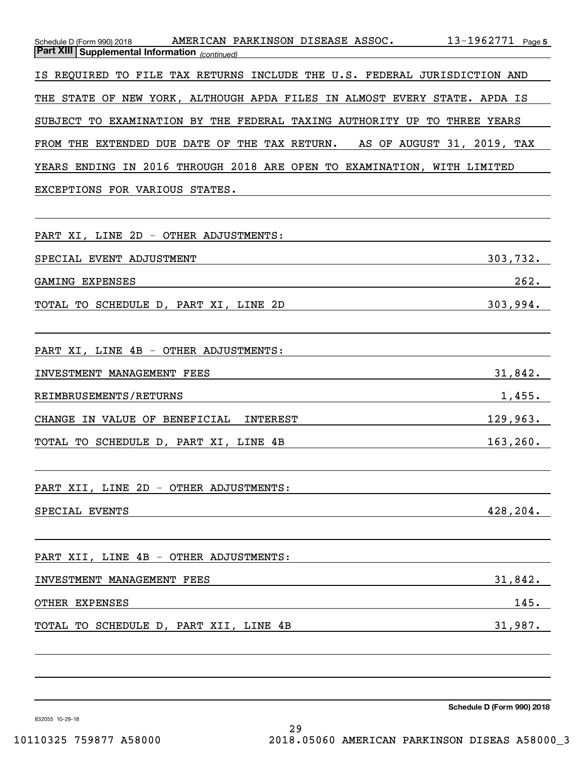Schedule D (Form 990) 2018 AMERICAN PARKINSON DISEASE ASSOC. 13-1962771 Page 5

**Part XIII Supplemental Information** *(continued)*

IS REQUIRED TO FILE TAX RETURNS INCLUDE THE U.S. FEDERAL JURISDICTION AND THE STATE OF NEW YORK, ALTHOUGH APDA FILES IN ALMOST EVERY STATE. APDA IS SUBJECT TO EXAMINATION BY THE FEDERAL TAXING AUTHORITY UP TO THREE YEARS FROM THE EXTENDED DUE DATE OF THE TAX RETURN. AS OF AUGUST 31, 2019, TAX YEARS ENDING IN 2016 THROUGH 2018 ARE OPEN TO EXAMINATION, WITH LIMITED EXCEPTIONS FOR VARIOUS STATES.

PART XI, LINE 2D - OTHER ADJUSTMENTS:

| | |
|---|---|
| SPECIAL EVENT ADJUSTMENT | 303,732. |
| GAMING EXPENSES | 262. |
| TOTAL TO SCHEDULE D, PART XI, LINE 2D | 303,994. |

PART XI, LINE 4B - OTHER ADJUSTMENTS:

| | |
|---|---|
| INVESTMENT MANAGEMENT FEES | 31,842. |
| REIMBRUSEMENTS/RETURNS | 1,455. |
| CHANGE IN VALUE OF BENEFICIAL INTEREST | 129,963. |
| TOTAL TO SCHEDULE D, PART XI, LINE 4B | 163,260. |

PART XII, LINE 2D - OTHER ADJUSTMENTS:

| | |
|---|---|
| SPECIAL EVENTS | 428,204. |

PART XII, LINE 4B - OTHER ADJUSTMENTS:

| | |
|---|---|
| INVESTMENT MANAGEMENT FEES | 31,842. |
| OTHER EXPENSES | 145. |
| TOTAL TO SCHEDULE D, PART XII, LINE 4B | 31,987. |

Schedule D (Form 990) 2018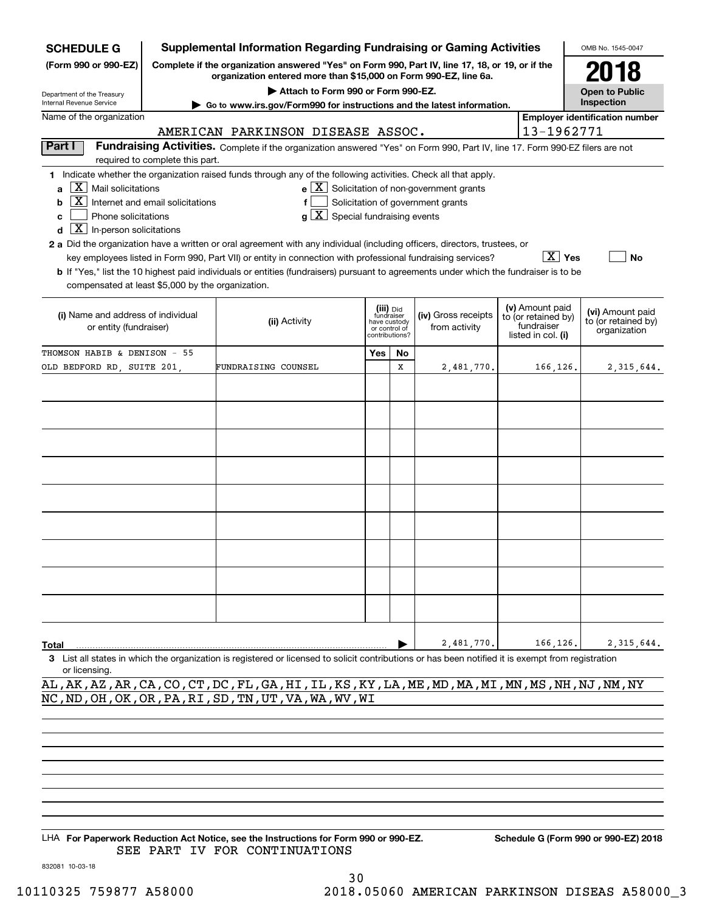**SCHEDULE G (Form 990 or 990-EZ)**

Department of the Treasury
Internal Revenue Service

# Supplemental Information Regarding Fundraising or Gaming Activities

**Complete if the organization answered "Yes" on Form 990, Part IV, line 17, 18, or 19, or if the organization entered more than $15,000 on Form 990-EZ, line 6a.**

**▶ Attach to Form 990 or Form 990-EZ.**

**▶ Go to www.irs.gov/Form990 for instructions and the latest information.**

OMB No. 1545-0047

**2018**

**Open to Public Inspection**

Name of the organization: AMERICAN PARKINSON DISEASE ASSOC.

Employer identification number: 13-1962771

## Part I — Fundraising Activities.

Complete if the organization answered "Yes" on Form 990, Part IV, line 17. Form 990-EZ filers are not required to complete this part.

**1** Indicate whether the organization raised funds through any of the following activities. Check all that apply.

- **a** [X] Mail solicitations
- **b** [X] Internet and email solicitations
- **c** [ ] Phone solicitations
- **d** [X] In-person solicitations
- **e** [X] Solicitation of non-government grants
- **f** [ ] Solicitation of government grants
- **g** [X] Special fundraising events

**2 a** Did the organization have a written or oral agreement with any individual (including officers, directors, trustees, or key employees listed in Form 990, Part VII) or entity in connection with professional fundraising services? [X] Yes [ ] No

**b** If "Yes," list the 10 highest paid individuals or entities (fundraisers) pursuant to agreements under which the fundraiser is to be compensated at least $5,000 by the organization.

| (i) Name and address of individual or entity (fundraiser) | (ii) Activity | (iii) Did fundraiser have custody or control of contributions? Yes | No | (iv) Gross receipts from activity | (v) Amount paid to (or retained by) fundraiser listed in col. (i) | (vi) Amount paid to (or retained by) organization |
|---|---|---|---|---|---|---|
| THOMSON HABIB & DENISON - 55 OLD BEDFORD RD, SUITE 201, | FUNDRAISING COUNSEL | | X | 2,481,770. | 166,126. | 2,315,644. |
| | | | | | | |
| | | | | | | |
| | | | | | | |
| | | | | | | |
| | | | | | | |
| | | | | | | |
| | | | | | | |
| | | | | | | |
| | | | | | | |
| **Total** | | | | 2,481,770. | 166,126. | 2,315,644. |

**3** List all states in which the organization is registered or licensed to solicit contributions or has been notified it is exempt from registration or licensing.

AL,AK,AZ,AR,CA,CO,CT,DC,FL,GA,HI,IL,KS,KY,LA,ME,MD,MA,MI,MN,MS,NH,NJ,NM,NY NC,ND,OH,OK,OR,PA,RI,SD,TN,UT,VA,WA,WV,WI

LHA **For Paperwork Reduction Act Notice, see the Instructions for Form 990 or 990-EZ.** **Schedule G (Form 990 or 990-EZ) 2018**

SEE PART IV FOR CONTINUATIONS

832081 10-03-18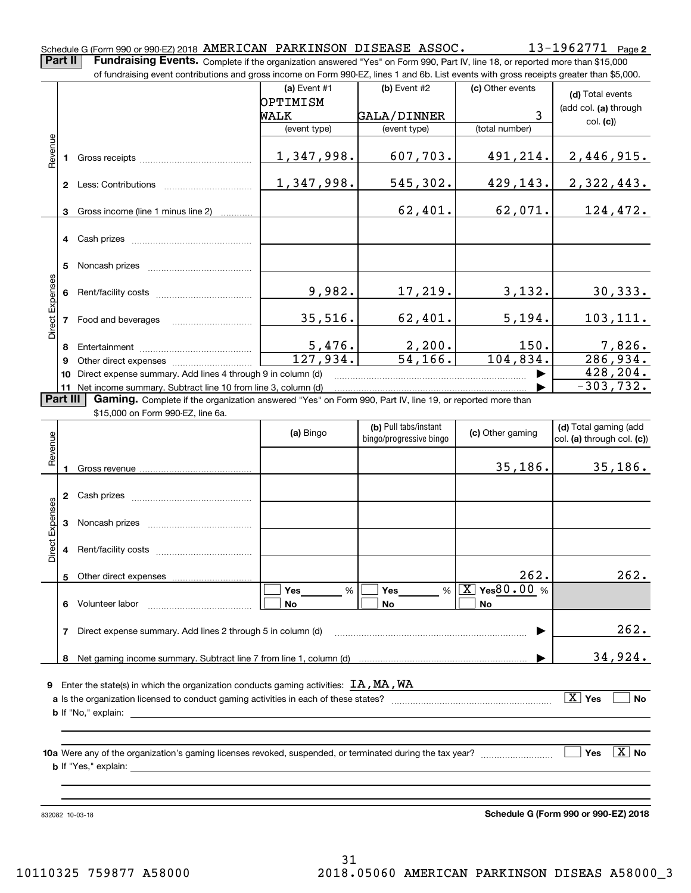Schedule G (Form 990 or 990-EZ) 2018 AMERICAN PARKINSON DISEASE ASSOC. 13-1962771 Page 2

## Part II Fundraising Events.

Complete if the organization answered "Yes" on Form 990, Part IV, line 18, or reported more than $15,000 of fundraising event contributions and gross income on Form 990-EZ, lines 1 and 6b. List events with gross receipts greater than $5,000.

| | | (a) Event #1<br>OPTIMISM WALK<br>(event type) | (b) Event #2<br>GALA/DINNER<br>(event type) | (c) Other events<br>3<br>(total number) | (d) Total events (add col. (a) through col. (c)) |
|---|---|---|---|---|---|
| Revenue | 1 Gross receipts | 1,347,998. | 607,703. | 491,214. | 2,446,915. |
| | 2 Less: Contributions | 1,347,998. | 545,302. | 429,143. | 2,322,443. |
| | 3 Gross income (line 1 minus line 2) | | 62,401. | 62,071. | 124,472. |
| Direct Expenses | 4 Cash prizes | | | | |
| | 5 Noncash prizes | | | | |
| | 6 Rent/facility costs | 9,982. | 17,219. | 3,132. | 30,333. |
| | 7 Food and beverages | 35,516. | 62,401. | 5,194. | 103,111. |
| | 8 Entertainment | 5,476. | 2,200. | 150. | 7,826. |
| | 9 Other direct expenses | 127,934. | 54,166. | 104,834. | 286,934. |
| | 10 Direct expense summary. Add lines 4 through 9 in column (d) | | | | 428,204. |
| | 11 Net income summary. Subtract line 10 from line 3, column (d) | | | | -303,732. |

## Part III Gaming.

Complete if the organization answered "Yes" on Form 990, Part IV, line 19, or reported more than $15,000 on Form 990-EZ, line 6a.

| | | (a) Bingo | (b) Pull tabs/instant bingo/progressive bingo | (c) Other gaming | (d) Total gaming (add col. (a) through col. (c)) |
|---|---|---|---|---|---|
| Revenue | 1 Gross revenue | | | 35,186. | 35,186. |
| Direct Expenses | 2 Cash prizes | | | | |
| | 3 Noncash prizes | | | | |
| | 4 Rent/facility costs | | | | |
| | 5 Other direct expenses | | | 262. | 262. |
| | 6 Volunteer labor | ☐ Yes ___ %<br>☐ No | ☐ Yes ___ %<br>☐ No | [X] Yes 80.00 %<br>☐ No | |
| | 7 Direct expense summary. Add lines 2 through 5 in column (d) | | | | 262. |
| | 8 Net gaming income summary. Subtract line 7 from line 1, column (d) | | | | 34,924. |

9 Enter the state(s) in which the organization conducts gaming activities: IA, MA, WA

a Is the organization licensed to conduct gaming activities in each of these states? [X] Yes ☐ No

b If "No," explain:

10a Were any of the organization's gaming licenses revoked, suspended, or terminated during the tax year? ☐ Yes [X] No

b If "Yes," explain:

832082 10-03-18

Schedule G (Form 990 or 990-EZ) 2018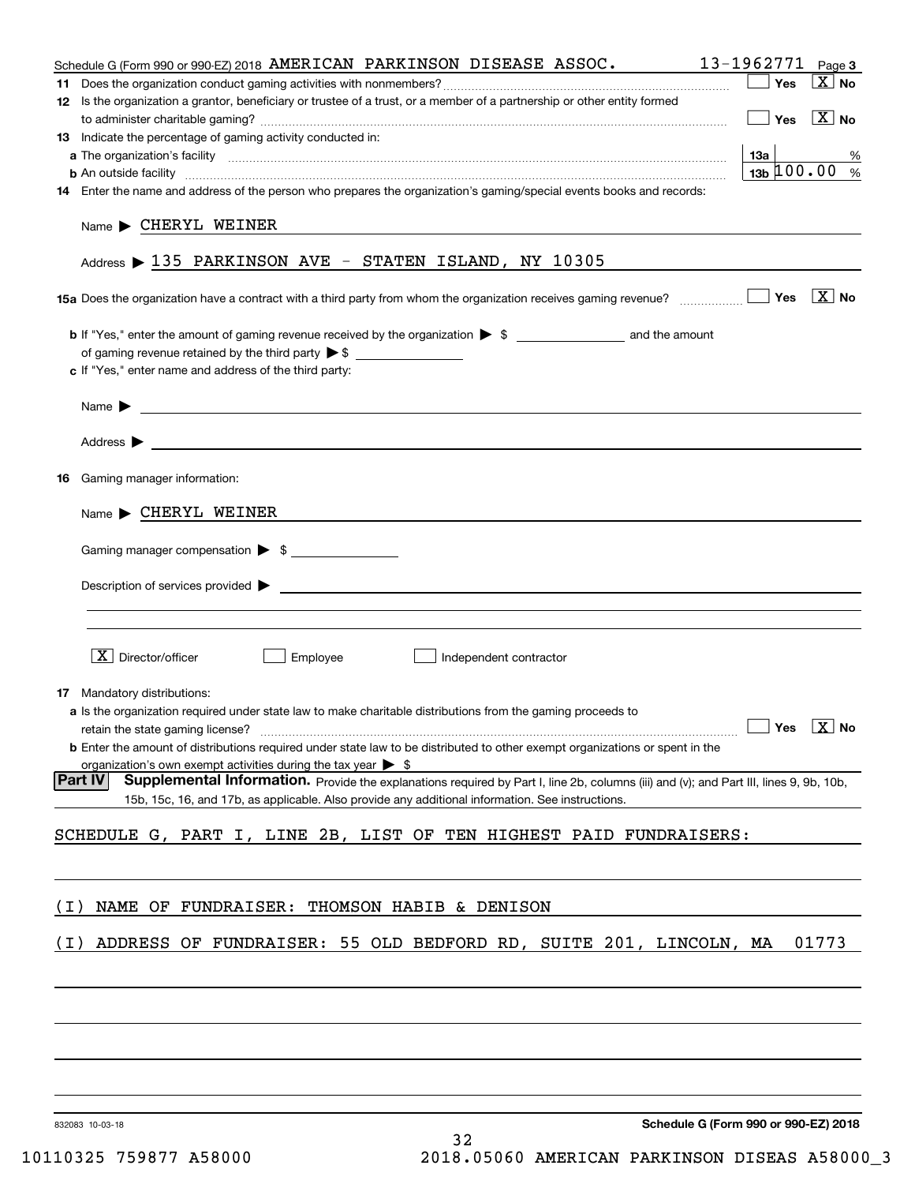Schedule G (Form 990 or 990-EZ) 2018 AMERICAN PARKINSON DISEASE ASSOC. 13-1962771 Page 3

**11** Does the organization conduct gaming activities with nonmembers? ☐ Yes ☒ No

**12** Is the organization a grantor, beneficiary or trustee of a trust, or a member of a partnership or other entity formed to administer charitable gaming? ☐ Yes ☒ No

**13** Indicate the percentage of gaming activity conducted in:

**a** The organization's facility — **13a** %

**b** An outside facility — **13b** 100.00 %

**14** Enter the name and address of the person who prepares the organization's gaming/special events books and records:

Name ▶ CHERYL WEINER

Address ▶ 135 PARKINSON AVE - STATEN ISLAND, NY 10305

**15a** Does the organization have a contract with a third party from whom the organization receives gaming revenue? ☐ Yes ☒ No

**b** If "Yes," enter the amount of gaming revenue received by the organization ▶ $ ______ and the amount of gaming revenue retained by the third party ▶ $ ______

**c** If "Yes," enter name and address of the third party:

Name ▶

Address ▶

**16** Gaming manager information:

Name ▶ CHERYL WEINER

Gaming manager compensation ▶ $

Description of services provided ▶

☒ Director/officer ☐ Employee ☐ Independent contractor

**17** Mandatory distributions:

**a** Is the organization required under state law to make charitable distributions from the gaming proceeds to retain the state gaming license? ☐ Yes ☒ No

**b** Enter the amount of distributions required under state law to be distributed to other exempt organizations or spent in the organization's own exempt activities during the tax year ▶ $

**Part IV** **Supplemental Information.** Provide the explanations required by Part I, line 2b, columns (iii) and (v); and Part III, lines 9, 9b, 10b, 15b, 15c, 16, and 17b, as applicable. Also provide any additional information. See instructions.

SCHEDULE G, PART I, LINE 2B, LIST OF TEN HIGHEST PAID FUNDRAISERS:

(I) NAME OF FUNDRAISER: THOMSON HABIB & DENISON

(I) ADDRESS OF FUNDRAISER: 55 OLD BEDFORD RD, SUITE 201, LINCOLN, MA 01773

832083 10-03-18

**Schedule G (Form 990 or 990-EZ) 2018**

10110325 759877 A58000 2018.05060 AMERICAN PARKINSON DISEAS A58000_3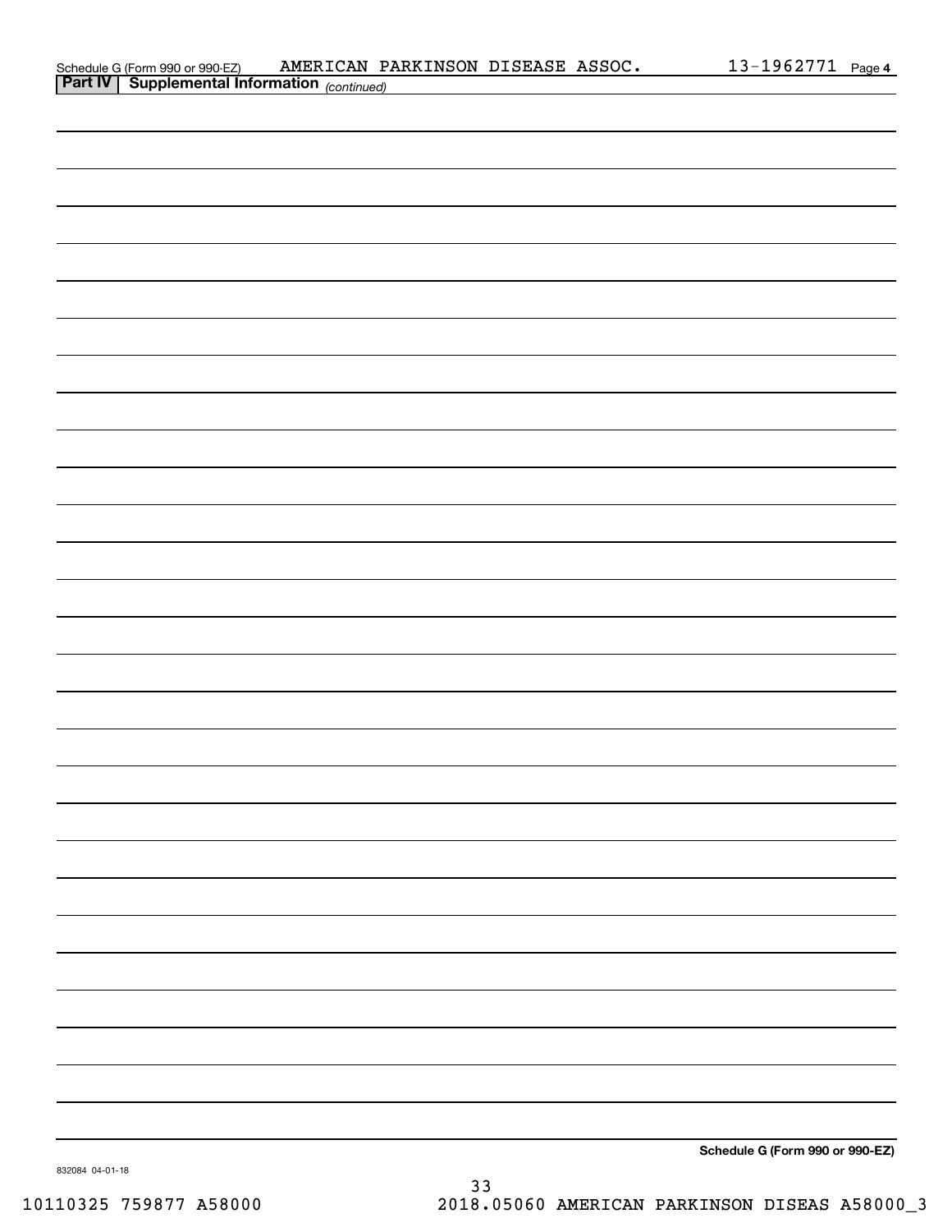Schedule G (Form 990 or 990-EZ) AMERICAN PARKINSON DISEASE ASSOC. 13-1962771 Page 4

**Part IV | Supplemental Information** *(continued)*

**Schedule G (Form 990 or 990-EZ)**

832084 04-01-18

10110325 759877 A58000 2018.05060 AMERICAN PARKINSON DISEAS A58000_3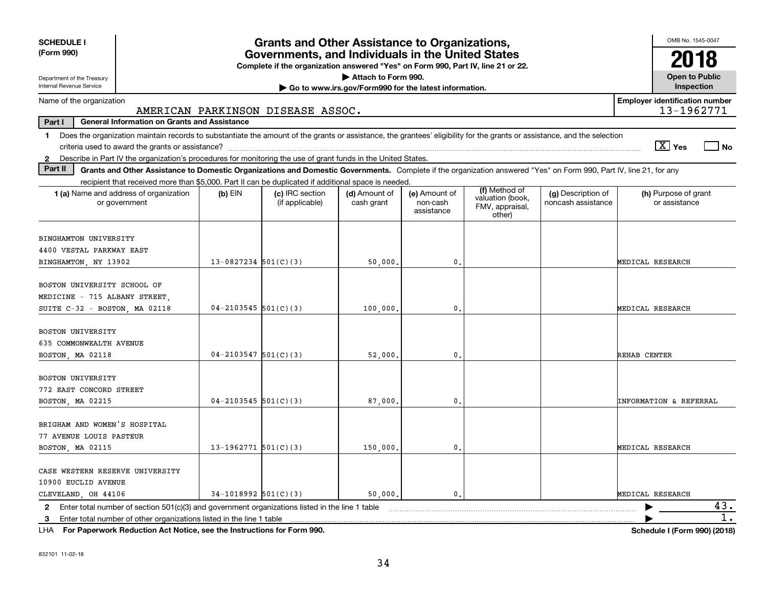SCHEDULE I
(Form 990)

Department of the Treasury
Internal Revenue Service

# Grants and Other Assistance to Organizations, Governments, and Individuals in the United States

**Complete if the organization answered "Yes" on Form 990, Part IV, line 21 or 22.**

**▶ Attach to Form 990.**

**▶ Go to www.irs.gov/Form990 for the latest information.**

OMB No. 1545-0047

**2018**

**Open to Public Inspection**

Name of the organization: AMERICAN PARKINSON DISEASE ASSOC.

Employer identification number: 13-1962771

**Part I — General Information on Grants and Assistance**

1 Does the organization maintain records to substantiate the amount of the grants or assistance, the grantees' eligibility for the grants or assistance, and the selection criteria used to award the grants or assistance? [X] Yes [ ] No

2 Describe in Part IV the organization's procedures for monitoring the use of grant funds in the United States.

**Part II — Grants and Other Assistance to Domestic Organizations and Domestic Governments.** Complete if the organization answered "Yes" on Form 990, Part IV, line 21, for any recipient that received more than $5,000. Part II can be duplicated if additional space is needed.

| 1 (a) Name and address of organization or government | (b) EIN | (c) IRC section (if applicable) | (d) Amount of cash grant | (e) Amount of non-cash assistance | (f) Method of valuation (book, FMV, appraisal, other) | (g) Description of noncash assistance | (h) Purpose of grant or assistance |
|---|---|---|---|---|---|---|---|
| BINGHAMTON UNIVERSITY<br>4400 VESTAL PARKWAY EAST<br>BINGHAMTON, NY 13902 | 13-0827234 | 501(C)(3) | 50,000. | 0. | | | MEDICAL RESEARCH |
| BOSTON UNIVERSITY SCHOOL OF<br>MEDICINE - 715 ALBANY STREET,<br>SUITE C-32 - BOSTON, MA 02118 | 04-2103545 | 501(C)(3) | 100,000. | 0. | | | MEDICAL RESEARCH |
| BOSTON UNIVERSITY<br>635 COMMONWEALTH AVENUE<br>BOSTON, MA 02118 | 04-2103547 | 501(C)(3) | 52,000. | 0. | | | REHAB CENTER |
| BOSTON UNIVERSITY<br>772 EAST CONCORD STREET<br>BOSTON, MA 02215 | 04-2103545 | 501(C)(3) | 87,000. | 0. | | | INFORMATION & REFERRAL |
| BRIGHAM AND WOMEN'S HOSPITAL<br>77 AVENUE LOUIS PASTEUR<br>BOSTON, MA 02115 | 13-1962771 | 501(C)(3) | 150,000. | 0. | | | MEDICAL RESEARCH |
| CASE WESTERN RESERVE UNIVERSITY<br>10900 EUCLID AVENUE<br>CLEVELAND, OH 44106 | 34-1018992 | 501(C)(3) | 50,000. | 0. | | | MEDICAL RESEARCH |

2 Enter total number of section 501(c)(3) and government organizations listed in the line 1 table ▶ 43.

3 Enter total number of other organizations listed in the line 1 table ▶ 1.

LHA **For Paperwork Reduction Act Notice, see the Instructions for Form 990.** **Schedule I (Form 990) (2018)**

832101 11-02-18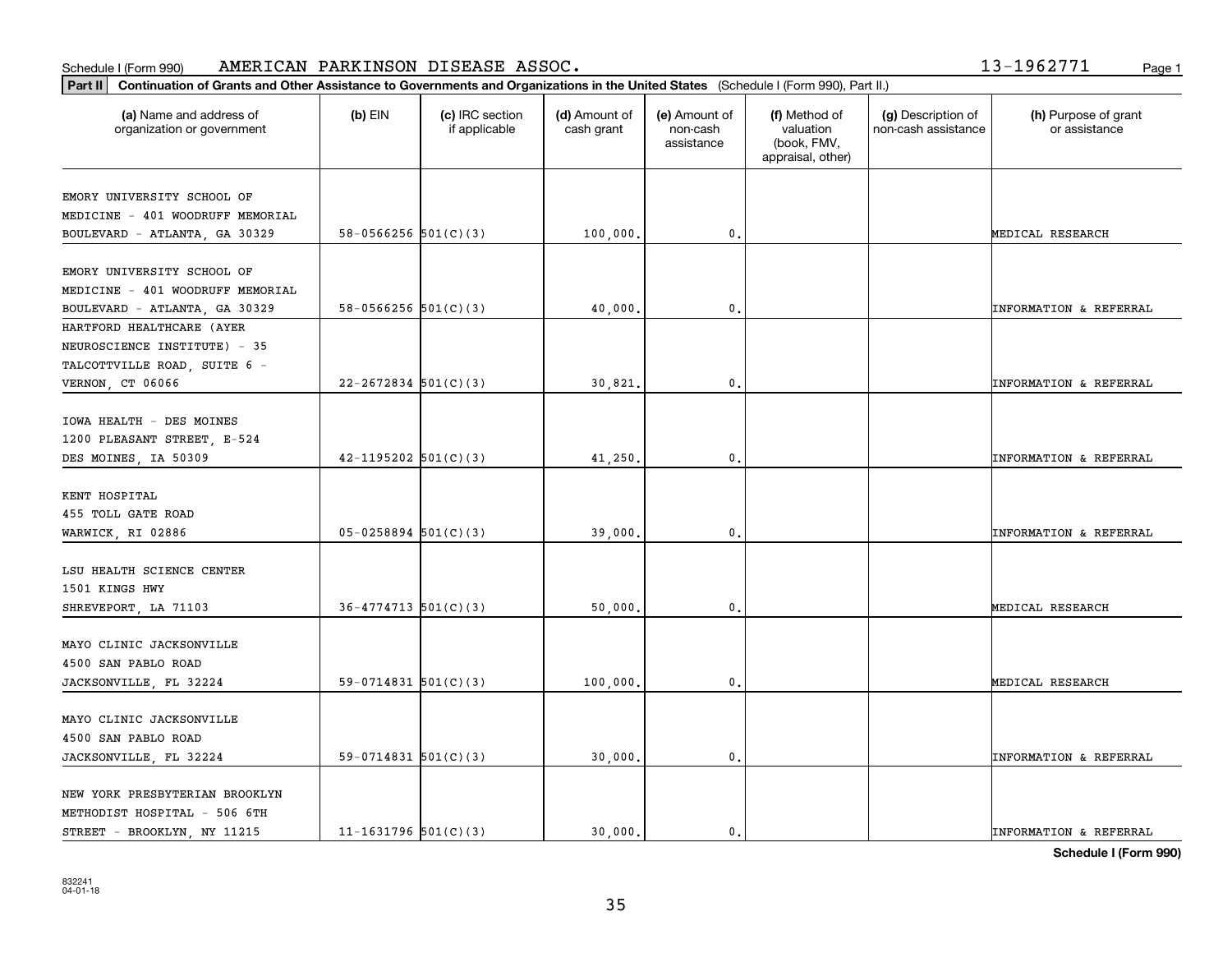Schedule I (Form 990) AMERICAN PARKINSON DISEASE ASSOC. 13-1962771

**Part II** **Continuation of Grants and Other Assistance to Governments and Organizations in the United States** (Schedule I (Form 990), Part II.)

| (a) Name and address of organization or government | (b) EIN | (c) IRC section if applicable | (d) Amount of cash grant | (e) Amount of non-cash assistance | (f) Method of valuation (book, FMV, appraisal, other) | (g) Description of non-cash assistance | (h) Purpose of grant or assistance |
|---|---|---|---|---|---|---|---|
| EMORY UNIVERSITY SCHOOL OF MEDICINE - 401 WOODRUFF MEMORIAL BOULEVARD - ATLANTA, GA 30329 | 58-0566256 | 501(C)(3) | 100,000. | 0. | | | MEDICAL RESEARCH |
| EMORY UNIVERSITY SCHOOL OF MEDICINE - 401 WOODRUFF MEMORIAL BOULEVARD - ATLANTA, GA 30329 | 58-0566256 | 501(C)(3) | 40,000. | 0. | | | INFORMATION & REFERRAL |
| HARTFORD HEALTHCARE (AYER NEUROSCIENCE INSTITUTE) - 35 TALCOTTVILLE ROAD, SUITE 6 - VERNON, CT 06066 | 22-2672834 | 501(C)(3) | 30,821. | 0. | | | INFORMATION & REFERRAL |
| IOWA HEALTH - DES MOINES 1200 PLEASANT STREET, E-524 DES MOINES, IA 50309 | 42-1195202 | 501(C)(3) | 41,250. | 0. | | | INFORMATION & REFERRAL |
| KENT HOSPITAL 455 TOLL GATE ROAD WARWICK, RI 02886 | 05-0258894 | 501(C)(3) | 39,000. | 0. | | | INFORMATION & REFERRAL |
| LSU HEALTH SCIENCE CENTER 1501 KINGS HWY SHREVEPORT, LA 71103 | 36-4774713 | 501(C)(3) | 50,000. | 0. | | | MEDICAL RESEARCH |
| MAYO CLINIC JACKSONVILLE 4500 SAN PABLO ROAD JACKSONVILLE, FL 32224 | 59-0714831 | 501(C)(3) | 100,000. | 0. | | | MEDICAL RESEARCH |
| MAYO CLINIC JACKSONVILLE 4500 SAN PABLO ROAD JACKSONVILLE, FL 32224 | 59-0714831 | 501(C)(3) | 30,000. | 0. | | | INFORMATION & REFERRAL |
| NEW YORK PRESBYTERIAN BROOKLYN METHODIST HOSPITAL - 506 6TH STREET - BROOKLYN, NY 11215 | 11-1631796 | 501(C)(3) | 30,000. | 0. | | | INFORMATION & REFERRAL |

**Schedule I (Form 990)**

832241
04-01-18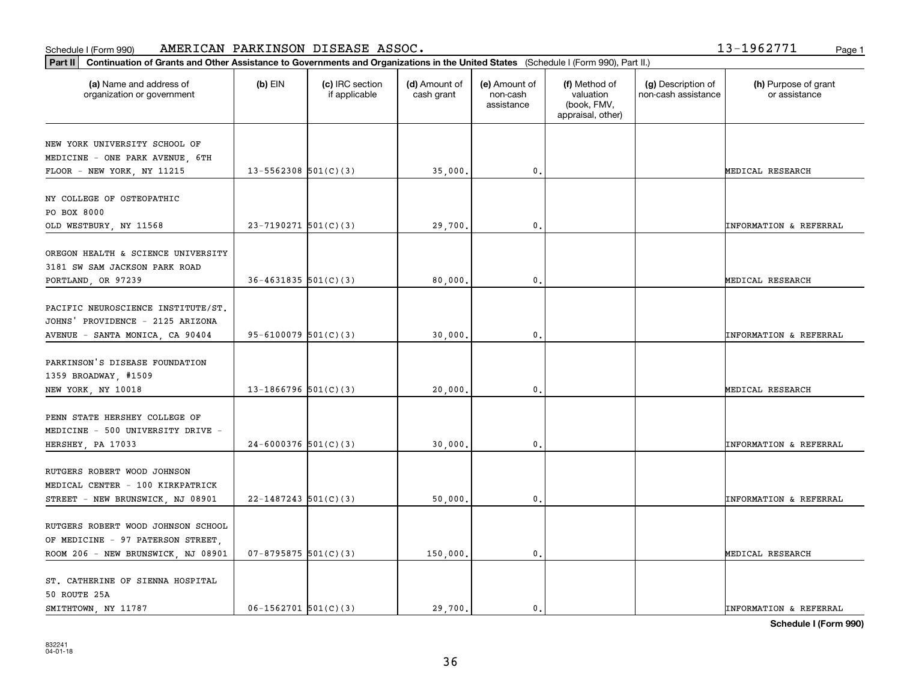Schedule I (Form 990) AMERICAN PARKINSON DISEASE ASSOC. 13-1962771

**Part II** **Continuation of Grants and Other Assistance to Governments and Organizations in the United States** (Schedule I (Form 990), Part II.)

| (a) Name and address of organization or government | (b) EIN | (c) IRC section if applicable | (d) Amount of cash grant | (e) Amount of non-cash assistance | (f) Method of valuation (book, FMV, appraisal, other) | (g) Description of non-cash assistance | (h) Purpose of grant or assistance |
|---|---|---|---|---|---|---|---|
| NEW YORK UNIVERSITY SCHOOL OF MEDICINE - ONE PARK AVENUE, 6TH FLOOR - NEW YORK, NY 11215 | 13-5562308 | 501(C)(3) | 35,000. | 0. | | | MEDICAL RESEARCH |
| NY COLLEGE OF OSTEOPATHIC PO BOX 8000 OLD WESTBURY, NY 11568 | 23-7190271 | 501(C)(3) | 29,700. | 0. | | | INFORMATION & REFERRAL |
| OREGON HEALTH & SCIENCE UNIVERSITY 3181 SW SAM JACKSON PARK ROAD PORTLAND, OR 97239 | 36-4631835 | 501(C)(3) | 80,000. | 0. | | | MEDICAL RESEARCH |
| PACIFIC NEUROSCIENCE INSTITUTE/ST. JOHNS' PROVIDENCE - 2125 ARIZONA AVENUE - SANTA MONICA, CA 90404 | 95-6100079 | 501(C)(3) | 30,000. | 0. | | | INFORMATION & REFERRAL |
| PARKINSON'S DISEASE FOUNDATION 1359 BROADWAY, #1509 NEW YORK, NY 10018 | 13-1866796 | 501(C)(3) | 20,000. | 0. | | | MEDICAL RESEARCH |
| PENN STATE HERSHEY COLLEGE OF MEDICINE - 500 UNIVERSITY DRIVE - HERSHEY, PA 17033 | 24-6000376 | 501(C)(3) | 30,000. | 0. | | | INFORMATION & REFERRAL |
| RUTGERS ROBERT WOOD JOHNSON MEDICAL CENTER - 100 KIRKPATRICK STREET - NEW BRUNSWICK, NJ 08901 | 22-1487243 | 501(C)(3) | 50,000. | 0. | | | INFORMATION & REFERRAL |
| RUTGERS ROBERT WOOD JOHNSON SCHOOL OF MEDICINE - 97 PATERSON STREET, ROOM 206 - NEW BRUNSWICK, NJ 08901 | 07-8795875 | 501(C)(3) | 150,000. | 0. | | | MEDICAL RESEARCH |
| ST. CATHERINE OF SIENNA HOSPITAL 50 ROUTE 25A SMITHTOWN, NY 11787 | 06-1562701 | 501(C)(3) | 29,700. | 0. | | | INFORMATION & REFERRAL |

**Schedule I (Form 990)**

832241
04-01-18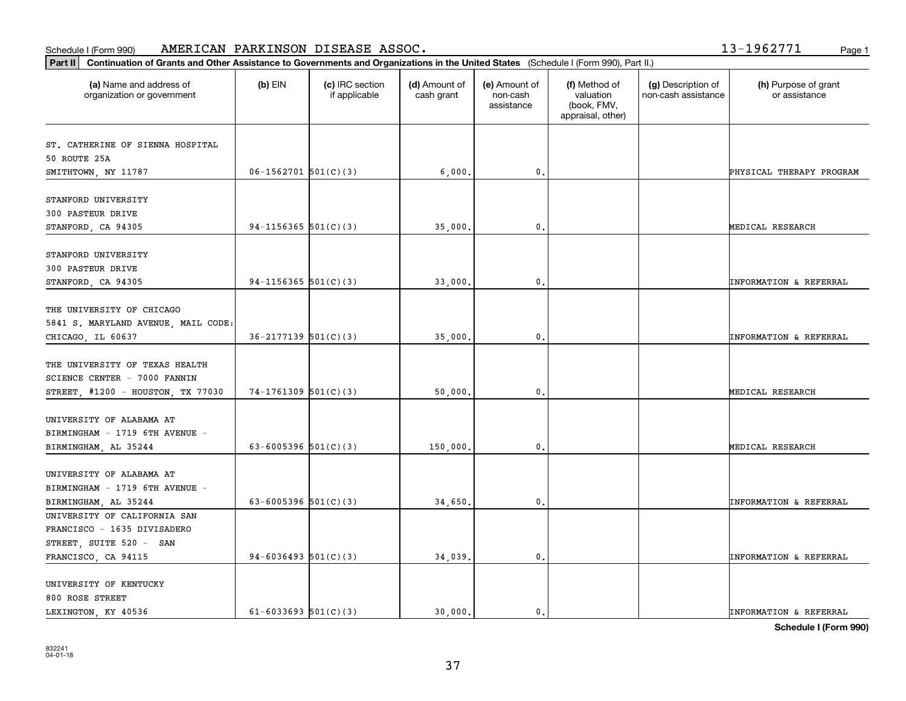Schedule I (Form 990) AMERICAN PARKINSON DISEASE ASSOC. 13-1962771

**Part II Continuation of Grants and Other Assistance to Governments and Organizations in the United States** (Schedule I (Form 990), Part II.)

| (a) Name and address of organization or government | (b) EIN | (c) IRC section if applicable | (d) Amount of cash grant | (e) Amount of non-cash assistance | (f) Method of valuation (book, FMV, appraisal, other) | (g) Description of non-cash assistance | (h) Purpose of grant or assistance |
|---|---|---|---|---|---|---|---|
| ST. CATHERINE OF SIENNA HOSPITAL 50 ROUTE 25A SMITHTOWN, NY 11787 | 06-1562701 | 501(C)(3) | 6,000. | 0. | | | PHYSICAL THERAPY PROGRAM |
| STANFORD UNIVERSITY 300 PASTEUR DRIVE STANFORD, CA 94305 | 94-1156365 | 501(C)(3) | 35,000. | 0. | | | MEDICAL RESEARCH |
| STANFORD UNIVERSITY 300 PASTEUR DRIVE STANFORD, CA 94305 | 94-1156365 | 501(C)(3) | 33,000. | 0. | | | INFORMATION & REFERRAL |
| THE UNIVERSITY OF CHICAGO 5841 S. MARYLAND AVENUE, MAIL CODE: CHICAGO, IL 60637 | 36-2177139 | 501(C)(3) | 35,000. | 0. | | | INFORMATION & REFERRAL |
| THE UNIVERSITY OF TEXAS HEALTH SCIENCE CENTER - 7000 FANNIN STREET, #1200 - HOUSTON, TX 77030 | 74-1761309 | 501(C)(3) | 50,000. | 0. | | | MEDICAL RESEARCH |
| UNIVERSITY OF ALABAMA AT BIRMINGHAM - 1719 6TH AVENUE - BIRMINGHAM, AL 35244 | 63-6005396 | 501(C)(3) | 150,000. | 0. | | | MEDICAL RESEARCH |
| UNIVERSITY OF ALABAMA AT BIRMINGHAM - 1719 6TH AVENUE - BIRMINGHAM, AL 35244 | 63-6005396 | 501(C)(3) | 34,650. | 0. | | | INFORMATION & REFERRAL |
| UNIVERSITY OF CALIFORNIA SAN FRANCISCO - 1635 DIVISADERO STREET, SUITE 520 - SAN FRANCISCO, CA 94115 | 94-6036493 | 501(C)(3) | 34,039. | 0. | | | INFORMATION & REFERRAL |
| UNIVERSITY OF KENTUCKY 800 ROSE STREET LEXINGTON, KY 40536 | 61-6033693 | 501(C)(3) | 30,000. | 0. | | | INFORMATION & REFERRAL |

**Schedule I (Form 990)**

832241 04-01-18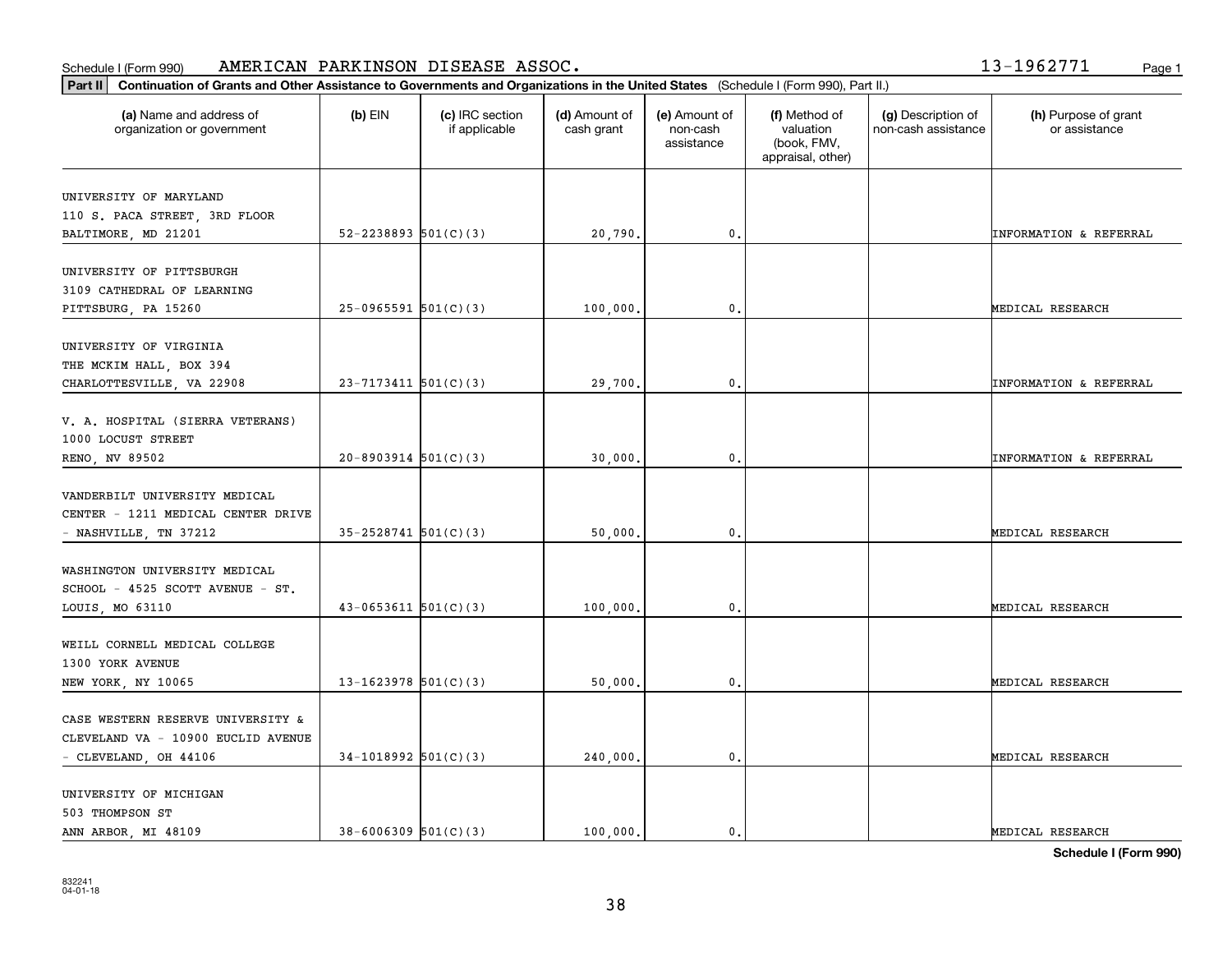Schedule I (Form 990) AMERICAN PARKINSON DISEASE ASSOC. 13-1962771

**Part II** **Continuation of Grants and Other Assistance to Governments and Organizations in the United States** (Schedule I (Form 990), Part II.)

| (a) Name and address of organization or government | (b) EIN | (c) IRC section if applicable | (d) Amount of cash grant | (e) Amount of non-cash assistance | (f) Method of valuation (book, FMV, appraisal, other) | (g) Description of non-cash assistance | (h) Purpose of grant or assistance |
|---|---|---|---|---|---|---|---|
| UNIVERSITY OF MARYLAND 110 S. PACA STREET, 3RD FLOOR BALTIMORE, MD 21201 | 52-2238893 | 501(C)(3) | 20,790. | 0. | | | INFORMATION & REFERRAL |
| UNIVERSITY OF PITTSBURGH 3109 CATHEDRAL OF LEARNING PITTSBURG, PA 15260 | 25-0965591 | 501(C)(3) | 100,000. | 0. | | | MEDICAL RESEARCH |
| UNIVERSITY OF VIRGINIA THE MCKIM HALL, BOX 394 CHARLOTTESVILLE, VA 22908 | 23-7173411 | 501(C)(3) | 29,700. | 0. | | | INFORMATION & REFERRAL |
| V. A. HOSPITAL (SIERRA VETERANS) 1000 LOCUST STREET RENO, NV 89502 | 20-8903914 | 501(C)(3) | 30,000. | 0. | | | INFORMATION & REFERRAL |
| VANDERBILT UNIVERSITY MEDICAL CENTER - 1211 MEDICAL CENTER DRIVE - NASHVILLE, TN 37212 | 35-2528741 | 501(C)(3) | 50,000. | 0. | | | MEDICAL RESEARCH |
| WASHINGTON UNIVERSITY MEDICAL SCHOOL - 4525 SCOTT AVENUE - ST. LOUIS, MO 63110 | 43-0653611 | 501(C)(3) | 100,000. | 0. | | | MEDICAL RESEARCH |
| WEILL CORNELL MEDICAL COLLEGE 1300 YORK AVENUE NEW YORK, NY 10065 | 13-1623978 | 501(C)(3) | 50,000. | 0. | | | MEDICAL RESEARCH |
| CASE WESTERN RESERVE UNIVERSITY & CLEVELAND VA - 10900 EUCLID AVENUE - CLEVELAND, OH 44106 | 34-1018992 | 501(C)(3) | 240,000. | 0. | | | MEDICAL RESEARCH |
| UNIVERSITY OF MICHIGAN 503 THOMPSON ST ANN ARBOR, MI 48109 | 38-6006309 | 501(C)(3) | 100,000. | 0. | | | MEDICAL RESEARCH |

832241 04-01-18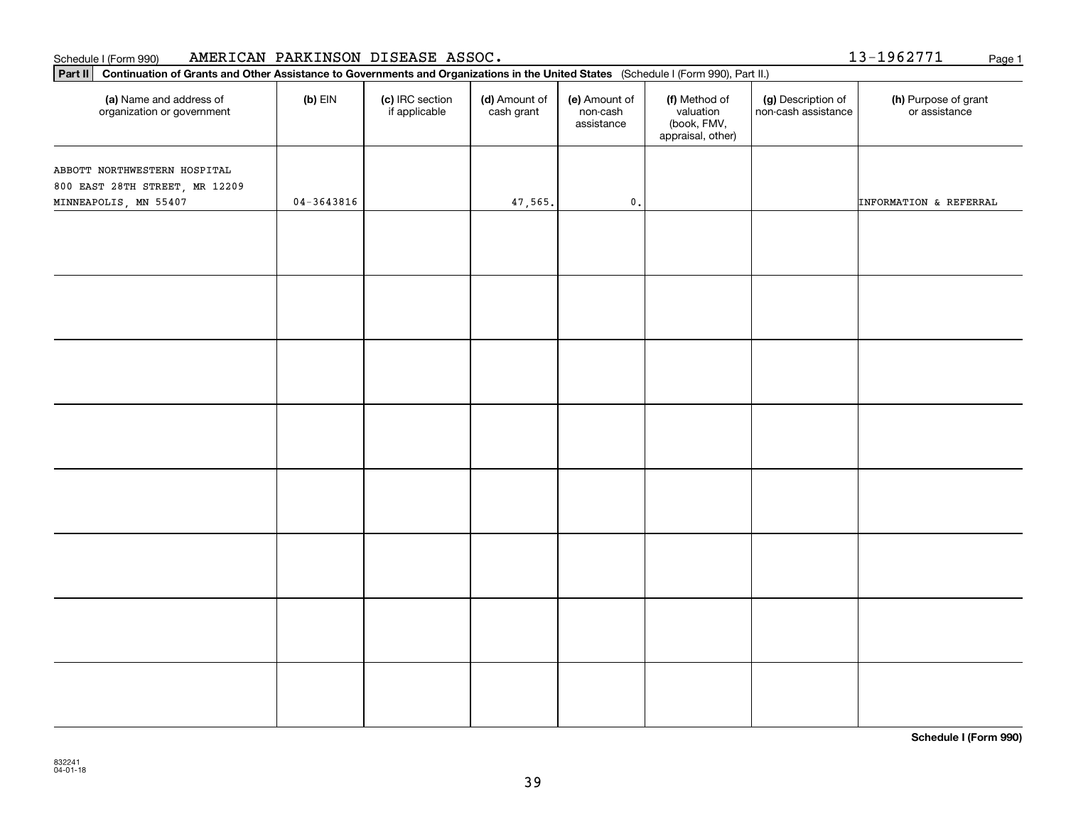Schedule I (Form 990) AMERICAN PARKINSON DISEASE ASSOC. 13-1962771

**Part II** **Continuation of Grants and Other Assistance to Governments and Organizations in the United States** (Schedule I (Form 990), Part II.)

| (a) Name and address of organization or government | (b) EIN | (c) IRC section if applicable | (d) Amount of cash grant | (e) Amount of non-cash assistance | (f) Method of valuation (book, FMV, appraisal, other) | (g) Description of non-cash assistance | (h) Purpose of grant or assistance |
|---|---|---|---|---|---|---|---|
| ABBOTT NORTHWESTERN HOSPITAL 800 EAST 28TH STREET, MR 12209 MINNEAPOLIS, MN 55407 | 04-3643816 | | 47,565. | 0. | | | INFORMATION & REFERRAL |
| | | | | | | | |
| | | | | | | | |
| | | | | | | | |
| | | | | | | | |
| | | | | | | | |
| | | | | | | | |
| | | | | | | | |
| | | | | | | | |

**Schedule I (Form 990)**

832241 04-01-18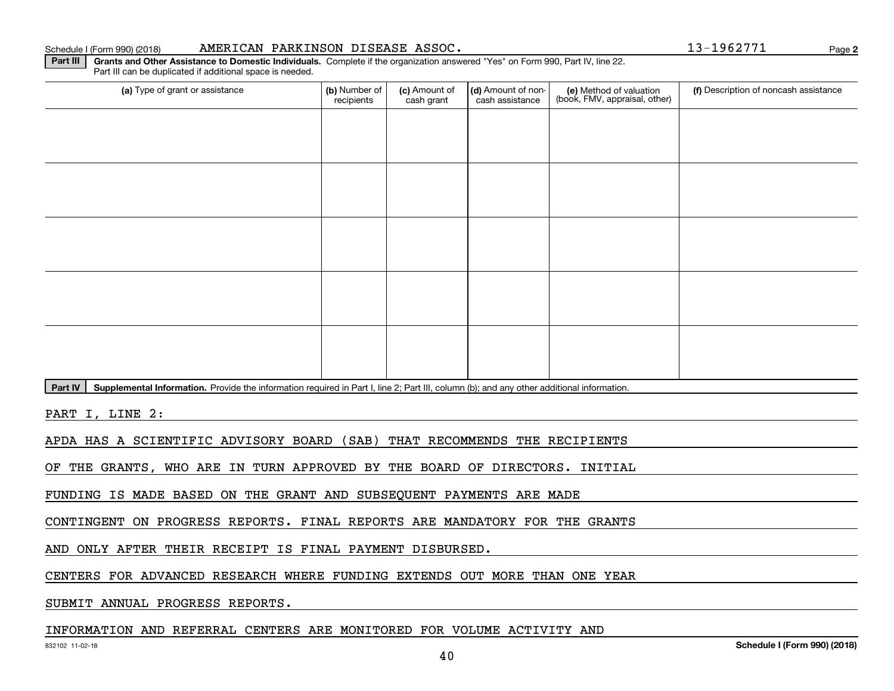Schedule I (Form 990) (2018) AMERICAN PARKINSON DISEASE ASSOC. 13-1962771 Page 2

**Part III** **Grants and Other Assistance to Domestic Individuals.** Complete if the organization answered "Yes" on Form 990, Part IV, line 22. Part III can be duplicated if additional space is needed.

| (a) Type of grant or assistance | (b) Number of recipients | (c) Amount of cash grant | (d) Amount of non-cash assistance | (e) Method of valuation (book, FMV, appraisal, other) | (f) Description of noncash assistance |
|---|---|---|---|---|---|
| | | | | | |
| | | | | | |
| | | | | | |
| | | | | | |
| | | | | | |

**Part IV** **Supplemental Information.** Provide the information required in Part I, line 2; Part III, column (b); and any other additional information.

PART I, LINE 2:

APDA HAS A SCIENTIFIC ADVISORY BOARD (SAB) THAT RECOMMENDS THE RECIPIENTS OF THE GRANTS, WHO ARE IN TURN APPROVED BY THE BOARD OF DIRECTORS. INITIAL FUNDING IS MADE BASED ON THE GRANT AND SUBSEQUENT PAYMENTS ARE MADE CONTINGENT ON PROGRESS REPORTS. FINAL REPORTS ARE MANDATORY FOR THE GRANTS AND ONLY AFTER THEIR RECEIPT IS FINAL PAYMENT DISBURSED.

CENTERS FOR ADVANCED RESEARCH WHERE FUNDING EXTENDS OUT MORE THAN ONE YEAR SUBMIT ANNUAL PROGRESS REPORTS.

INFORMATION AND REFERRAL CENTERS ARE MONITORED FOR VOLUME ACTIVITY AND

832102 11-02-18 **Schedule I (Form 990) (2018)**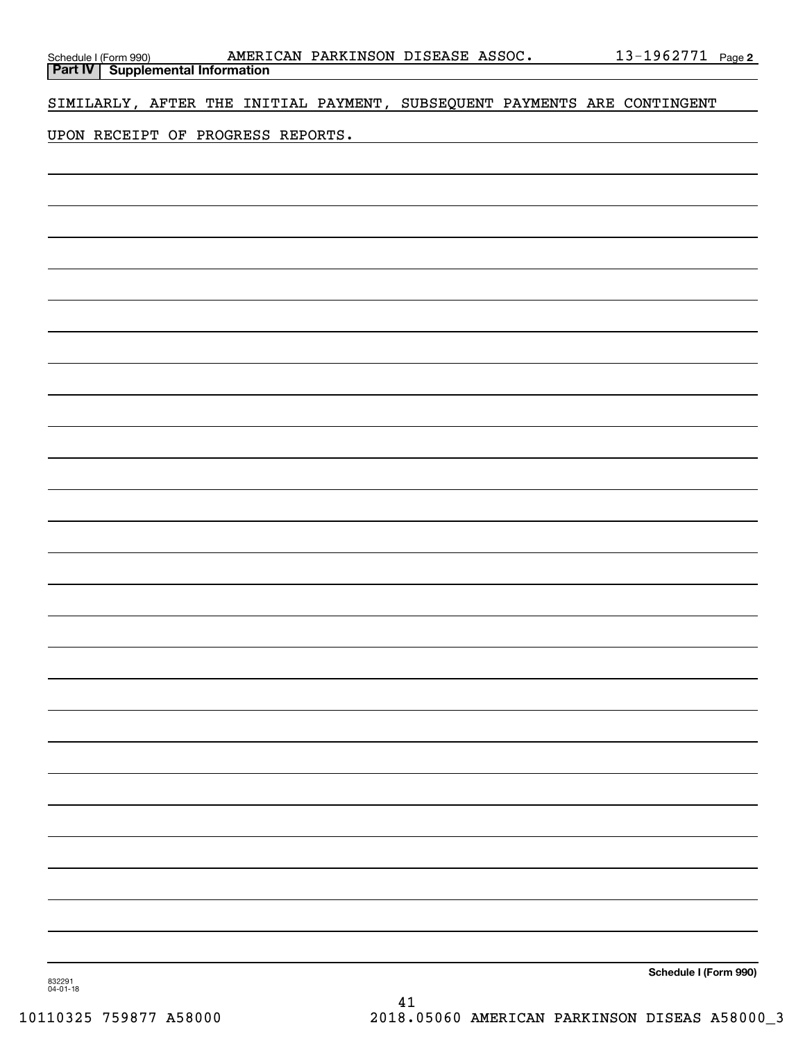Schedule I (Form 990) AMERICAN PARKINSON DISEASE ASSOC. 13-1962771 Page 2

**Part IV | Supplemental Information**

SIMILARLY, AFTER THE INITIAL PAYMENT, SUBSEQUENT PAYMENTS ARE CONTINGENT UPON RECEIPT OF PROGRESS REPORTS.

**Schedule I (Form 990)**

832291 04-01-18

10110325 759877 A58000 2018.05060 AMERICAN PARKINSON DISEAS A58000_3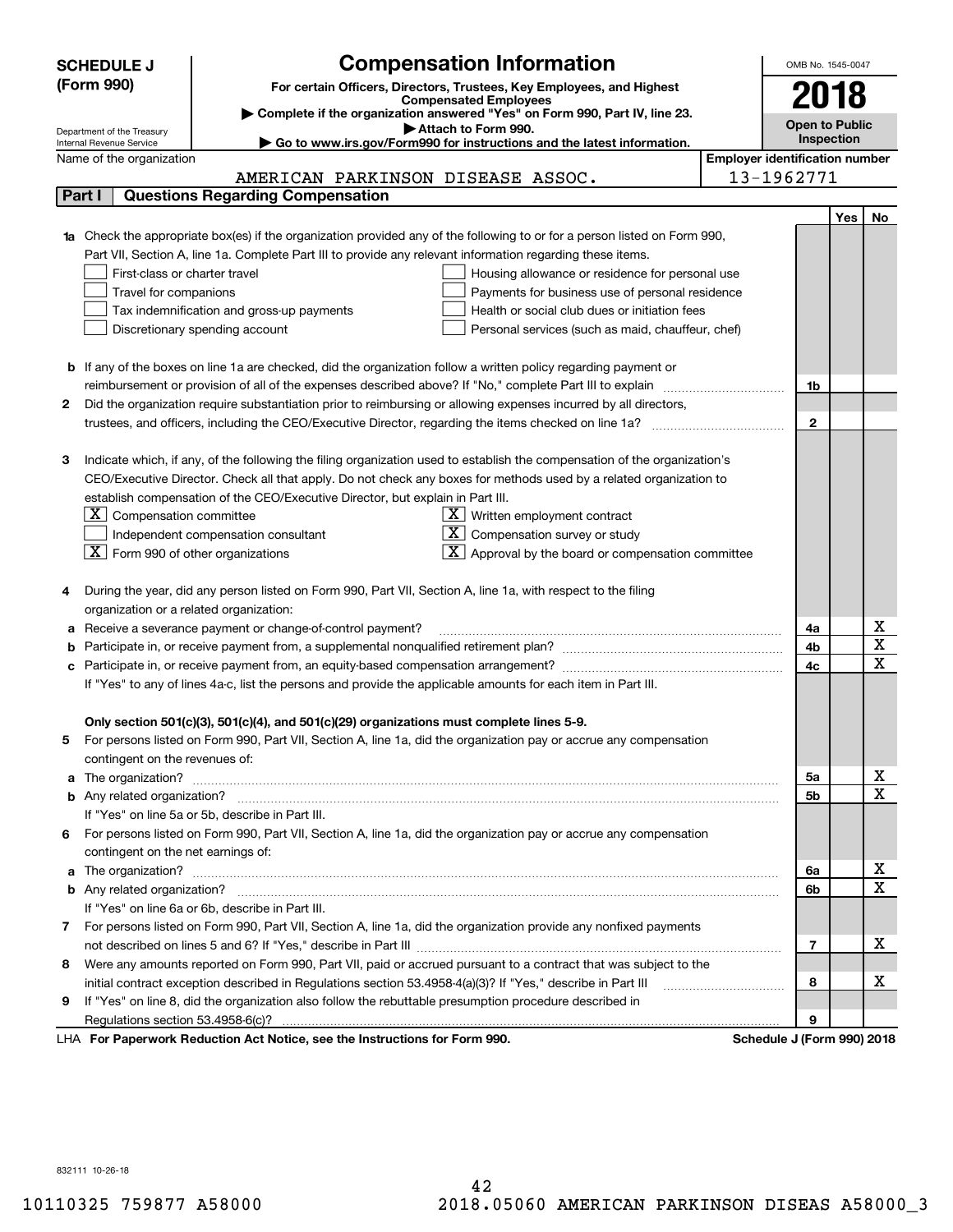# SCHEDULE J (Form 990)

## Compensation Information

**For certain Officers, Directors, Trustees, Key Employees, and Highest Compensated Employees**

▶ Complete if the organization answered "Yes" on Form 990, Part IV, line 23.

▶ Attach to Form 990.

▶ Go to www.irs.gov/Form990 for instructions and the latest information.

Department of the Treasury
Internal Revenue Service

OMB No. 1545-0047

**2018**

**Open to Public Inspection**

Name of the organization: AMERICAN PARKINSON DISEASE ASSOC.

Employer identification number: 13-1962771

## Part I Questions Regarding Compensation

| | | Line | Yes | No |
|---|---|---|---|---|
| **1a** | Check the appropriate box(es) if the organization provided any of the following to or for a person listed on Form 990, Part VII, Section A, line 1a. Complete Part III to provide any relevant information regarding these items.<br>☐ First-class or charter travel ☐ Housing allowance or residence for personal use<br>☐ Travel for companions ☐ Payments for business use of personal residence<br>☐ Tax indemnification and gross-up payments ☐ Health or social club dues or initiation fees<br>☐ Discretionary spending account ☐ Personal services (such as maid, chauffeur, chef) | | | |
| **b** | If any of the boxes on line 1a are checked, did the organization follow a written policy regarding payment or reimbursement or provision of all of the expenses described above? If "No," complete Part III to explain | 1b | | |
| **2** | Did the organization require substantiation prior to reimbursing or allowing expenses incurred by all directors, trustees, and officers, including the CEO/Executive Director, regarding the items checked on line 1a? | 2 | | |
| **3** | Indicate which, if any, of the following the filing organization used to establish the compensation of the organization's CEO/Executive Director. Check all that apply. Do not check any boxes for methods used by a related organization to establish compensation of the CEO/Executive Director, but explain in Part III.<br>☒ Compensation committee ☒ Written employment contract<br>☐ Independent compensation consultant ☒ Compensation survey or study<br>☒ Form 990 of other organizations ☒ Approval by the board or compensation committee | | | |
| **4** | During the year, did any person listed on Form 990, Part VII, Section A, line 1a, with respect to the filing organization or a related organization: | | | |
| **a** | Receive a severance payment or change-of-control payment? | 4a | | X |
| **b** | Participate in, or receive payment from, a supplemental nonqualified retirement plan? | 4b | | X |
| **c** | Participate in, or receive payment from, an equity-based compensation arrangement? | 4c | | X |
| | If "Yes" to any of lines 4a-c, list the persons and provide the applicable amounts for each item in Part III. | | | |
| | **Only section 501(c)(3), 501(c)(4), and 501(c)(29) organizations must complete lines 5-9.** | | | |
| **5** | For persons listed on Form 990, Part VII, Section A, line 1a, did the organization pay or accrue any compensation contingent on the revenues of: | | | |
| **a** | The organization? | 5a | | X |
| **b** | Any related organization? | 5b | | X |
| | If "Yes" on line 5a or 5b, describe in Part III. | | | |
| **6** | For persons listed on Form 990, Part VII, Section A, line 1a, did the organization pay or accrue any compensation contingent on the net earnings of: | | | |
| **a** | The organization? | 6a | | X |
| **b** | Any related organization? | 6b | | X |
| | If "Yes" on line 6a or 6b, describe in Part III. | | | |
| **7** | For persons listed on Form 990, Part VII, Section A, line 1a, did the organization provide any nonfixed payments not described on lines 5 and 6? If "Yes," describe in Part III | 7 | | X |
| **8** | Were any amounts reported on Form 990, Part VII, paid or accrued pursuant to a contract that was subject to the initial contract exception described in Regulations section 53.4958-4(a)(3)? If "Yes," describe in Part III | 8 | | X |
| **9** | If "Yes" on line 8, did the organization also follow the rebuttable presumption procedure described in Regulations section 53.4958-6(c)? | 9 | | |

LHA **For Paperwork Reduction Act Notice, see the Instructions for Form 990.** **Schedule J (Form 990) 2018**

832111 10-26-18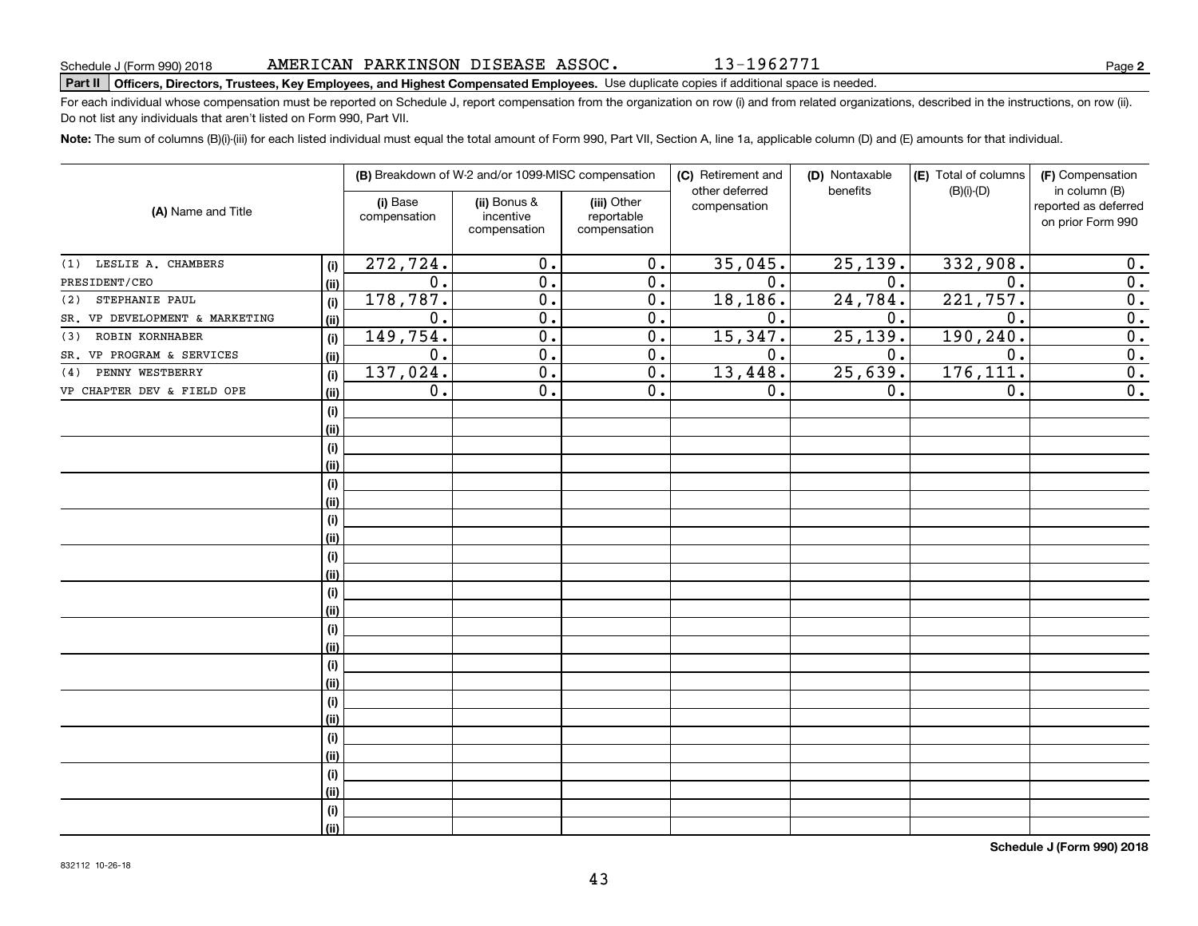Schedule J (Form 990) 2018 AMERICAN PARKINSON DISEASE ASSOC. 13-1962771

**Part II** **Officers, Directors, Trustees, Key Employees, and Highest Compensated Employees.** Use duplicate copies if additional space is needed.

For each individual whose compensation must be reported on Schedule J, report compensation from the organization on row (i) and from related organizations, described in the instructions, on row (ii). Do not list any individuals that aren't listed on Form 990, Part VII.

**Note:** The sum of columns (B)(i)-(iii) for each listed individual must equal the total amount of Form 990, Part VII, Section A, line 1a, applicable column (D) and (E) amounts for that individual.

| (A) Name and Title | | (B) Breakdown of W-2 and/or 1099-MISC compensation | | | (C) Retirement and other deferred compensation | (D) Nontaxable benefits | (E) Total of columns (B)(i)-(D) | (F) Compensation in column (B) reported as deferred on prior Form 990 |
|---|---|---|---|---|---|---|---|---|
| | | (i) Base compensation | (ii) Bonus & incentive compensation | (iii) Other reportable compensation | | | | |
| (1) LESLIE A. CHAMBERS | (i) | 272,724. | 0. | 0. | 35,045. | 25,139. | 332,908. | 0. |
| PRESIDENT/CEO | (ii) | 0. | 0. | 0. | 0. | 0. | 0. | 0. |
| (2) STEPHANIE PAUL | (i) | 178,787. | 0. | 0. | 18,186. | 24,784. | 221,757. | 0. |
| SR. VP DEVELOPMENT & MARKETING | (ii) | 0. | 0. | 0. | 0. | 0. | 0. | 0. |
| (3) ROBIN KORNHABER | (i) | 149,754. | 0. | 0. | 15,347. | 25,139. | 190,240. | 0. |
| SR. VP PROGRAM & SERVICES | (ii) | 0. | 0. | 0. | 0. | 0. | 0. | 0. |
| (4) PENNY WESTBERRY | (i) | 137,024. | 0. | 0. | 13,448. | 25,639. | 176,111. | 0. |
| VP CHAPTER DEV & FIELD OPE | (ii) | 0. | 0. | 0. | 0. | 0. | 0. | 0. |

Schedule J (Form 990) 2018

832112 10-26-18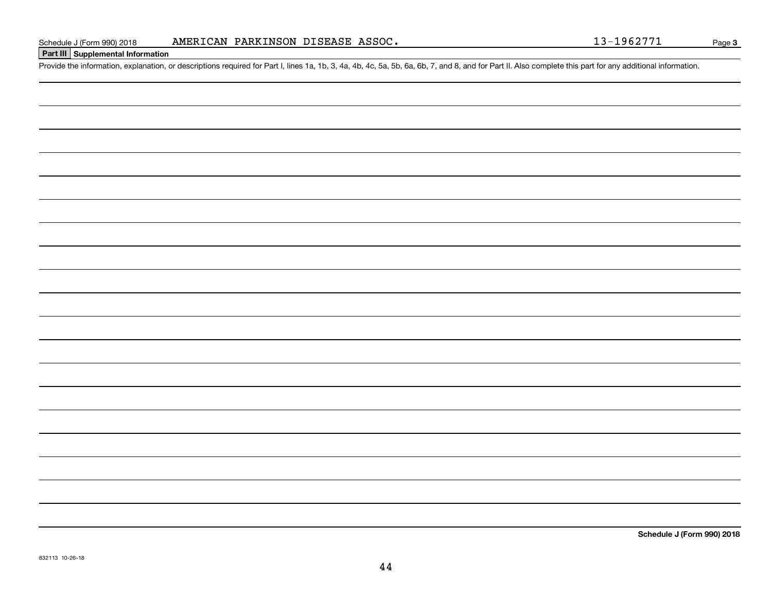## Part III Supplemental Information

Provide the information, explanation, or descriptions required for Part I, lines 1a, 1b, 3, 4a, 4b, 4c, 5a, 5b, 6a, 6b, 7, and 8, and for Part II. Also complete this part for any additional information.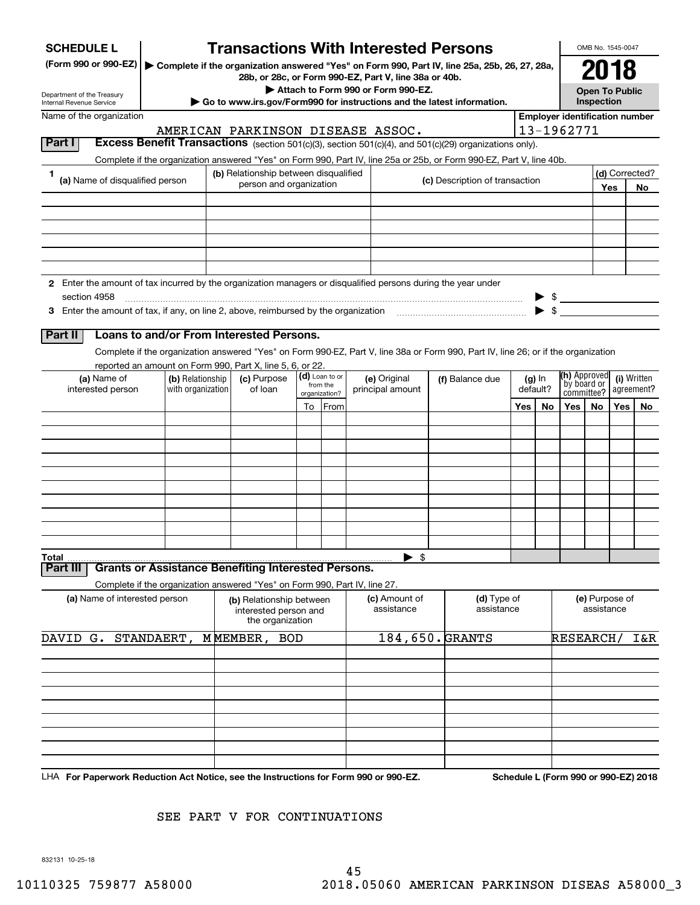**SCHEDULE L**
**(Form 990 or 990-EZ)**

Department of the Treasury
Internal Revenue Service

# Transactions With Interested Persons

▶ **Complete if the organization answered "Yes" on Form 990, Part IV, line 25a, 25b, 26, 27, 28a, 28b, or 28c, or Form 990-EZ, Part V, line 38a or 40b.**
▶ **Attach to Form 990 or Form 990-EZ.**
▶ **Go to www.irs.gov/Form990 for instructions and the latest information.**

OMB No. 1545-0047

**2018**

**Open To Public Inspection**

Name of the organization: AMERICAN PARKINSON DISEASE ASSOC.

**Employer identification number:** 13-1962771

## Part I Excess Benefit Transactions (section 501(c)(3), section 501(c)(4), and 501(c)(29) organizations only).

Complete if the organization answered "Yes" on Form 990, Part IV, line 25a or 25b, or Form 990-EZ, Part V, line 40b.

| 1 (a) Name of disqualified person | (b) Relationship between disqualified person and organization | (c) Description of transaction | (d) Corrected? Yes | No |
|---|---|---|---|---|
| | | | | |
| | | | | |
| | | | | |
| | | | | |
| | | | | |
| | | | | |

**2** Enter the amount of tax incurred by the organization managers or disqualified persons during the year under section 4958 ▶ $

**3** Enter the amount of tax, if any, on line 2, above, reimbursed by the organization ▶ $

## Part II Loans to and/or From Interested Persons.

Complete if the organization answered "Yes" on Form 990-EZ, Part V, line 38a or Form 990, Part IV, line 26; or if the organization reported an amount on Form 990, Part X, line 5, 6, or 22.

| (a) Name of interested person | (b) Relationship with organization | (c) Purpose of loan | (d) Loan to or from the organization? To | From | (e) Original principal amount | (f) Balance due | (g) In default? Yes | No | (h) Approved by board or committee? Yes | No | (i) Written agreement? Yes | No |
|---|---|---|---|---|---|---|---|---|---|---|---|---|
| | | | | | | | | | | | | |
| | | | | | | | | | | | | |
| | | | | | | | | | | | | |
| | | | | | | | | | | | | |
| | | | | | | | | | | | | |
| | | | | | | | | | | | | |
| | | | | | | | | | | | | |
| | | | | | | | | | | | | |
| | | | | | | | | | | | | |
| | | | | | | | | | | | | |
| **Total** | | | | | ▶ $ | | | | | | | |

## Part III Grants or Assistance Benefiting Interested Persons.

Complete if the organization answered "Yes" on Form 990, Part IV, line 27.

| (a) Name of interested person | (b) Relationship between interested person and the organization | (c) Amount of assistance | (d) Type of assistance | (e) Purpose of assistance |
|---|---|---|---|---|
| DAVID G. STANDAERT, M | MEMBER, BOD | 184,650. | GRANTS | RESEARCH/ I&R |
| | | | | |
| | | | | |
| | | | | |
| | | | | |
| | | | | |
| | | | | |
| | | | | |
| | | | | |

LHA **For Paperwork Reduction Act Notice, see the Instructions for Form 990 or 990-EZ.** **Schedule L (Form 990 or 990-EZ) 2018**

SEE PART V FOR CONTINUATIONS

832131 10-25-18

10110325 759877 A58000 2018.05060 AMERICAN PARKINSON DISEAS A58000_3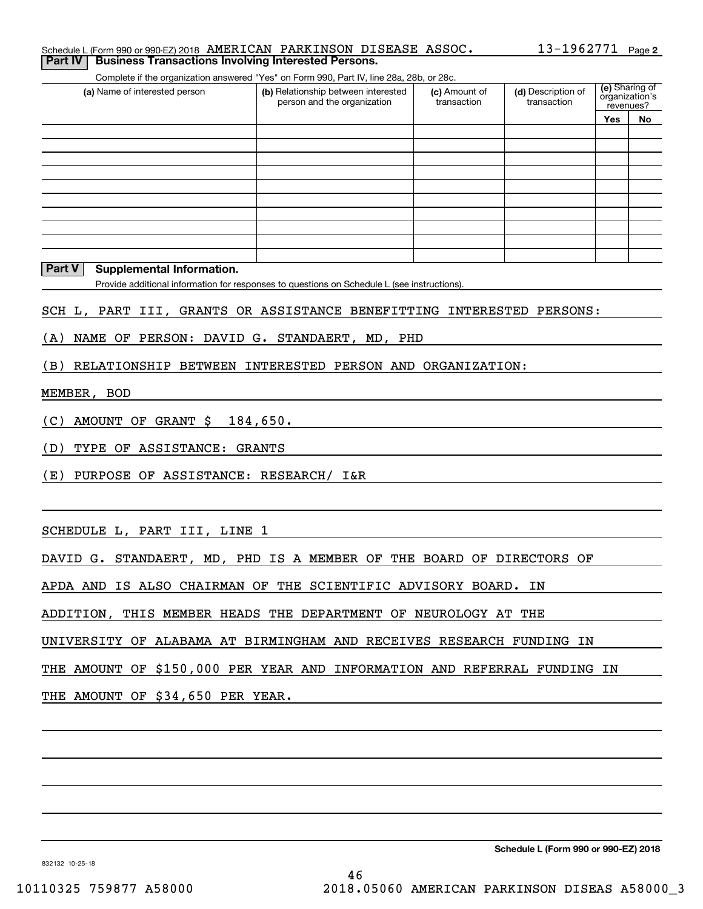Schedule L (Form 990 or 990-EZ) 2018 AMERICAN PARKINSON DISEASE ASSOC. 13-1962771 Page 2

## Part IV Business Transactions Involving Interested Persons.

Complete if the organization answered "Yes" on Form 990, Part IV, line 28a, 28b, or 28c.

| (a) Name of interested person | (b) Relationship between interested person and the organization | (c) Amount of transaction | (d) Description of transaction | (e) Sharing of organization's revenues? | |
|---|---|---|---|---|---|
| | | | | Yes | No |
| | | | | | |
| | | | | | |
| | | | | | |
| | | | | | |
| | | | | | |
| | | | | | |
| | | | | | |
| | | | | | |
| | | | | | |
| | | | | | |

## Part V Supplemental Information.

Provide additional information for responses to questions on Schedule L (see instructions).

SCH L, PART III, GRANTS OR ASSISTANCE BENEFITTING INTERESTED PERSONS:

(A) NAME OF PERSON: DAVID G. STANDAERT, MD, PHD

(B) RELATIONSHIP BETWEEN INTERESTED PERSON AND ORGANIZATION:

MEMBER, BOD

(C) AMOUNT OF GRANT $ 184,650.

(D) TYPE OF ASSISTANCE: GRANTS

(E) PURPOSE OF ASSISTANCE: RESEARCH/ I&R

SCHEDULE L, PART III, LINE 1

DAVID G. STANDAERT, MD, PHD IS A MEMBER OF THE BOARD OF DIRECTORS OF APDA AND IS ALSO CHAIRMAN OF THE SCIENTIFIC ADVISORY BOARD. IN ADDITION, THIS MEMBER HEADS THE DEPARTMENT OF NEUROLOGY AT THE UNIVERSITY OF ALABAMA AT BIRMINGHAM AND RECEIVES RESEARCH FUNDING IN THE AMOUNT OF $150,000 PER YEAR AND INFORMATION AND REFERRAL FUNDING IN THE AMOUNT OF $34,650 PER YEAR.

Schedule L (Form 990 or 990-EZ) 2018

832132 10-25-18

10110325 759877 A58000 2018.05060 AMERICAN PARKINSON DISEAS A58000_3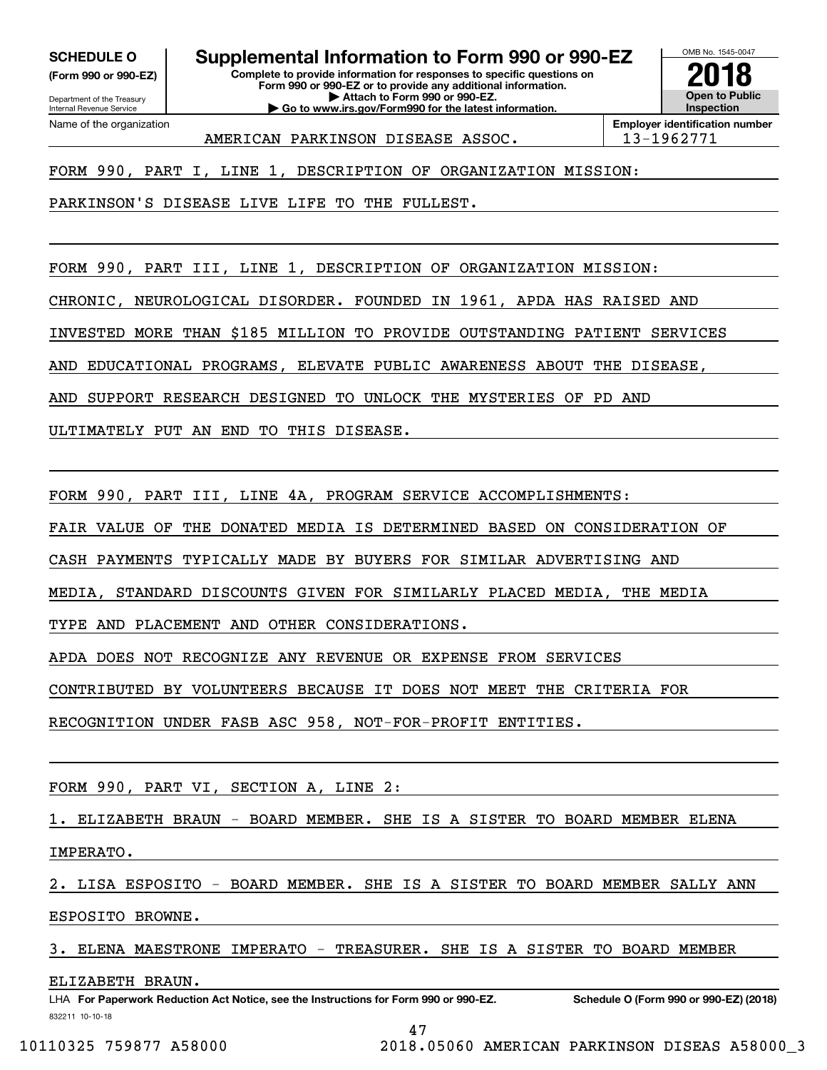**SCHEDULE O** (Form 990 or 990-EZ)

Department of the Treasury
Internal Revenue Service

# Supplemental Information to Form 990 or 990-EZ

**Complete to provide information for responses to specific questions on Form 990 or 990-EZ or to provide any additional information.**
**▶ Attach to Form 990 or 990-EZ.**
**▶ Go to www.irs.gov/Form990 for the latest information.**

OMB No. 1545-0047

**2018**

**Open to Public Inspection**

Name of the organization: AMERICAN PARKINSON DISEASE ASSOC.

**Employer identification number:** 13-1962771

FORM 990, PART I, LINE 1, DESCRIPTION OF ORGANIZATION MISSION:

PARKINSON'S DISEASE LIVE LIFE TO THE FULLEST.

FORM 990, PART III, LINE 1, DESCRIPTION OF ORGANIZATION MISSION:

CHRONIC, NEUROLOGICAL DISORDER. FOUNDED IN 1961, APDA HAS RAISED AND INVESTED MORE THAN $185 MILLION TO PROVIDE OUTSTANDING PATIENT SERVICES AND EDUCATIONAL PROGRAMS, ELEVATE PUBLIC AWARENESS ABOUT THE DISEASE, AND SUPPORT RESEARCH DESIGNED TO UNLOCK THE MYSTERIES OF PD AND ULTIMATELY PUT AN END TO THIS DISEASE.

FORM 990, PART III, LINE 4A, PROGRAM SERVICE ACCOMPLISHMENTS:

FAIR VALUE OF THE DONATED MEDIA IS DETERMINED BASED ON CONSIDERATION OF CASH PAYMENTS TYPICALLY MADE BY BUYERS FOR SIMILAR ADVERTISING AND MEDIA, STANDARD DISCOUNTS GIVEN FOR SIMILARLY PLACED MEDIA, THE MEDIA TYPE AND PLACEMENT AND OTHER CONSIDERATIONS.

APDA DOES NOT RECOGNIZE ANY REVENUE OR EXPENSE FROM SERVICES CONTRIBUTED BY VOLUNTEERS BECAUSE IT DOES NOT MEET THE CRITERIA FOR RECOGNITION UNDER FASB ASC 958, NOT-FOR-PROFIT ENTITIES.

FORM 990, PART VI, SECTION A, LINE 2:

1. ELIZABETH BRAUN - BOARD MEMBER. SHE IS A SISTER TO BOARD MEMBER ELENA IMPERATO.

2. LISA ESPOSITO - BOARD MEMBER. SHE IS A SISTER TO BOARD MEMBER SALLY ANN ESPOSITO BROWNE.

3. ELENA MAESTRONE IMPERATO - TREASURER. SHE IS A SISTER TO BOARD MEMBER ELIZABETH BRAUN.

LHA **For Paperwork Reduction Act Notice, see the Instructions for Form 990 or 990-EZ.** **Schedule O (Form 990 or 990-EZ) (2018)**

832211 10-10-18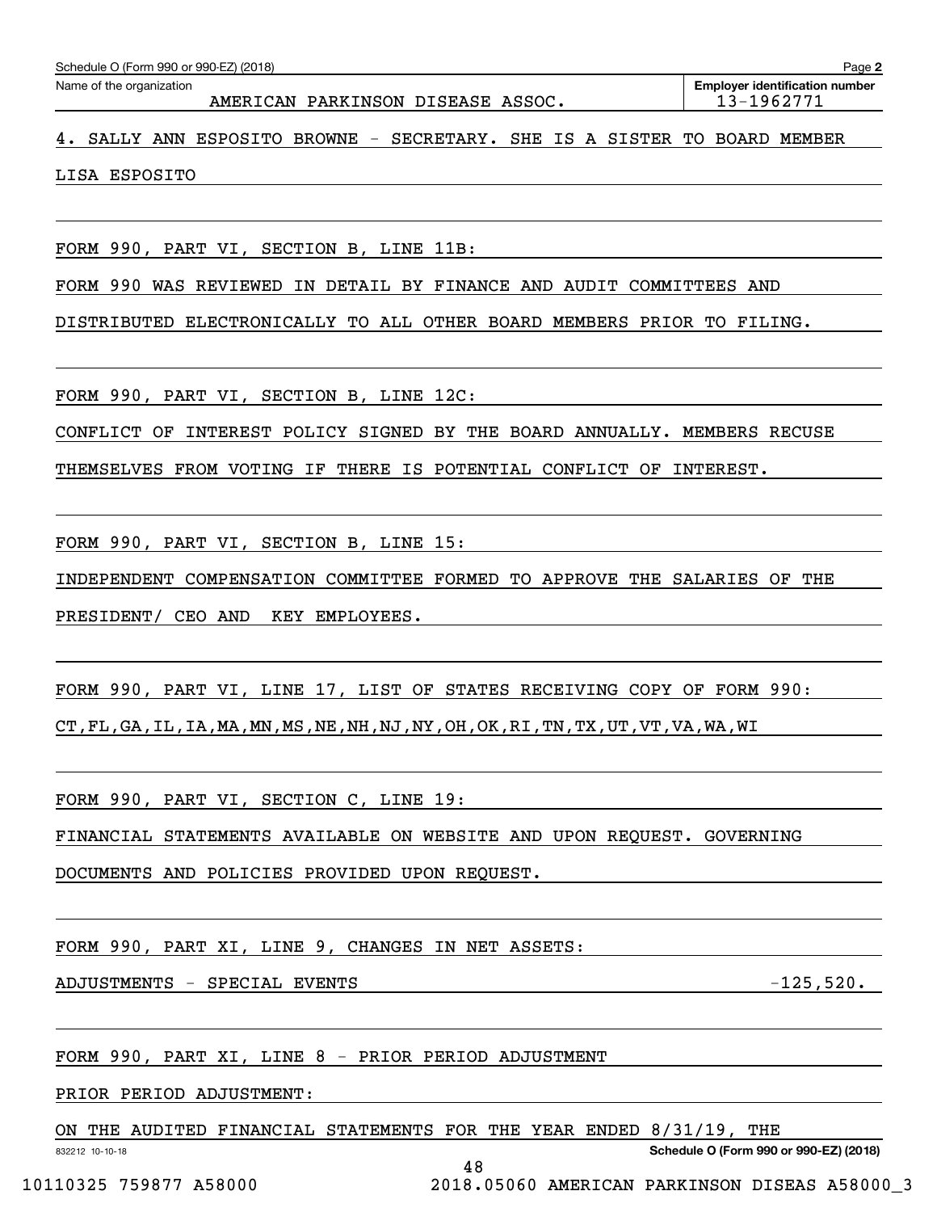Schedule O (Form 990 or 990-EZ) (2018)

Name of the organization: AMERICAN PARKINSON DISEASE ASSOC.

Employer identification number: 13-1962771

4. SALLY ANN ESPOSITO BROWNE - SECRETARY. SHE IS A SISTER TO BOARD MEMBER LISA ESPOSITO

FORM 990, PART VI, SECTION B, LINE 11B:

FORM 990 WAS REVIEWED IN DETAIL BY FINANCE AND AUDIT COMMITTEES AND DISTRIBUTED ELECTRONICALLY TO ALL OTHER BOARD MEMBERS PRIOR TO FILING.

FORM 990, PART VI, SECTION B, LINE 12C:

CONFLICT OF INTEREST POLICY SIGNED BY THE BOARD ANNUALLY. MEMBERS RECUSE THEMSELVES FROM VOTING IF THERE IS POTENTIAL CONFLICT OF INTEREST.

FORM 990, PART VI, SECTION B, LINE 15:

INDEPENDENT COMPENSATION COMMITTEE FORMED TO APPROVE THE SALARIES OF THE PRESIDENT/ CEO AND KEY EMPLOYEES.

FORM 990, PART VI, LINE 17, LIST OF STATES RECEIVING COPY OF FORM 990:

CT,FL,GA,IL,IA,MA,MN,MS,NE,NH,NJ,NY,OH,OK,RI,TN,TX,UT,VT,VA,WA,WI

FORM 990, PART VI, SECTION C, LINE 19:

FINANCIAL STATEMENTS AVAILABLE ON WEBSITE AND UPON REQUEST. GOVERNING DOCUMENTS AND POLICIES PROVIDED UPON REQUEST.

FORM 990, PART XI, LINE 9, CHANGES IN NET ASSETS:

| | |
|---|---|
| ADJUSTMENTS - SPECIAL EVENTS | -125,520. |

FORM 990, PART XI, LINE 8 - PRIOR PERIOD ADJUSTMENT

PRIOR PERIOD ADJUSTMENT:

ON THE AUDITED FINANCIAL STATEMENTS FOR THE YEAR ENDED 8/31/19, THE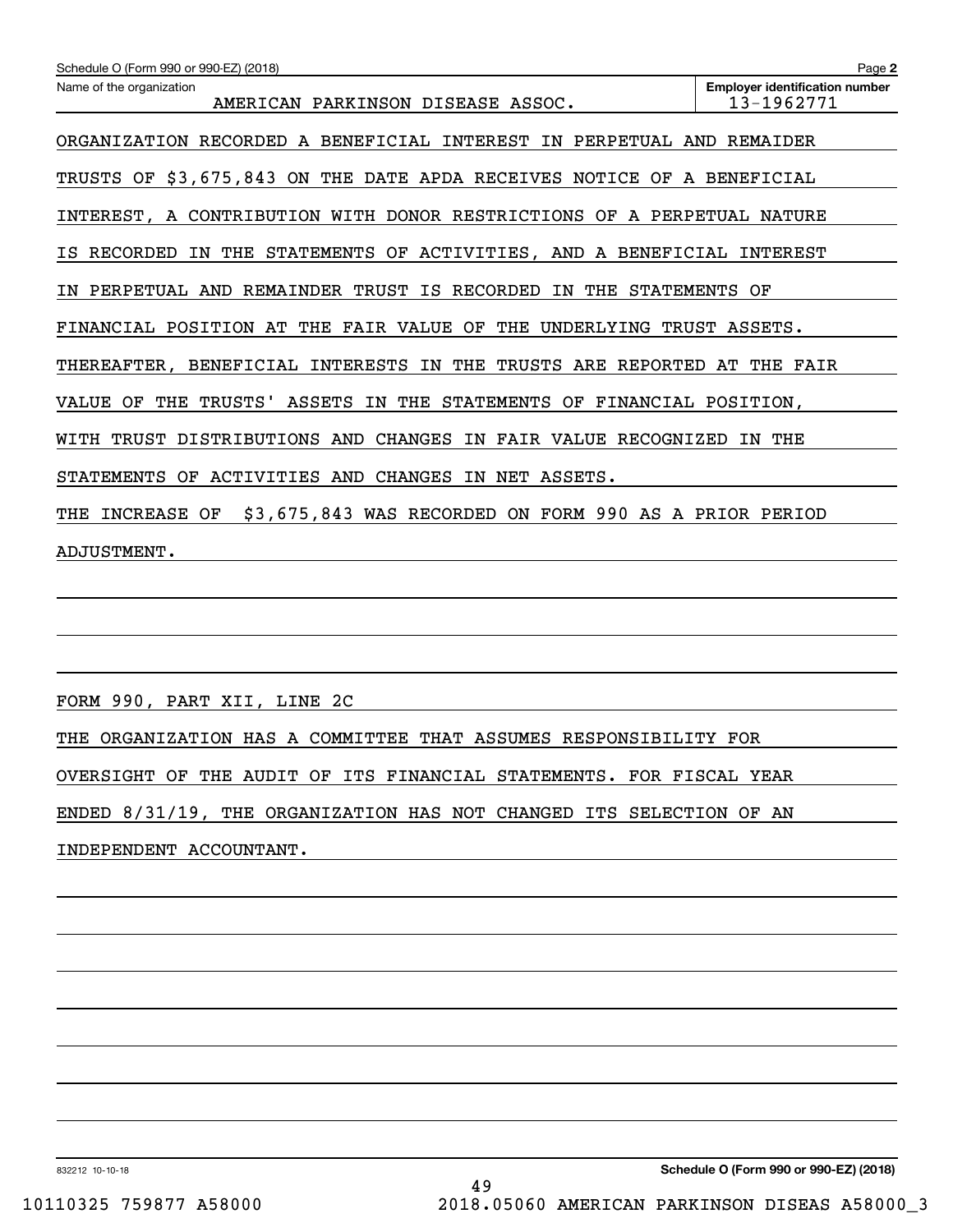Schedule O (Form 990 or 990-EZ) (2018) Page **2**

Name of the organization: AMERICAN PARKINSON DISEASE ASSOC.

**Employer identification number** 13-1962771

ORGANIZATION RECORDED A BENEFICIAL INTEREST IN PERPETUAL AND REMAIDER TRUSTS OF $3,675,843 ON THE DATE APDA RECEIVES NOTICE OF A BENEFICIAL INTEREST, A CONTRIBUTION WITH DONOR RESTRICTIONS OF A PERPETUAL NATURE IS RECORDED IN THE STATEMENTS OF ACTIVITIES, AND A BENEFICIAL INTEREST IN PERPETUAL AND REMAINDER TRUST IS RECORDED IN THE STATEMENTS OF FINANCIAL POSITION AT THE FAIR VALUE OF THE UNDERLYING TRUST ASSETS. THEREAFTER, BENEFICIAL INTERESTS IN THE TRUSTS ARE REPORTED AT THE FAIR VALUE OF THE TRUSTS' ASSETS IN THE STATEMENTS OF FINANCIAL POSITION, WITH TRUST DISTRIBUTIONS AND CHANGES IN FAIR VALUE RECOGNIZED IN THE STATEMENTS OF ACTIVITIES AND CHANGES IN NET ASSETS.

THE INCREASE OF $3,675,843 WAS RECORDED ON FORM 990 AS A PRIOR PERIOD ADJUSTMENT.

FORM 990, PART XII, LINE 2C

THE ORGANIZATION HAS A COMMITTEE THAT ASSUMES RESPONSIBILITY FOR OVERSIGHT OF THE AUDIT OF ITS FINANCIAL STATEMENTS. FOR FISCAL YEAR ENDED 8/31/19, THE ORGANIZATION HAS NOT CHANGED ITS SELECTION OF AN INDEPENDENT ACCOUNTANT.

832212 10-10-18

**Schedule O (Form 990 or 990-EZ) (2018)**

10110325 759877 A58000 2018.05060 AMERICAN PARKINSON DISEAS A58000_3